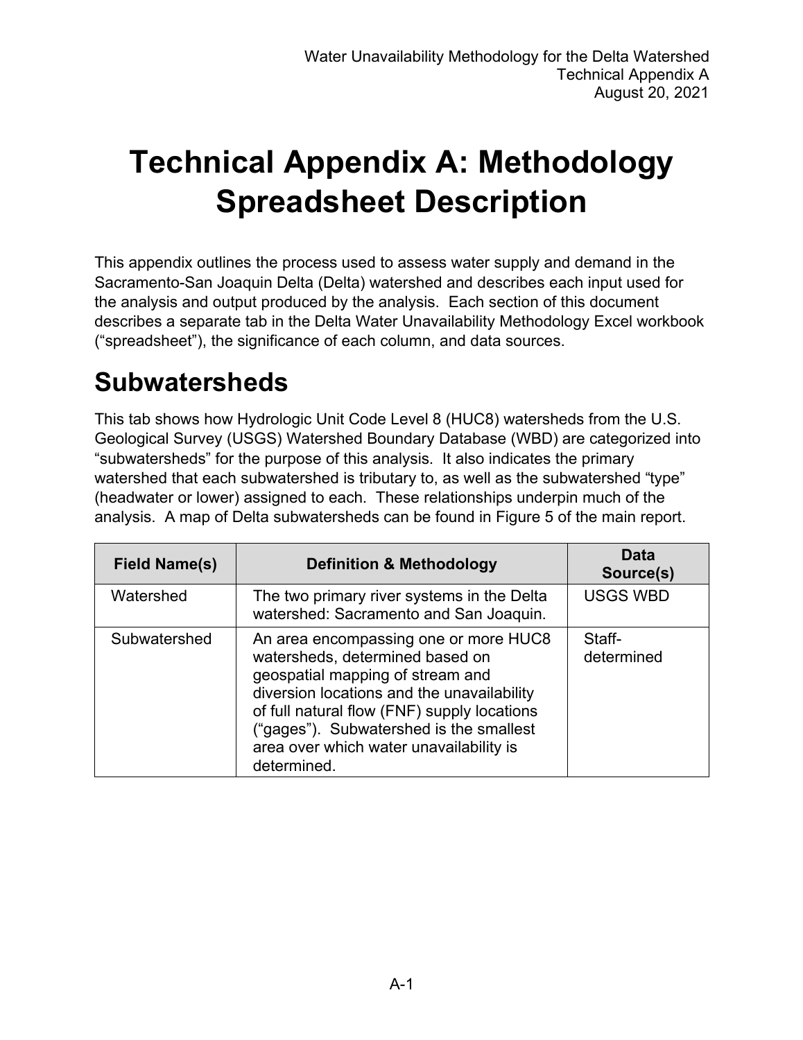# Technical Appendix A: Methodology Spreadsheet Description

This appendix outlines the process used to assess water supply and demand in the Sacramento-San Joaquin Delta (Delta) watershed and describes each input used for the analysis and output produced by the analysis. Each section of this document describes a separate tab in the Delta Water Unavailability Methodology Excel workbook ("spreadsheet"), the significance of each column, and data sources.

## Subwatersheds

This tab shows how Hydrologic Unit Code Level 8 (HUC8) watersheds from the U.S. Geological Survey (USGS) Watershed Boundary Database (WBD) are categorized into "subwatersheds" for the purpose of this analysis. It also indicates the primary watershed that each subwatershed is tributary to, as well as the subwatershed "type" (headwater or lower) assigned to each. These relationships underpin much of the analysis. A map of Delta subwatersheds can be found in Figure 5 of the main report.

| Field Name(s) | Definition & Methodology | Data Source(s) |
| --- | --- | --- |
| Watershed | The two primary river systems in the Delta watershed: Sacramento and San Joaquin. | USGS WBD |
| Subwatershed | An area encompassing one or more HUC8 watersheds, determined based on geospatial mapping of stream and diversion locations and the unavailability of full natural flow (FNF) supply locations ("gages"). Subwatershed is the smallest area over which water unavailability is determined. | Staff-determined |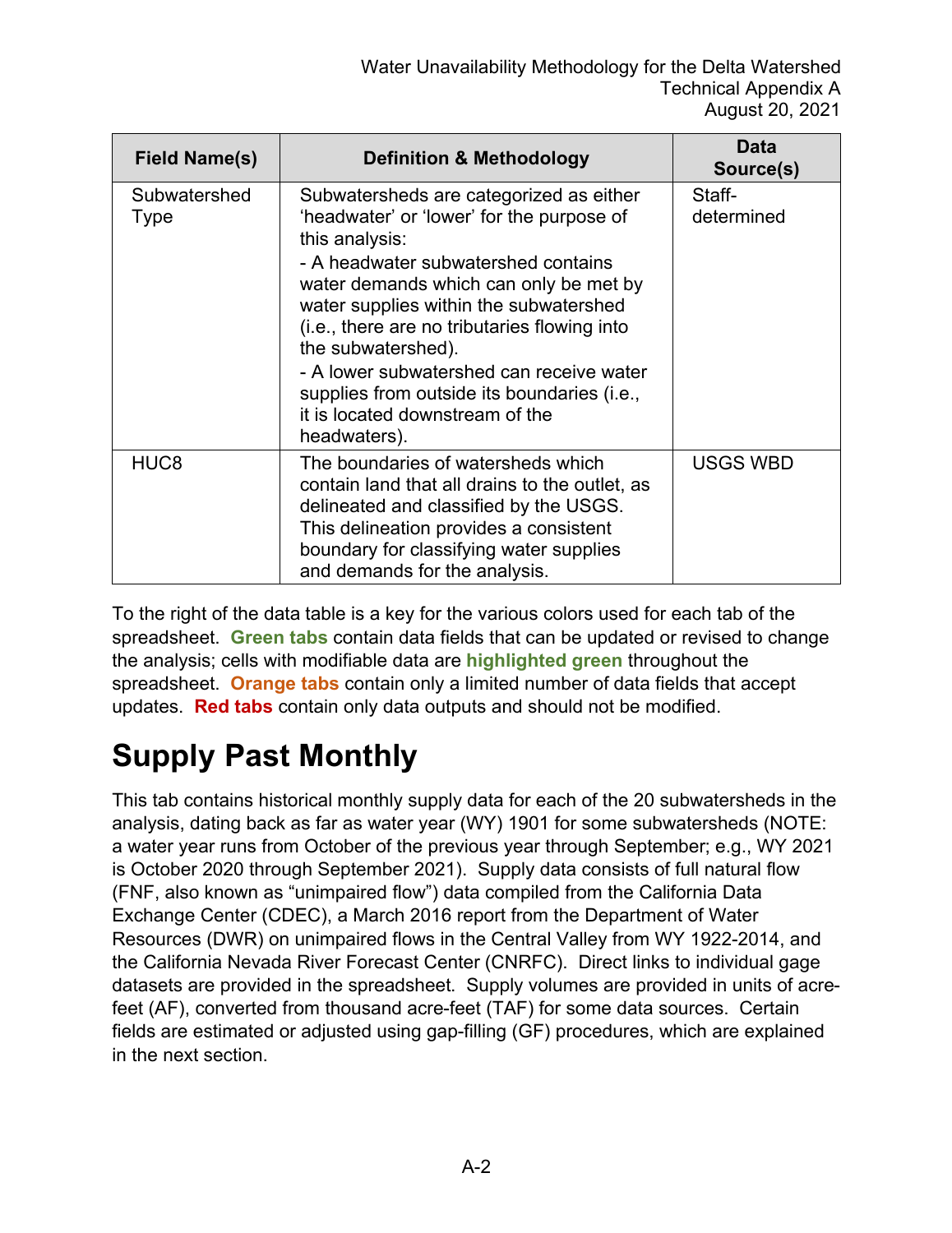| Field Name(s) | Definition & Methodology | Data Source(s) |
|---|---|---|
| Subwatershed Type | Subwatersheds are categorized as either 'headwater' or 'lower' for the purpose of this analysis:<br>- A headwater subwatershed contains water demands which can only be met by water supplies within the subwatershed (i.e., there are no tributaries flowing into the subwatershed).<br>- A lower subwatershed can receive water supplies from outside its boundaries (i.e., it is located downstream of the headwaters). | Staff-determined |
| HUC8 | The boundaries of watersheds which contain land that all drains to the outlet, as delineated and classified by the USGS. This delineation provides a consistent boundary for classifying water supplies and demands for the analysis. | USGS WBD |

To the right of the data table is a key for the various colors used for each tab of the spreadsheet. **Green tabs** contain data fields that can be updated or revised to change the analysis; cells with modifiable data are **highlighted green** throughout the spreadsheet. **Orange tabs** contain only a limited number of data fields that accept updates. **Red tabs** contain only data outputs and should not be modified.

# Supply Past Monthly

This tab contains historical monthly supply data for each of the 20 subwatersheds in the analysis, dating back as far as water year (WY) 1901 for some subwatersheds (NOTE: a water year runs from October of the previous year through September; e.g., WY 2021 is October 2020 through September 2021). Supply data consists of full natural flow (FNF, also known as "unimpaired flow") data compiled from the California Data Exchange Center (CDEC), a March 2016 report from the Department of Water Resources (DWR) on unimpaired flows in the Central Valley from WY 1922-2014, and the California Nevada River Forecast Center (CNRFC). Direct links to individual gage datasets are provided in the spreadsheet. Supply volumes are provided in units of acre-feet (AF), converted from thousand acre-feet (TAF) for some data sources. Certain fields are estimated or adjusted using gap-filling (GF) procedures, which are explained in the next section.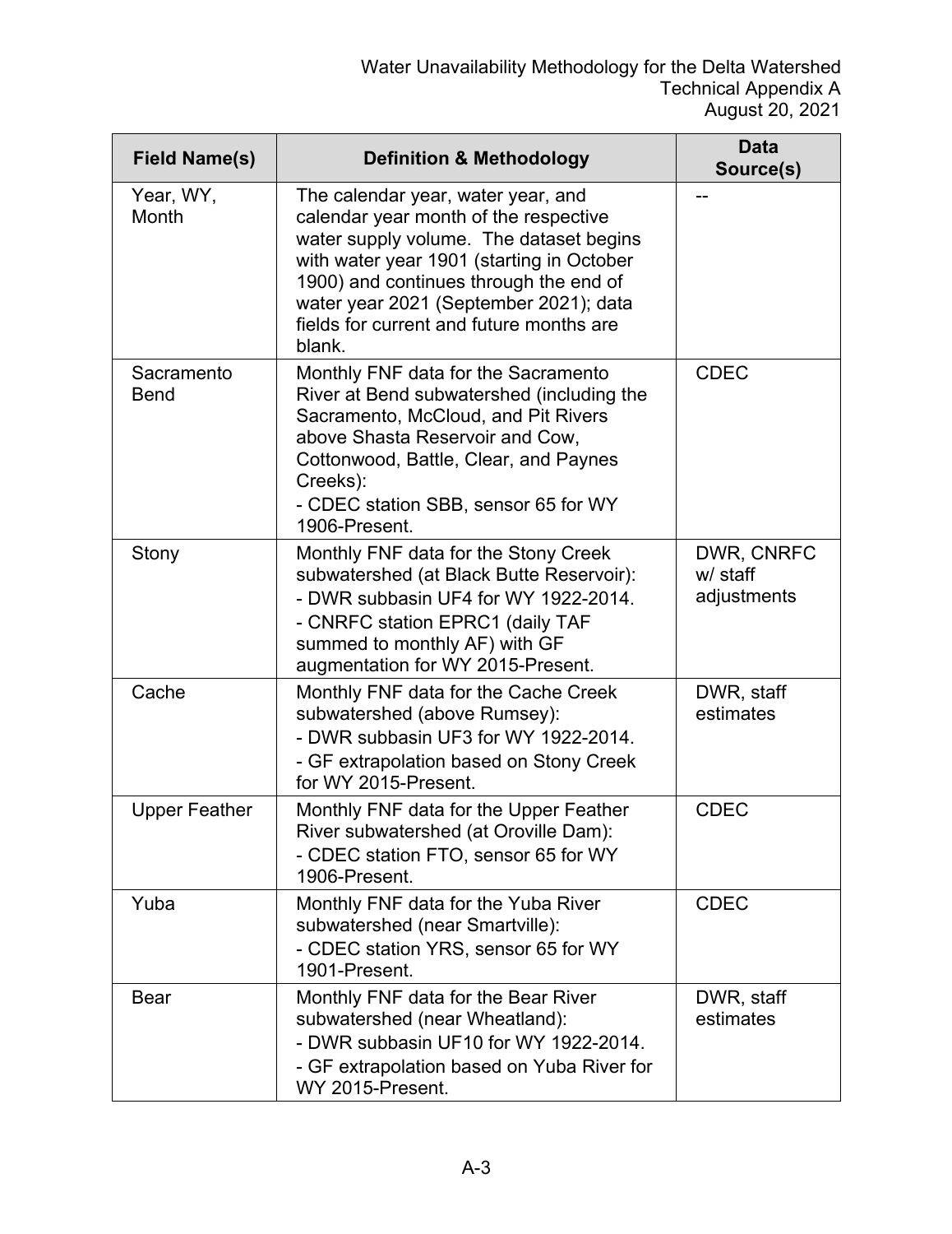| Field Name(s) | Definition & Methodology | Data Source(s) |
|---|---|---|
| Year, WY, Month | The calendar year, water year, and calendar year month of the respective water supply volume. The dataset begins with water year 1901 (starting in October 1900) and continues through the end of water year 2021 (September 2021); data fields for current and future months are blank. | -- |
| Sacramento Bend | Monthly FNF data for the Sacramento River at Bend subwatershed (including the Sacramento, McCloud, and Pit Rivers above Shasta Reservoir and Cow, Cottonwood, Battle, Clear, and Paynes Creeks):<br>- CDEC station SBB, sensor 65 for WY 1906-Present. | CDEC |
| Stony | Monthly FNF data for the Stony Creek subwatershed (at Black Butte Reservoir):<br>- DWR subbasin UF4 for WY 1922-2014.<br>- CNRFC station EPRC1 (daily TAF summed to monthly AF) with GF augmentation for WY 2015-Present. | DWR, CNRFC w/ staff adjustments |
| Cache | Monthly FNF data for the Cache Creek subwatershed (above Rumsey):<br>- DWR subbasin UF3 for WY 1922-2014.<br>- GF extrapolation based on Stony Creek for WY 2015-Present. | DWR, staff estimates |
| Upper Feather | Monthly FNF data for the Upper Feather River subwatershed (at Oroville Dam):<br>- CDEC station FTO, sensor 65 for WY 1906-Present. | CDEC |
| Yuba | Monthly FNF data for the Yuba River subwatershed (near Smartville):<br>- CDEC station YRS, sensor 65 for WY 1901-Present. | CDEC |
| Bear | Monthly FNF data for the Bear River subwatershed (near Wheatland):<br>- DWR subbasin UF10 for WY 1922-2014.<br>- GF extrapolation based on Yuba River for WY 2015-Present. | DWR, staff estimates |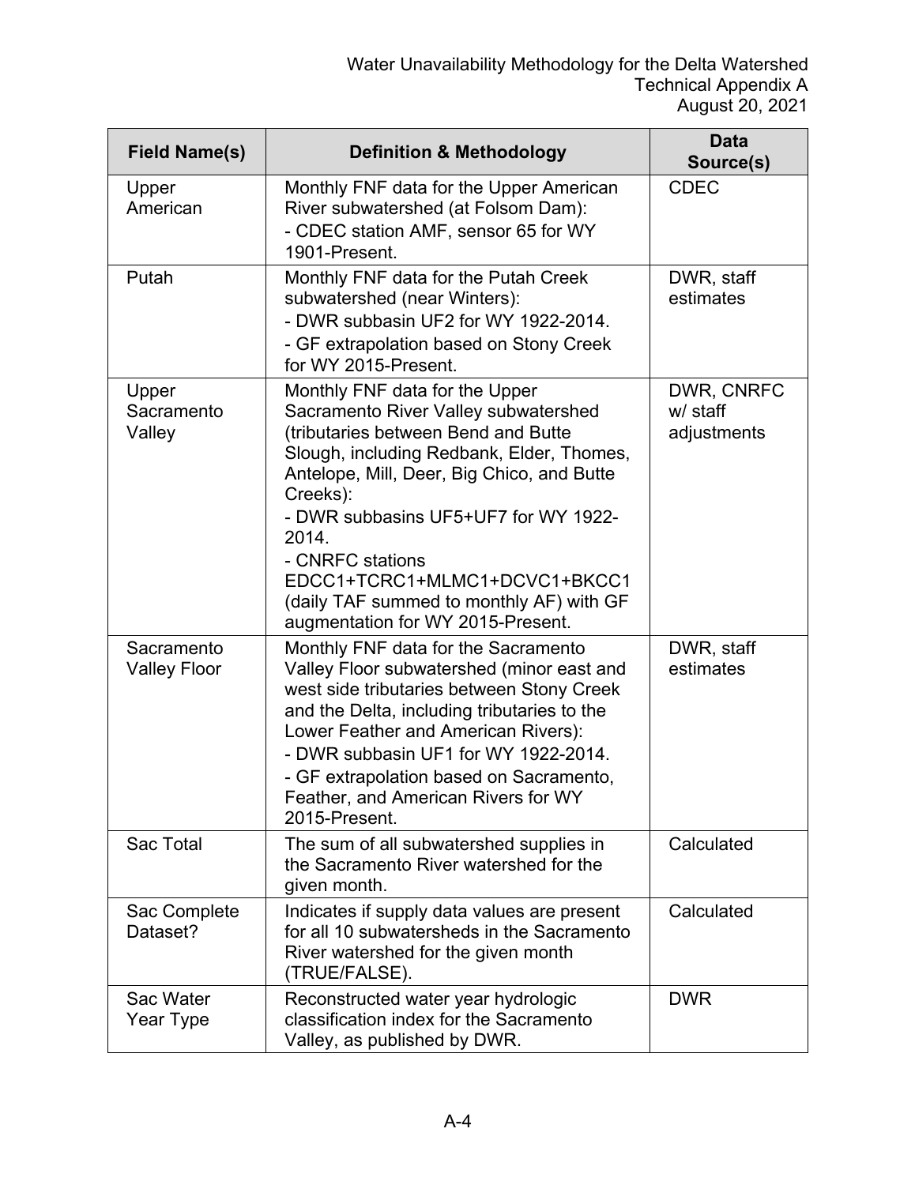| Field Name(s) | Definition & Methodology | Data Source(s) |
|---|---|---|
| Upper American | Monthly FNF data for the Upper American River subwatershed (at Folsom Dam):<br>- CDEC station AMF, sensor 65 for WY 1901-Present. | CDEC |
| Putah | Monthly FNF data for the Putah Creek subwatershed (near Winters):<br>- DWR subbasin UF2 for WY 1922-2014.<br>- GF extrapolation based on Stony Creek for WY 2015-Present. | DWR, staff estimates |
| Upper Sacramento Valley | Monthly FNF data for the Upper Sacramento River Valley subwatershed (tributaries between Bend and Butte Slough, including Redbank, Elder, Thomes, Antelope, Mill, Deer, Big Chico, and Butte Creeks):<br>- DWR subbasins UF5+UF7 for WY 1922-2014.<br>- CNRFC stations EDCC1+TCRC1+MLMC1+DCVC1+BKCC1 (daily TAF summed to monthly AF) with GF augmentation for WY 2015-Present. | DWR, CNRFC w/ staff adjustments |
| Sacramento Valley Floor | Monthly FNF data for the Sacramento Valley Floor subwatershed (minor east and west side tributaries between Stony Creek and the Delta, including tributaries to the Lower Feather and American Rivers):<br>- DWR subbasin UF1 for WY 1922-2014.<br>- GF extrapolation based on Sacramento, Feather, and American Rivers for WY 2015-Present. | DWR, staff estimates |
| Sac Total | The sum of all subwatershed supplies in the Sacramento River watershed for the given month. | Calculated |
| Sac Complete Dataset? | Indicates if supply data values are present for all 10 subwatersheds in the Sacramento River watershed for the given month (TRUE/FALSE). | Calculated |
| Sac Water Year Type | Reconstructed water year hydrologic classification index for the Sacramento Valley, as published by DWR. | DWR |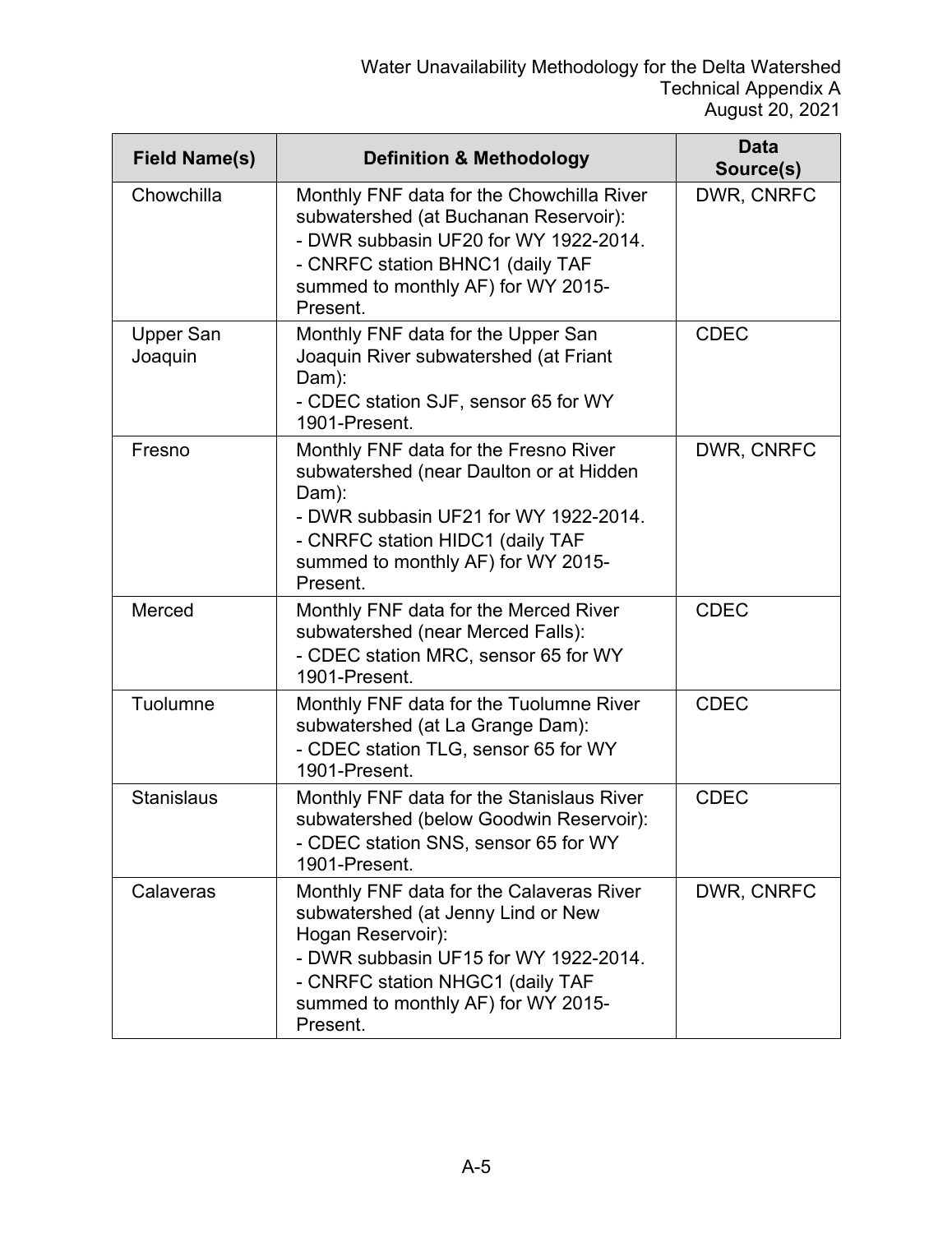| Field Name(s) | Definition & Methodology | Data Source(s) |
| --- | --- | --- |
| Chowchilla | Monthly FNF data for the Chowchilla River subwatershed (at Buchanan Reservoir):<br>- DWR subbasin UF20 for WY 1922-2014.<br>- CNRFC station BHNC1 (daily TAF summed to monthly AF) for WY 2015-Present. | DWR, CNRFC |
| Upper San Joaquin | Monthly FNF data for the Upper San Joaquin River subwatershed (at Friant Dam):<br>- CDEC station SJF, sensor 65 for WY 1901-Present. | CDEC |
| Fresno | Monthly FNF data for the Fresno River subwatershed (near Daulton or at Hidden Dam):<br>- DWR subbasin UF21 for WY 1922-2014.<br>- CNRFC station HIDC1 (daily TAF summed to monthly AF) for WY 2015-Present. | DWR, CNRFC |
| Merced | Monthly FNF data for the Merced River subwatershed (near Merced Falls):<br>- CDEC station MRC, sensor 65 for WY 1901-Present. | CDEC |
| Tuolumne | Monthly FNF data for the Tuolumne River subwatershed (at La Grange Dam):<br>- CDEC station TLG, sensor 65 for WY 1901-Present. | CDEC |
| Stanislaus | Monthly FNF data for the Stanislaus River subwatershed (below Goodwin Reservoir):<br>- CDEC station SNS, sensor 65 for WY 1901-Present. | CDEC |
| Calaveras | Monthly FNF data for the Calaveras River subwatershed (at Jenny Lind or New Hogan Reservoir):<br>- DWR subbasin UF15 for WY 1922-2014.<br>- CNRFC station NHGC1 (daily TAF summed to monthly AF) for WY 2015-Present. | DWR, CNRFC |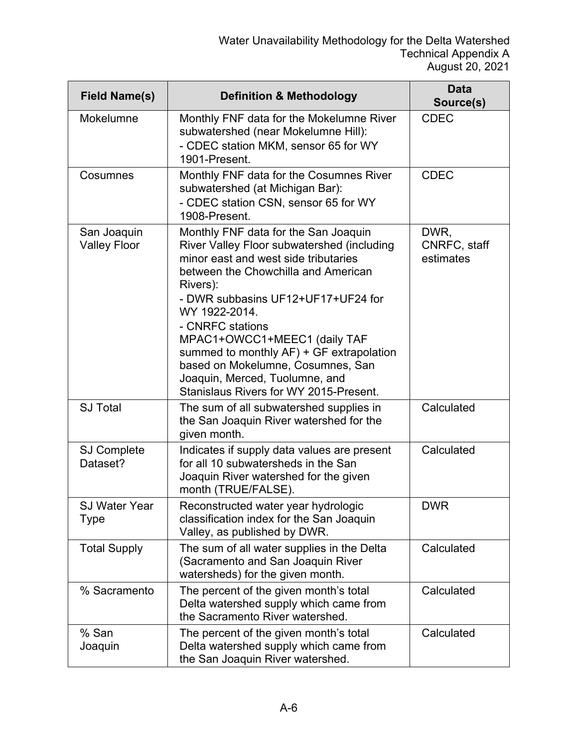| Field Name(s) | Definition & Methodology | Data Source(s) |
|---|---|---|
| Mokelumne | Monthly FNF data for the Mokelumne River subwatershed (near Mokelumne Hill):<br>- CDEC station MKM, sensor 65 for WY 1901-Present. | CDEC |
| Cosumnes | Monthly FNF data for the Cosumnes River subwatershed (at Michigan Bar):<br>- CDEC station CSN, sensor 65 for WY 1908-Present. | CDEC |
| San Joaquin Valley Floor | Monthly FNF data for the San Joaquin River Valley Floor subwatershed (including minor east and west side tributaries between the Chowchilla and American Rivers):<br>- DWR subbasins UF12+UF17+UF24 for WY 1922-2014.<br>- CNRFC stations MPAC1+OWCC1+MEEC1 (daily TAF summed to monthly AF) + GF extrapolation based on Mokelumne, Cosumnes, San Joaquin, Merced, Tuolumne, and Stanislaus Rivers for WY 2015-Present. | DWR, CNRFC, staff estimates |
| SJ Total | The sum of all subwatershed supplies in the San Joaquin River watershed for the given month. | Calculated |
| SJ Complete Dataset? | Indicates if supply data values are present for all 10 subwatersheds in the San Joaquin River watershed for the given month (TRUE/FALSE). | Calculated |
| SJ Water Year Type | Reconstructed water year hydrologic classification index for the San Joaquin Valley, as published by DWR. | DWR |
| Total Supply | The sum of all water supplies in the Delta (Sacramento and San Joaquin River watersheds) for the given month. | Calculated |
| % Sacramento | The percent of the given month's total Delta watershed supply which came from the Sacramento River watershed. | Calculated |
| % San Joaquin | The percent of the given month's total Delta watershed supply which came from the San Joaquin River watershed. | Calculated |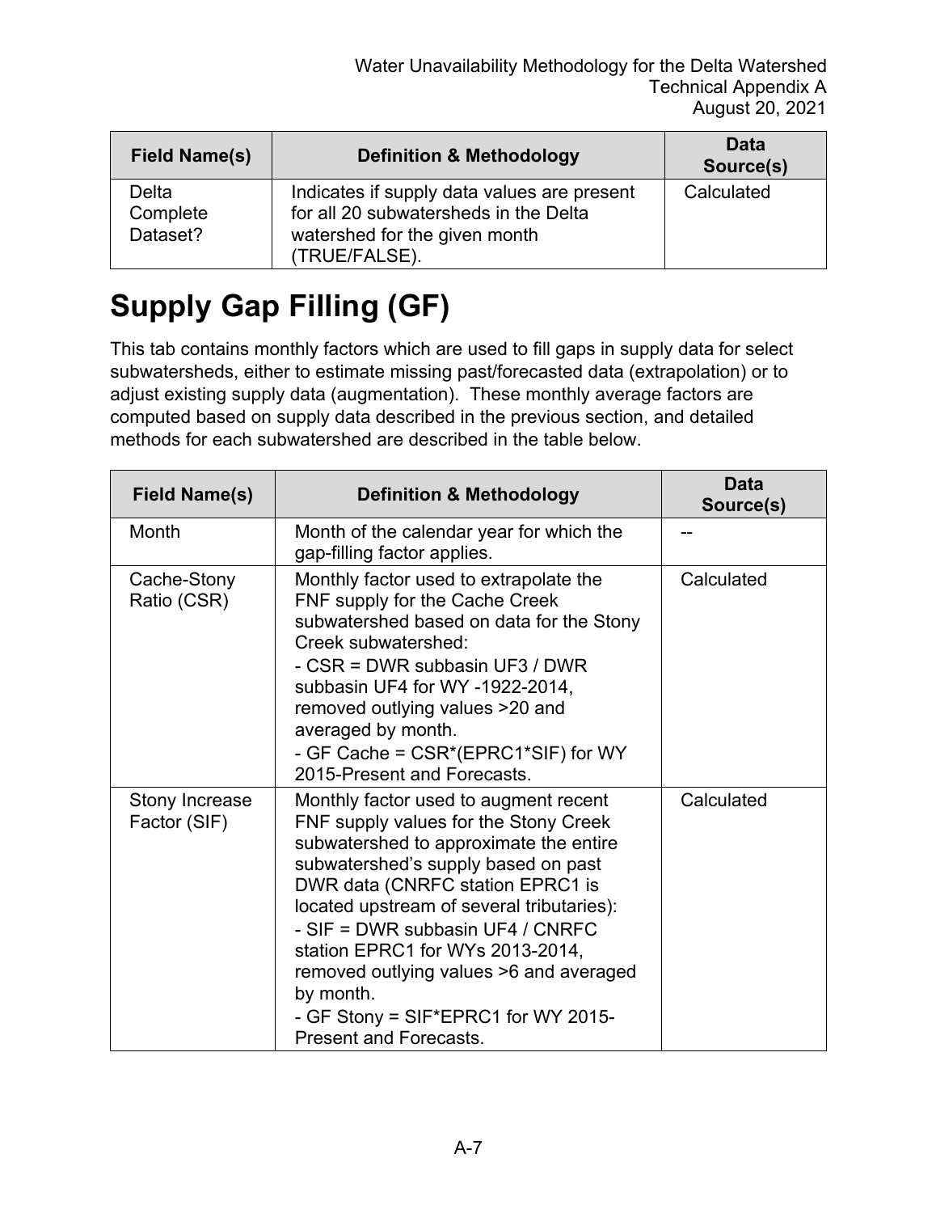| Field Name(s) | Definition & Methodology | Data Source(s) |
|---|---|---|
| Delta Complete Dataset? | Indicates if supply data values are present for all 20 subwatersheds in the Delta watershed for the given month (TRUE/FALSE). | Calculated |

# Supply Gap Filling (GF)

This tab contains monthly factors which are used to fill gaps in supply data for select subwatersheds, either to estimate missing past/forecasted data (extrapolation) or to adjust existing supply data (augmentation). These monthly average factors are computed based on supply data described in the previous section, and detailed methods for each subwatershed are described in the table below.

| Field Name(s) | Definition & Methodology | Data Source(s) |
|---|---|---|
| Month | Month of the calendar year for which the gap-filling factor applies. | -- |
| Cache-Stony Ratio (CSR) | Monthly factor used to extrapolate the FNF supply for the Cache Creek subwatershed based on data for the Stony Creek subwatershed:<br>- CSR = DWR subbasin UF3 / DWR subbasin UF4 for WY -1922-2014, removed outlying values >20 and averaged by month.<br>- GF Cache = CSR*(EPRC1*SIF) for WY 2015-Present and Forecasts. | Calculated |
| Stony Increase Factor (SIF) | Monthly factor used to augment recent FNF supply values for the Stony Creek subwatershed to approximate the entire subwatershed's supply based on past DWR data (CNRFC station EPRC1 is located upstream of several tributaries):<br>- SIF = DWR subbasin UF4 / CNRFC station EPRC1 for WYs 2013-2014, removed outlying values >6 and averaged by month.<br>- GF Stony = SIF*EPRC1 for WY 2015-Present and Forecasts. | Calculated |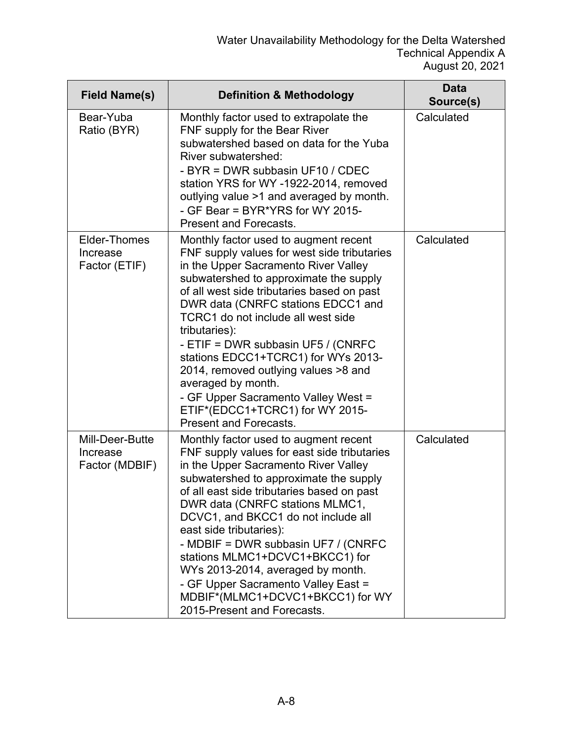| Field Name(s) | Definition & Methodology | Data Source(s) |
|---|---|---|
| Bear-Yuba Ratio (BYR) | Monthly factor used to extrapolate the FNF supply for the Bear River subwatershed based on data for the Yuba River subwatershed:<br>- BYR = DWR subbasin UF10 / CDEC station YRS for WY -1922-2014, removed outlying value >1 and averaged by month.<br>- GF Bear = BYR*YRS for WY 2015-Present and Forecasts. | Calculated |
| Elder-Thomes Increase Factor (ETIF) | Monthly factor used to augment recent FNF supply values for west side tributaries in the Upper Sacramento River Valley subwatershed to approximate the supply of all west side tributaries based on past DWR data (CNRFC stations EDCC1 and TCRC1 do not include all west side tributaries):<br>- ETIF = DWR subbasin UF5 / (CNRFC stations EDCC1+TCRC1) for WYs 2013-2014, removed outlying values >8 and averaged by month.<br>- GF Upper Sacramento Valley West = ETIF*(EDCC1+TCRC1) for WY 2015-Present and Forecasts. | Calculated |
| Mill-Deer-Butte Increase Factor (MDBIF) | Monthly factor used to augment recent FNF supply values for east side tributaries in the Upper Sacramento River Valley subwatershed to approximate the supply of all east side tributaries based on past DWR data (CNRFC stations MLMC1, DCVC1, and BKCC1 do not include all east side tributaries):<br>- MDBIF = DWR subbasin UF7 / (CNRFC stations MLMC1+DCVC1+BKCC1) for WYs 2013-2014, averaged by month.<br>- GF Upper Sacramento Valley East = MDBIF*(MLMC1+DCVC1+BKCC1) for WY 2015-Present and Forecasts. | Calculated |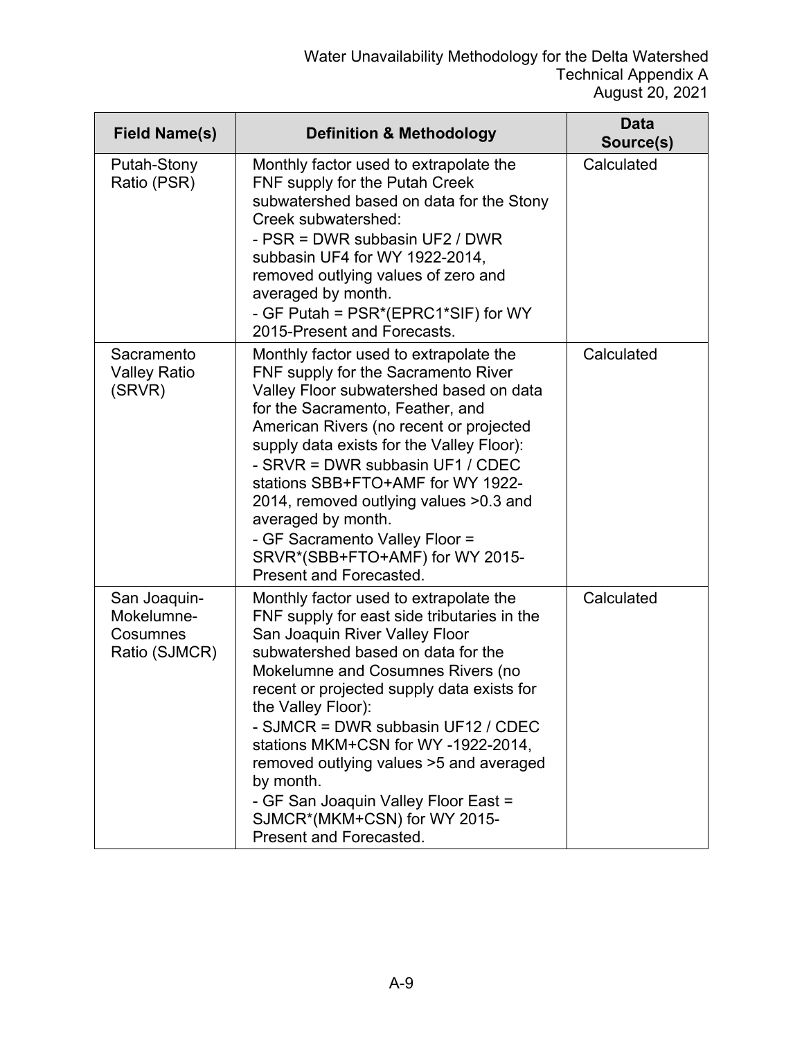| Field Name(s) | Definition & Methodology | Data Source(s) |
|---|---|---|
| Putah-Stony Ratio (PSR) | Monthly factor used to extrapolate the FNF supply for the Putah Creek subwatershed based on data for the Stony Creek subwatershed:<br>- PSR = DWR subbasin UF2 / DWR subbasin UF4 for WY 1922-2014, removed outlying values of zero and averaged by month.<br>- GF Putah = PSR*(EPRC1*SIF) for WY 2015-Present and Forecasts. | Calculated |
| Sacramento Valley Ratio (SRVR) | Monthly factor used to extrapolate the FNF supply for the Sacramento River Valley Floor subwatershed based on data for the Sacramento, Feather, and American Rivers (no recent or projected supply data exists for the Valley Floor):<br>- SRVR = DWR subbasin UF1 / CDEC stations SBB+FTO+AMF for WY 1922-2014, removed outlying values >0.3 and averaged by month.<br>- GF Sacramento Valley Floor = SRVR*(SBB+FTO+AMF) for WY 2015-Present and Forecasted. | Calculated |
| San Joaquin-Mokelumne-Cosumnes Ratio (SJMCR) | Monthly factor used to extrapolate the FNF supply for east side tributaries in the San Joaquin River Valley Floor subwatershed based on data for the Mokelumne and Cosumnes Rivers (no recent or projected supply data exists for the Valley Floor):<br>- SJMCR = DWR subbasin UF12 / CDEC stations MKM+CSN for WY -1922-2014, removed outlying values >5 and averaged by month.<br>- GF San Joaquin Valley Floor East = SJMCR*(MKM+CSN) for WY 2015-Present and Forecasted. | Calculated |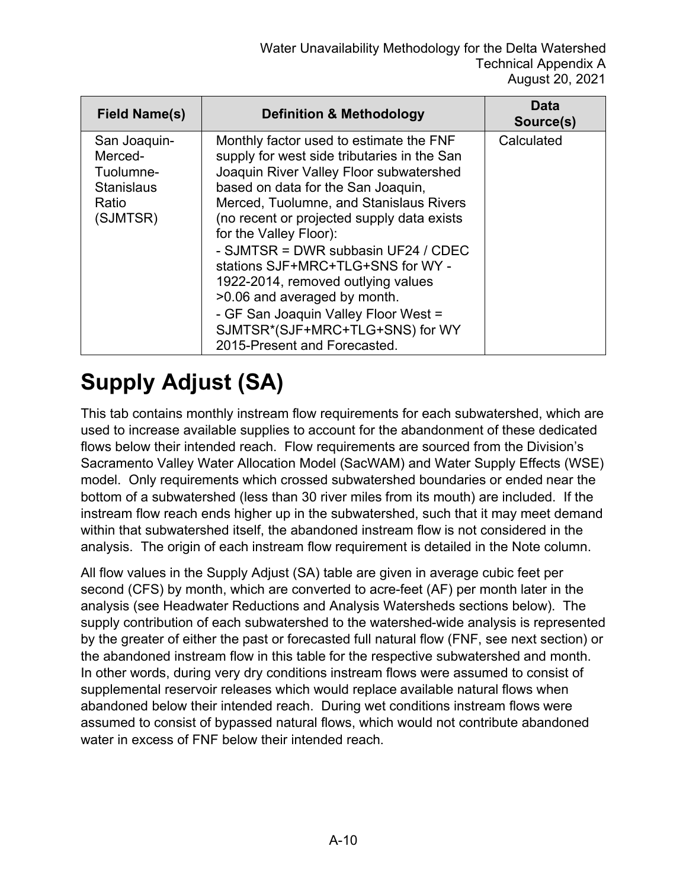| Field Name(s) | Definition & Methodology | Data Source(s) |
|---|---|---|
| San Joaquin-Merced-Tuolumne-Stanislaus Ratio (SJMTSR) | Monthly factor used to estimate the FNF supply for west side tributaries in the San Joaquin River Valley Floor subwatershed based on data for the San Joaquin, Merced, Tuolumne, and Stanislaus Rivers (no recent or projected supply data exists for the Valley Floor):<br>- SJMTSR = DWR subbasin UF24 / CDEC stations SJF+MRC+TLG+SNS for WY - 1922-2014, removed outlying values >0.06 and averaged by month.<br>- GF San Joaquin Valley Floor West = SJMTSR*(SJF+MRC+TLG+SNS) for WY 2015-Present and Forecasted. | Calculated |

# Supply Adjust (SA)

This tab contains monthly instream flow requirements for each subwatershed, which are used to increase available supplies to account for the abandonment of these dedicated flows below their intended reach. Flow requirements are sourced from the Division's Sacramento Valley Water Allocation Model (SacWAM) and Water Supply Effects (WSE) model. Only requirements which crossed subwatershed boundaries or ended near the bottom of a subwatershed (less than 30 river miles from its mouth) are included. If the instream flow reach ends higher up in the subwatershed, such that it may meet demand within that subwatershed itself, the abandoned instream flow is not considered in the analysis. The origin of each instream flow requirement is detailed in the Note column.

All flow values in the Supply Adjust (SA) table are given in average cubic feet per second (CFS) by month, which are converted to acre-feet (AF) per month later in the analysis (see Headwater Reductions and Analysis Watersheds sections below). The supply contribution of each subwatershed to the watershed-wide analysis is represented by the greater of either the past or forecasted full natural flow (FNF, see next section) or the abandoned instream flow in this table for the respective subwatershed and month. In other words, during very dry conditions instream flows were assumed to consist of supplemental reservoir releases which would replace available natural flows when abandoned below their intended reach. During wet conditions instream flows were assumed to consist of bypassed natural flows, which would not contribute abandoned water in excess of FNF below their intended reach.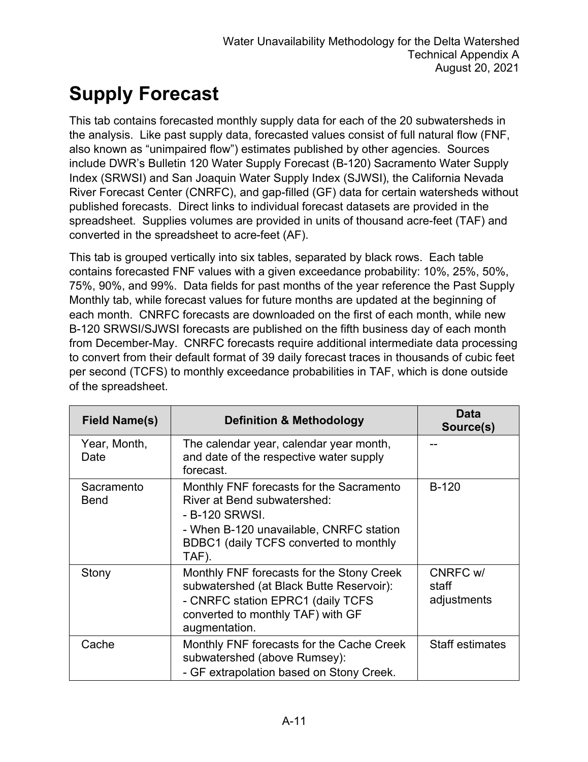# Supply Forecast

This tab contains forecasted monthly supply data for each of the 20 subwatersheds in the analysis. Like past supply data, forecasted values consist of full natural flow (FNF, also known as "unimpaired flow") estimates published by other agencies. Sources include DWR's Bulletin 120 Water Supply Forecast (B-120) Sacramento Water Supply Index (SRWSI) and San Joaquin Water Supply Index (SJWSI), the California Nevada River Forecast Center (CNRFC), and gap-filled (GF) data for certain watersheds without published forecasts. Direct links to individual forecast datasets are provided in the spreadsheet. Supplies volumes are provided in units of thousand acre-feet (TAF) and converted in the spreadsheet to acre-feet (AF).

This tab is grouped vertically into six tables, separated by black rows. Each table contains forecasted FNF values with a given exceedance probability: 10%, 25%, 50%, 75%, 90%, and 99%. Data fields for past months of the year reference the Past Supply Monthly tab, while forecast values for future months are updated at the beginning of each month. CNRFC forecasts are downloaded on the first of each month, while new B-120 SRWSI/SJWSI forecasts are published on the fifth business day of each month from December-May. CNRFC forecasts require additional intermediate data processing to convert from their default format of 39 daily forecast traces in thousands of cubic feet per second (TCFS) to monthly exceedance probabilities in TAF, which is done outside of the spreadsheet.

| Field Name(s) | Definition & Methodology | Data Source(s) |
|---|---|---|
| Year, Month, Date | The calendar year, calendar year month, and date of the respective water supply forecast. | -- |
| Sacramento Bend | Monthly FNF forecasts for the Sacramento River at Bend subwatershed:<br>- B-120 SRWSI.<br>- When B-120 unavailable, CNRFC station BDBC1 (daily TCFS converted to monthly TAF). | B-120 |
| Stony | Monthly FNF forecasts for the Stony Creek subwatershed (at Black Butte Reservoir):<br>- CNRFC station EPRC1 (daily TCFS converted to monthly TAF) with GF augmentation. | CNRFC w/ staff adjustments |
| Cache | Monthly FNF forecasts for the Cache Creek subwatershed (above Rumsey):<br>- GF extrapolation based on Stony Creek. | Staff estimates |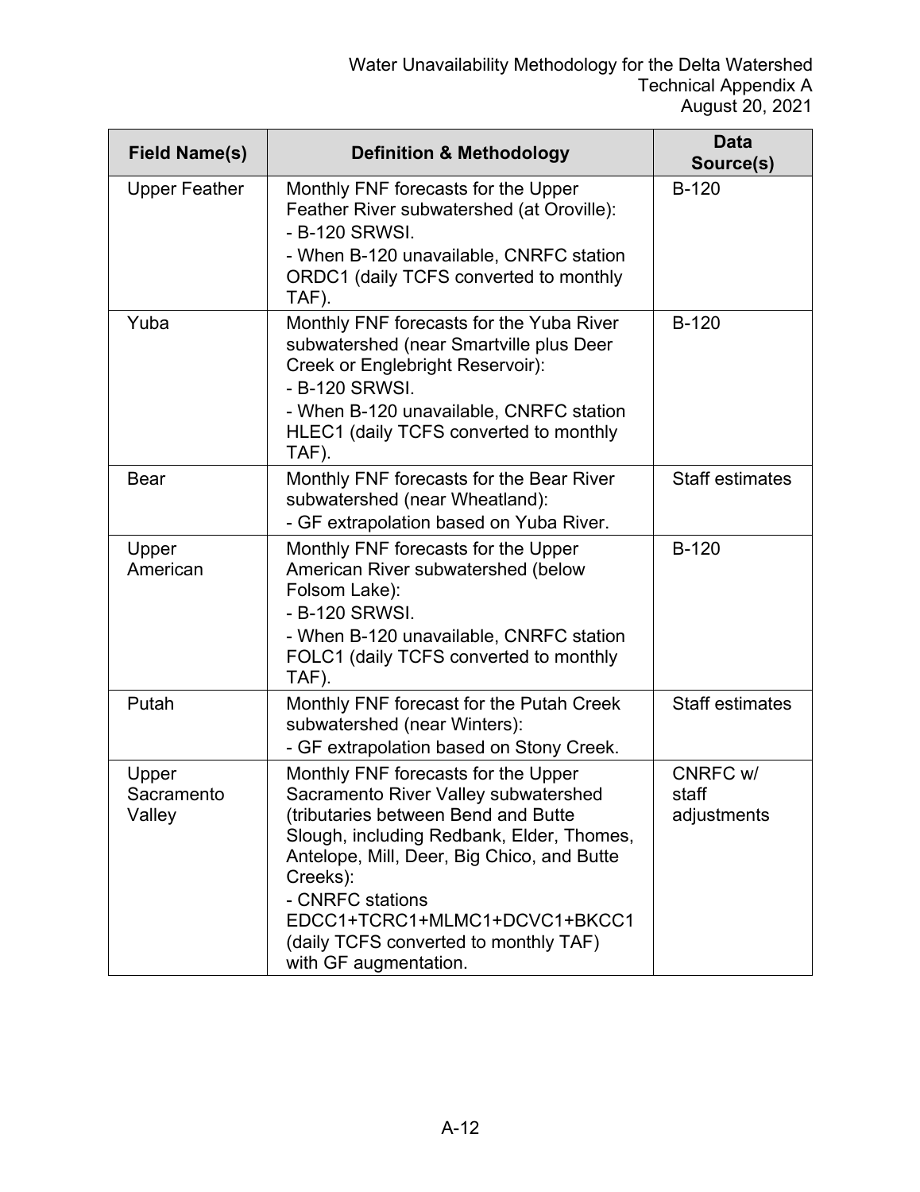| Field Name(s) | Definition & Methodology | Data Source(s) |
|---|---|---|
| Upper Feather | Monthly FNF forecasts for the Upper Feather River subwatershed (at Oroville):<br>- B-120 SRWSI.<br>- When B-120 unavailable, CNRFC station ORDC1 (daily TCFS converted to monthly TAF). | B-120 |
| Yuba | Monthly FNF forecasts for the Yuba River subwatershed (near Smartville plus Deer Creek or Englebright Reservoir):<br>- B-120 SRWSI.<br>- When B-120 unavailable, CNRFC station HLEC1 (daily TCFS converted to monthly TAF). | B-120 |
| Bear | Monthly FNF forecasts for the Bear River subwatershed (near Wheatland):<br>- GF extrapolation based on Yuba River. | Staff estimates |
| Upper American | Monthly FNF forecasts for the Upper American River subwatershed (below Folsom Lake):<br>- B-120 SRWSI.<br>- When B-120 unavailable, CNRFC station FOLC1 (daily TCFS converted to monthly TAF). | B-120 |
| Putah | Monthly FNF forecast for the Putah Creek subwatershed (near Winters):<br>- GF extrapolation based on Stony Creek. | Staff estimates |
| Upper Sacramento Valley | Monthly FNF forecasts for the Upper Sacramento River Valley subwatershed (tributaries between Bend and Butte Slough, including Redbank, Elder, Thomes, Antelope, Mill, Deer, Big Chico, and Butte Creeks):<br>- CNRFC stations EDCC1+TCRC1+MLMC1+DCVC1+BKCC1 (daily TCFS converted to monthly TAF) with GF augmentation. | CNRFC w/ staff adjustments |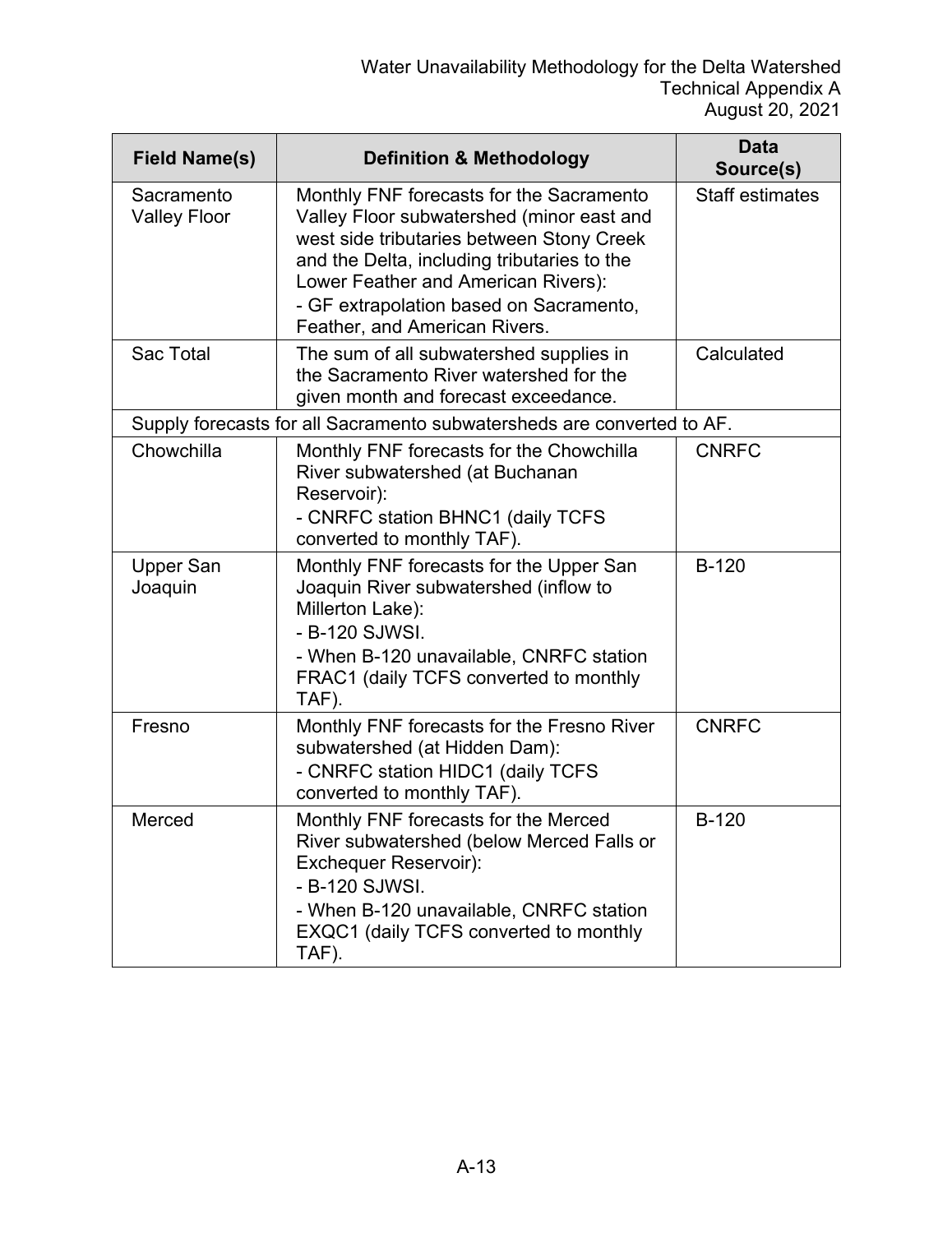| Field Name(s) | Definition & Methodology | Data Source(s) |
|---|---|---|
| Sacramento Valley Floor | Monthly FNF forecasts for the Sacramento Valley Floor subwatershed (minor east and west side tributaries between Stony Creek and the Delta, including tributaries to the Lower Feather and American Rivers):<br>- GF extrapolation based on Sacramento, Feather, and American Rivers. | Staff estimates |
| Sac Total | The sum of all subwatershed supplies in the Sacramento River watershed for the given month and forecast exceedance. | Calculated |
| Supply forecasts for all Sacramento subwatersheds are converted to AF. | | |
| Chowchilla | Monthly FNF forecasts for the Chowchilla River subwatershed (at Buchanan Reservoir):<br>- CNRFC station BHNC1 (daily TCFS converted to monthly TAF). | CNRFC |
| Upper San Joaquin | Monthly FNF forecasts for the Upper San Joaquin River subwatershed (inflow to Millerton Lake):<br>- B-120 SJWSI.<br>- When B-120 unavailable, CNRFC station FRAC1 (daily TCFS converted to monthly TAF). | B-120 |
| Fresno | Monthly FNF forecasts for the Fresno River subwatershed (at Hidden Dam):<br>- CNRFC station HIDC1 (daily TCFS converted to monthly TAF). | CNRFC |
| Merced | Monthly FNF forecasts for the Merced River subwatershed (below Merced Falls or Exchequer Reservoir):<br>- B-120 SJWSI.<br>- When B-120 unavailable, CNRFC station EXQC1 (daily TCFS converted to monthly TAF). | B-120 |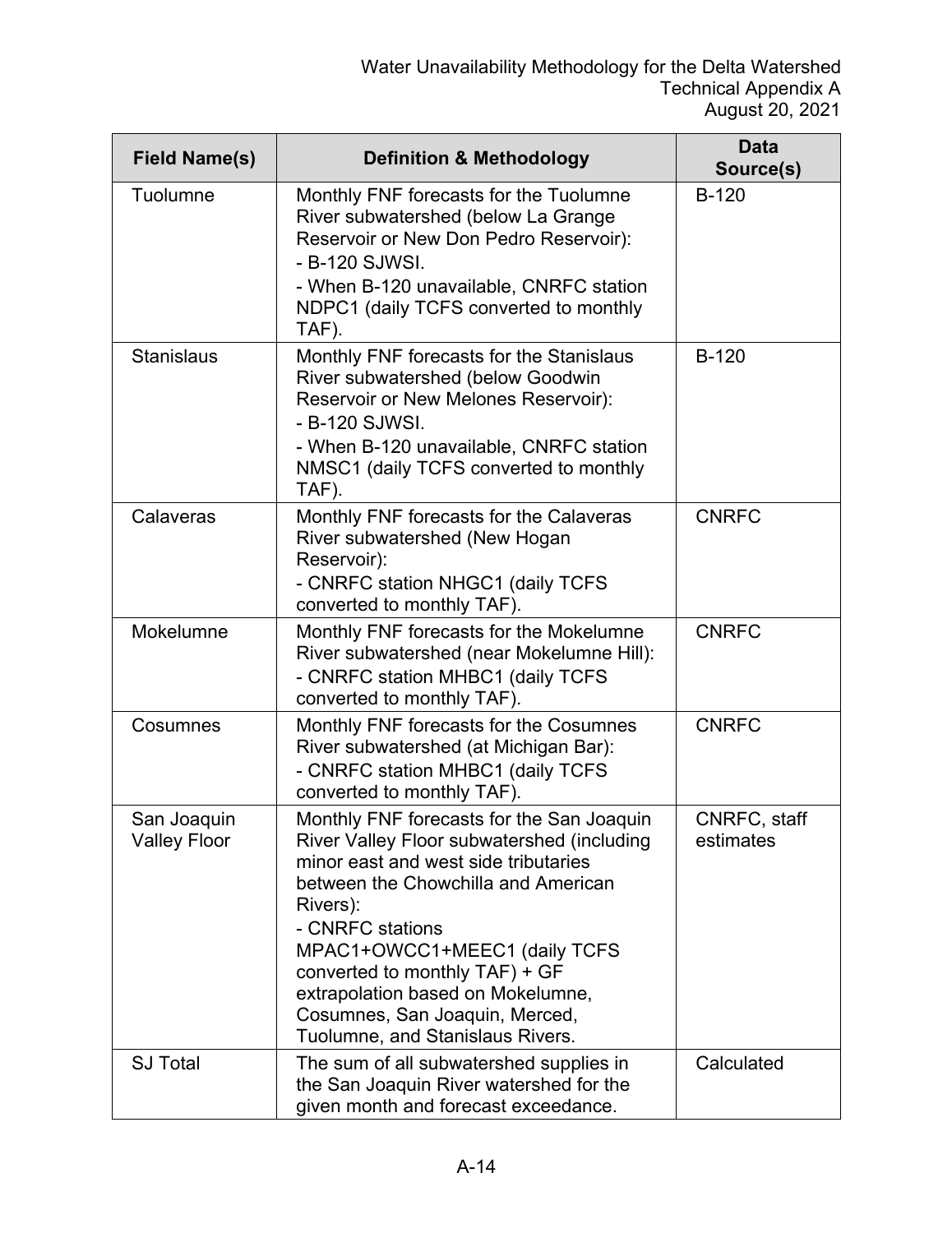| Field Name(s) | Definition & Methodology | Data Source(s) |
| --- | --- | --- |
| Tuolumne | Monthly FNF forecasts for the Tuolumne River subwatershed (below La Grange Reservoir or New Don Pedro Reservoir):<br>- B-120 SJWSI.<br>- When B-120 unavailable, CNRFC station NDPC1 (daily TCFS converted to monthly TAF). | B-120 |
| Stanislaus | Monthly FNF forecasts for the Stanislaus River subwatershed (below Goodwin Reservoir or New Melones Reservoir):<br>- B-120 SJWSI.<br>- When B-120 unavailable, CNRFC station NMSC1 (daily TCFS converted to monthly TAF). | B-120 |
| Calaveras | Monthly FNF forecasts for the Calaveras River subwatershed (New Hogan Reservoir):<br>- CNRFC station NHGC1 (daily TCFS converted to monthly TAF). | CNRFC |
| Mokelumne | Monthly FNF forecasts for the Mokelumne River subwatershed (near Mokelumne Hill):<br>- CNRFC station MHBC1 (daily TCFS converted to monthly TAF). | CNRFC |
| Cosumnes | Monthly FNF forecasts for the Cosumnes River subwatershed (at Michigan Bar):<br>- CNRFC station MHBC1 (daily TCFS converted to monthly TAF). | CNRFC |
| San Joaquin Valley Floor | Monthly FNF forecasts for the San Joaquin River Valley Floor subwatershed (including minor east and west side tributaries between the Chowchilla and American Rivers):<br>- CNRFC stations MPAC1+OWCC1+MEEC1 (daily TCFS converted to monthly TAF) + GF extrapolation based on Mokelumne, Cosumnes, San Joaquin, Merced, Tuolumne, and Stanislaus Rivers. | CNRFC, staff estimates |
| SJ Total | The sum of all subwatershed supplies in the San Joaquin River watershed for the given month and forecast exceedance. | Calculated |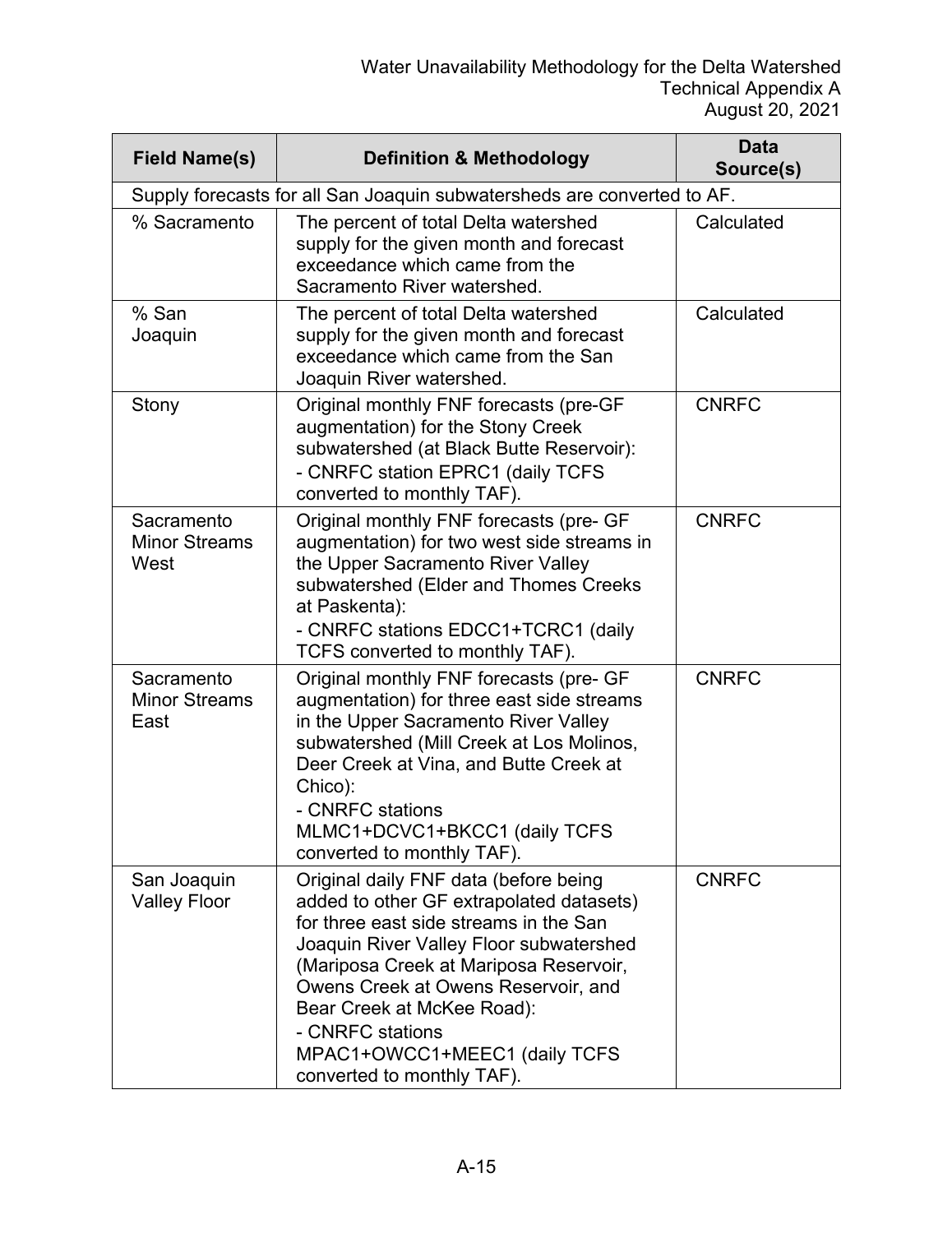| Field Name(s) | Definition & Methodology | Data Source(s) |
| --- | --- | --- |
| Supply forecasts for all San Joaquin subwatersheds are converted to AF. | | |
| % Sacramento | The percent of total Delta watershed supply for the given month and forecast exceedance which came from the Sacramento River watershed. | Calculated |
| % San Joaquin | The percent of total Delta watershed supply for the given month and forecast exceedance which came from the San Joaquin River watershed. | Calculated |
| Stony | Original monthly FNF forecasts (pre-GF augmentation) for the Stony Creek subwatershed (at Black Butte Reservoir):<br>- CNRFC station EPRC1 (daily TCFS converted to monthly TAF). | CNRFC |
| Sacramento Minor Streams West | Original monthly FNF forecasts (pre- GF augmentation) for two west side streams in the Upper Sacramento River Valley subwatershed (Elder and Thomes Creeks at Paskenta):<br>- CNRFC stations EDCC1+TCRC1 (daily TCFS converted to monthly TAF). | CNRFC |
| Sacramento Minor Streams East | Original monthly FNF forecasts (pre- GF augmentation) for three east side streams in the Upper Sacramento River Valley subwatershed (Mill Creek at Los Molinos, Deer Creek at Vina, and Butte Creek at Chico):<br>- CNRFC stations MLMC1+DCVC1+BKCC1 (daily TCFS converted to monthly TAF). | CNRFC |
| San Joaquin Valley Floor | Original daily FNF data (before being added to other GF extrapolated datasets) for three east side streams in the San Joaquin River Valley Floor subwatershed (Mariposa Creek at Mariposa Reservoir, Owens Creek at Owens Reservoir, and Bear Creek at McKee Road):<br>- CNRFC stations MPAC1+OWCC1+MEEC1 (daily TCFS converted to monthly TAF). | CNRFC |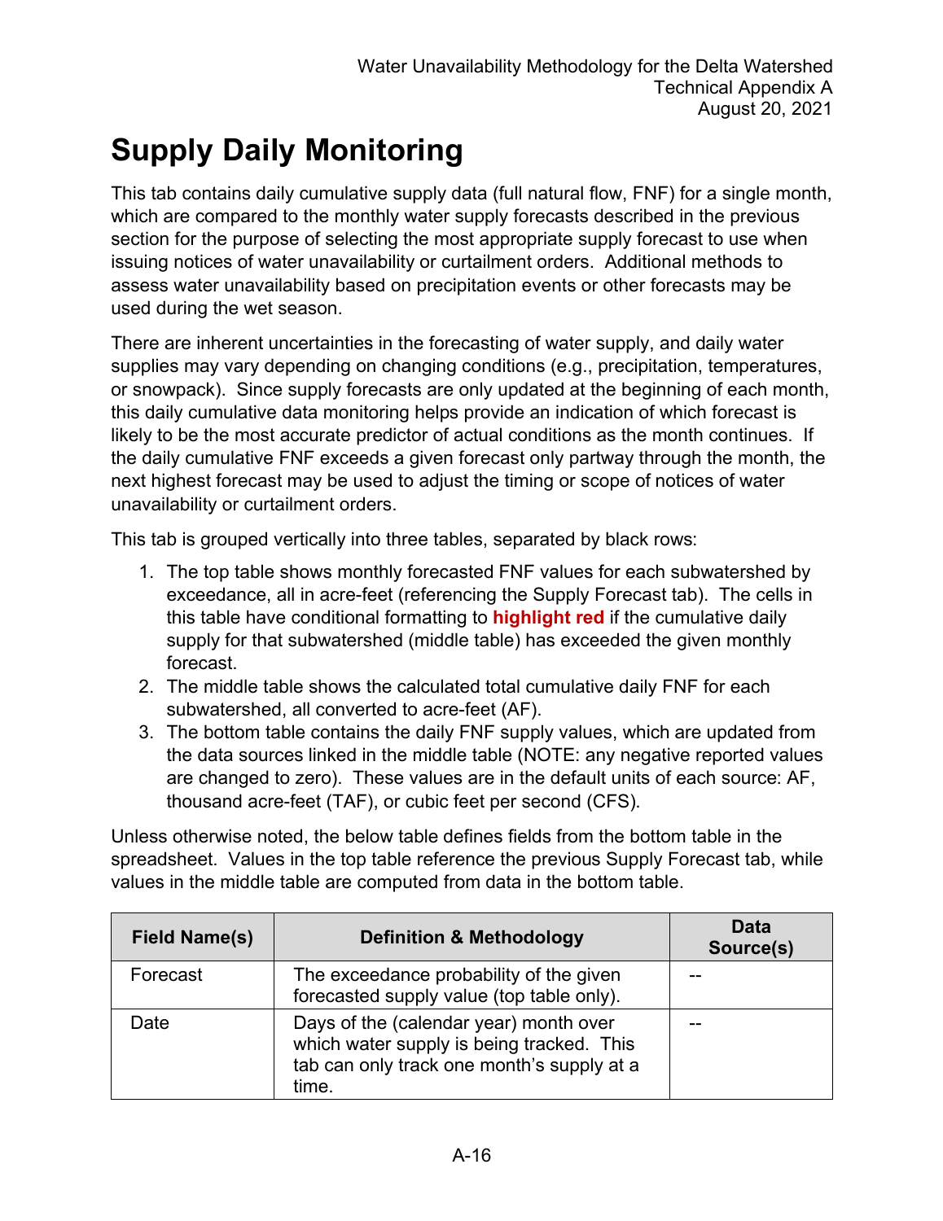# Supply Daily Monitoring

This tab contains daily cumulative supply data (full natural flow, FNF) for a single month, which are compared to the monthly water supply forecasts described in the previous section for the purpose of selecting the most appropriate supply forecast to use when issuing notices of water unavailability or curtailment orders. Additional methods to assess water unavailability based on precipitation events or other forecasts may be used during the wet season.

There are inherent uncertainties in the forecasting of water supply, and daily water supplies may vary depending on changing conditions (e.g., precipitation, temperatures, or snowpack). Since supply forecasts are only updated at the beginning of each month, this daily cumulative data monitoring helps provide an indication of which forecast is likely to be the most accurate predictor of actual conditions as the month continues. If the daily cumulative FNF exceeds a given forecast only partway through the month, the next highest forecast may be used to adjust the timing or scope of notices of water unavailability or curtailment orders.

This tab is grouped vertically into three tables, separated by black rows:

1. The top table shows monthly forecasted FNF values for each subwatershed by exceedance, all in acre-feet (referencing the Supply Forecast tab). The cells in this table have conditional formatting to **highlight red** if the cumulative daily supply for that subwatershed (middle table) has exceeded the given monthly forecast.
2. The middle table shows the calculated total cumulative daily FNF for each subwatershed, all converted to acre-feet (AF).
3. The bottom table contains the daily FNF supply values, which are updated from the data sources linked in the middle table (NOTE: any negative reported values are changed to zero). These values are in the default units of each source: AF, thousand acre-feet (TAF), or cubic feet per second (CFS).

Unless otherwise noted, the below table defines fields from the bottom table in the spreadsheet. Values in the top table reference the previous Supply Forecast tab, while values in the middle table are computed from data in the bottom table.

| Field Name(s) | Definition & Methodology | Data Source(s) |
|---|---|---|
| Forecast | The exceedance probability of the given forecasted supply value (top table only). | -- |
| Date | Days of the (calendar year) month over which water supply is being tracked. This tab can only track one month's supply at a time. | -- |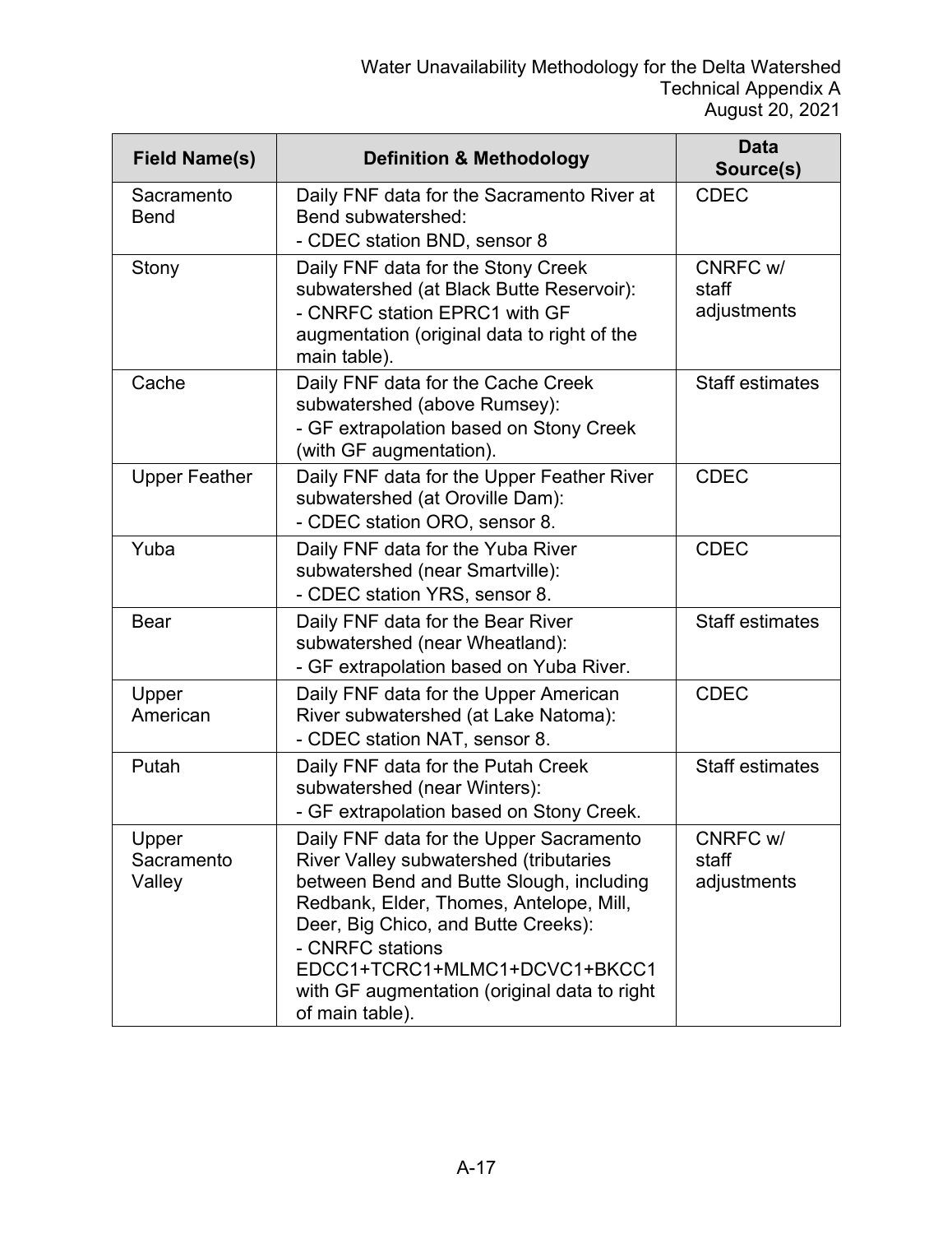| Field Name(s) | Definition & Methodology | Data Source(s) |
|---|---|---|
| Sacramento Bend | Daily FNF data for the Sacramento River at Bend subwatershed:<br>- CDEC station BND, sensor 8 | CDEC |
| Stony | Daily FNF data for the Stony Creek subwatershed (at Black Butte Reservoir):<br>- CNRFC station EPRC1 with GF augmentation (original data to right of the main table). | CNRFC w/ staff adjustments |
| Cache | Daily FNF data for the Cache Creek subwatershed (above Rumsey):<br>- GF extrapolation based on Stony Creek (with GF augmentation). | Staff estimates |
| Upper Feather | Daily FNF data for the Upper Feather River subwatershed (at Oroville Dam):<br>- CDEC station ORO, sensor 8. | CDEC |
| Yuba | Daily FNF data for the Yuba River subwatershed (near Smartville):<br>- CDEC station YRS, sensor 8. | CDEC |
| Bear | Daily FNF data for the Bear River subwatershed (near Wheatland):<br>- GF extrapolation based on Yuba River. | Staff estimates |
| Upper American | Daily FNF data for the Upper American River subwatershed (at Lake Natoma):<br>- CDEC station NAT, sensor 8. | CDEC |
| Putah | Daily FNF data for the Putah Creek subwatershed (near Winters):<br>- GF extrapolation based on Stony Creek. | Staff estimates |
| Upper Sacramento Valley | Daily FNF data for the Upper Sacramento River Valley subwatershed (tributaries between Bend and Butte Slough, including Redbank, Elder, Thomes, Antelope, Mill, Deer, Big Chico, and Butte Creeks):<br>- CNRFC stations EDCC1+TCRC1+MLMC1+DCVC1+BKCC1 with GF augmentation (original data to right of main table). | CNRFC w/ staff adjustments |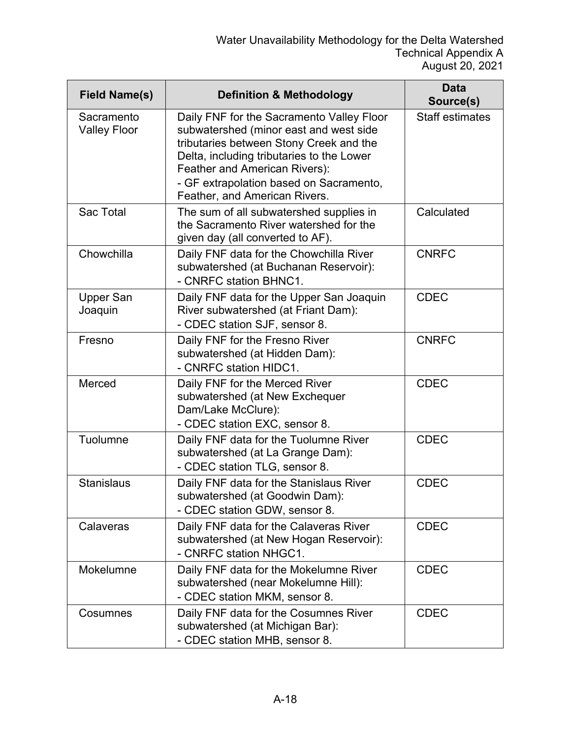| Field Name(s) | Definition & Methodology | Data Source(s) |
|---|---|---|
| Sacramento Valley Floor | Daily FNF for the Sacramento Valley Floor subwatershed (minor east and west side tributaries between Stony Creek and the Delta, including tributaries to the Lower Feather and American Rivers):<br>- GF extrapolation based on Sacramento, Feather, and American Rivers. | Staff estimates |
| Sac Total | The sum of all subwatershed supplies in the Sacramento River watershed for the given day (all converted to AF). | Calculated |
| Chowchilla | Daily FNF data for the Chowchilla River subwatershed (at Buchanan Reservoir):<br>- CNRFC station BHNC1. | CNRFC |
| Upper San Joaquin | Daily FNF data for the Upper San Joaquin River subwatershed (at Friant Dam):<br>- CDEC station SJF, sensor 8. | CDEC |
| Fresno | Daily FNF for the Fresno River subwatershed (at Hidden Dam):<br>- CNRFC station HIDC1. | CNRFC |
| Merced | Daily FNF for the Merced River subwatershed (at New Exchequer Dam/Lake McClure):<br>- CDEC station EXC, sensor 8. | CDEC |
| Tuolumne | Daily FNF data for the Tuolumne River subwatershed (at La Grange Dam):<br>- CDEC station TLG, sensor 8. | CDEC |
| Stanislaus | Daily FNF data for the Stanislaus River subwatershed (at Goodwin Dam):<br>- CDEC station GDW, sensor 8. | CDEC |
| Calaveras | Daily FNF data for the Calaveras River subwatershed (at New Hogan Reservoir):<br>- CNRFC station NHGC1. | CDEC |
| Mokelumne | Daily FNF data for the Mokelumne River subwatershed (near Mokelumne Hill):<br>- CDEC station MKM, sensor 8. | CDEC |
| Cosumnes | Daily FNF data for the Cosumnes River subwatershed (at Michigan Bar):<br>- CDEC station MHB, sensor 8. | CDEC |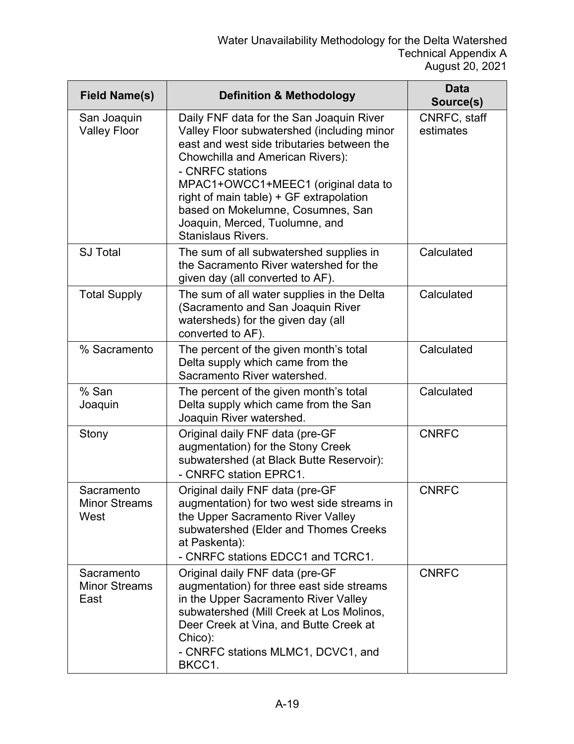| Field Name(s) | Definition & Methodology | Data Source(s) |
|---|---|---|
| San Joaquin Valley Floor | Daily FNF data for the San Joaquin River Valley Floor subwatershed (including minor east and west side tributaries between the Chowchilla and American Rivers):<br>- CNRFC stations MPAC1+OWCC1+MEEC1 (original data to right of main table) + GF extrapolation based on Mokelumne, Cosumnes, San Joaquin, Merced, Tuolumne, and Stanislaus Rivers. | CNRFC, staff estimates |
| SJ Total | The sum of all subwatershed supplies in the Sacramento River watershed for the given day (all converted to AF). | Calculated |
| Total Supply | The sum of all water supplies in the Delta (Sacramento and San Joaquin River watersheds) for the given day (all converted to AF). | Calculated |
| % Sacramento | The percent of the given month's total Delta supply which came from the Sacramento River watershed. | Calculated |
| % San Joaquin | The percent of the given month's total Delta supply which came from the San Joaquin River watershed. | Calculated |
| Stony | Original daily FNF data (pre-GF augmentation) for the Stony Creek subwatershed (at Black Butte Reservoir):<br>- CNRFC station EPRC1. | CNRFC |
| Sacramento Minor Streams West | Original daily FNF data (pre-GF augmentation) for two west side streams in the Upper Sacramento River Valley subwatershed (Elder and Thomes Creeks at Paskenta):<br>- CNRFC stations EDCC1 and TCRC1. | CNRFC |
| Sacramento Minor Streams East | Original daily FNF data (pre-GF augmentation) for three east side streams in the Upper Sacramento River Valley subwatershed (Mill Creek at Los Molinos, Deer Creek at Vina, and Butte Creek at Chico):<br>- CNRFC stations MLMC1, DCVC1, and BKCC1. | CNRFC |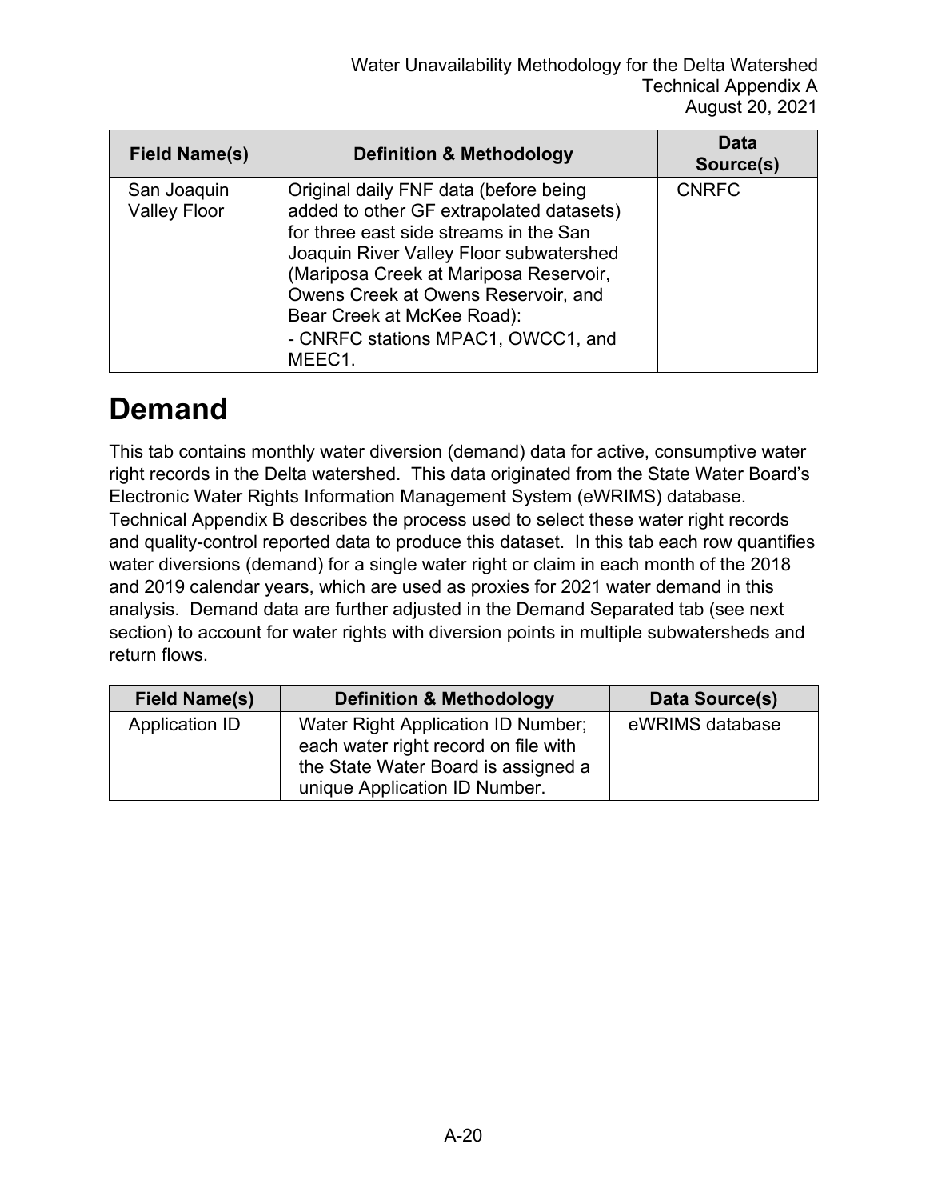| Field Name(s) | Definition & Methodology | Data Source(s) |
| --- | --- | --- |
| San Joaquin Valley Floor | Original daily FNF data (before being added to other GF extrapolated datasets) for three east side streams in the San Joaquin River Valley Floor subwatershed (Mariposa Creek at Mariposa Reservoir, Owens Creek at Owens Reservoir, and Bear Creek at McKee Road):<br>- CNRFC stations MPAC1, OWCC1, and MEEC1. | CNRFC |

# Demand

This tab contains monthly water diversion (demand) data for active, consumptive water right records in the Delta watershed. This data originated from the State Water Board's Electronic Water Rights Information Management System (eWRIMS) database. Technical Appendix B describes the process used to select these water right records and quality-control reported data to produce this dataset. In this tab each row quantifies water diversions (demand) for a single water right or claim in each month of the 2018 and 2019 calendar years, which are used as proxies for 2021 water demand in this analysis. Demand data are further adjusted in the Demand Separated tab (see next section) to account for water rights with diversion points in multiple subwatersheds and return flows.

| Field Name(s) | Definition & Methodology | Data Source(s) |
| --- | --- | --- |
| Application ID | Water Right Application ID Number; each water right record on file with the State Water Board is assigned a unique Application ID Number. | eWRIMS database |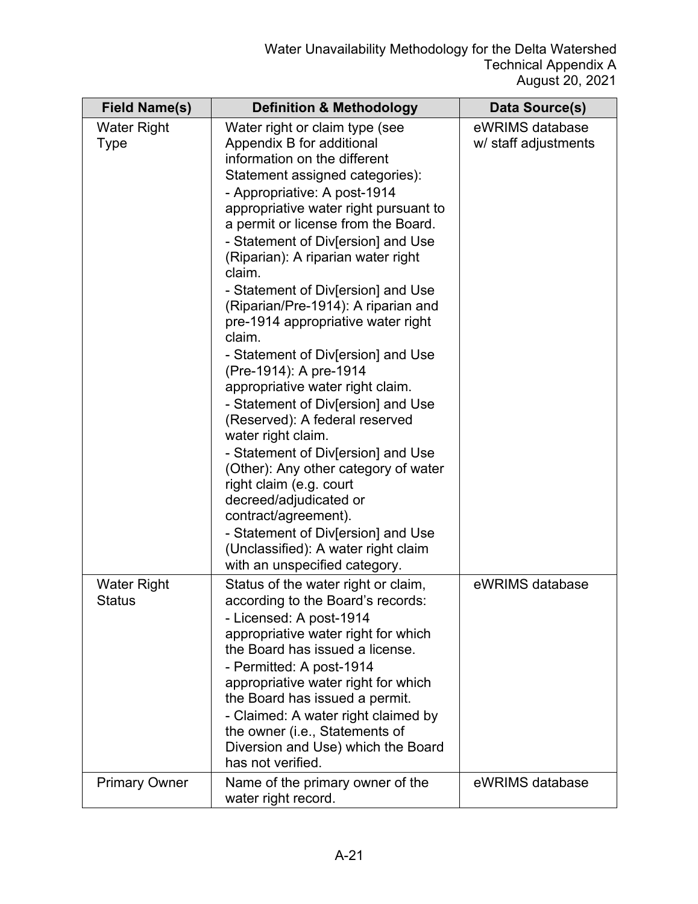| Field Name(s) | Definition & Methodology | Data Source(s) |
|---|---|---|
| Water Right Type | Water right or claim type (see Appendix B for additional information on the different Statement assigned categories):<br>- Appropriative: A post-1914 appropriative water right pursuant to a permit or license from the Board.<br>- Statement of Div[ersion] and Use (Riparian): A riparian water right claim.<br>- Statement of Div[ersion] and Use (Riparian/Pre-1914): A riparian and pre-1914 appropriative water right claim.<br>- Statement of Div[ersion] and Use (Pre-1914): A pre-1914 appropriative water right claim.<br>- Statement of Div[ersion] and Use (Reserved): A federal reserved water right claim.<br>- Statement of Div[ersion] and Use (Other): Any other category of water right claim (e.g. court decreed/adjudicated or contract/agreement).<br>- Statement of Div[ersion] and Use (Unclassified): A water right claim with an unspecified category. | eWRIMS database w/ staff adjustments |
| Water Right Status | Status of the water right or claim, according to the Board's records:<br>- Licensed: A post-1914 appropriative water right for which the Board has issued a license.<br>- Permitted: A post-1914 appropriative water right for which the Board has issued a permit.<br>- Claimed: A water right claimed by the owner (i.e., Statements of Diversion and Use) which the Board has not verified. | eWRIMS database |
| Primary Owner | Name of the primary owner of the water right record. | eWRIMS database |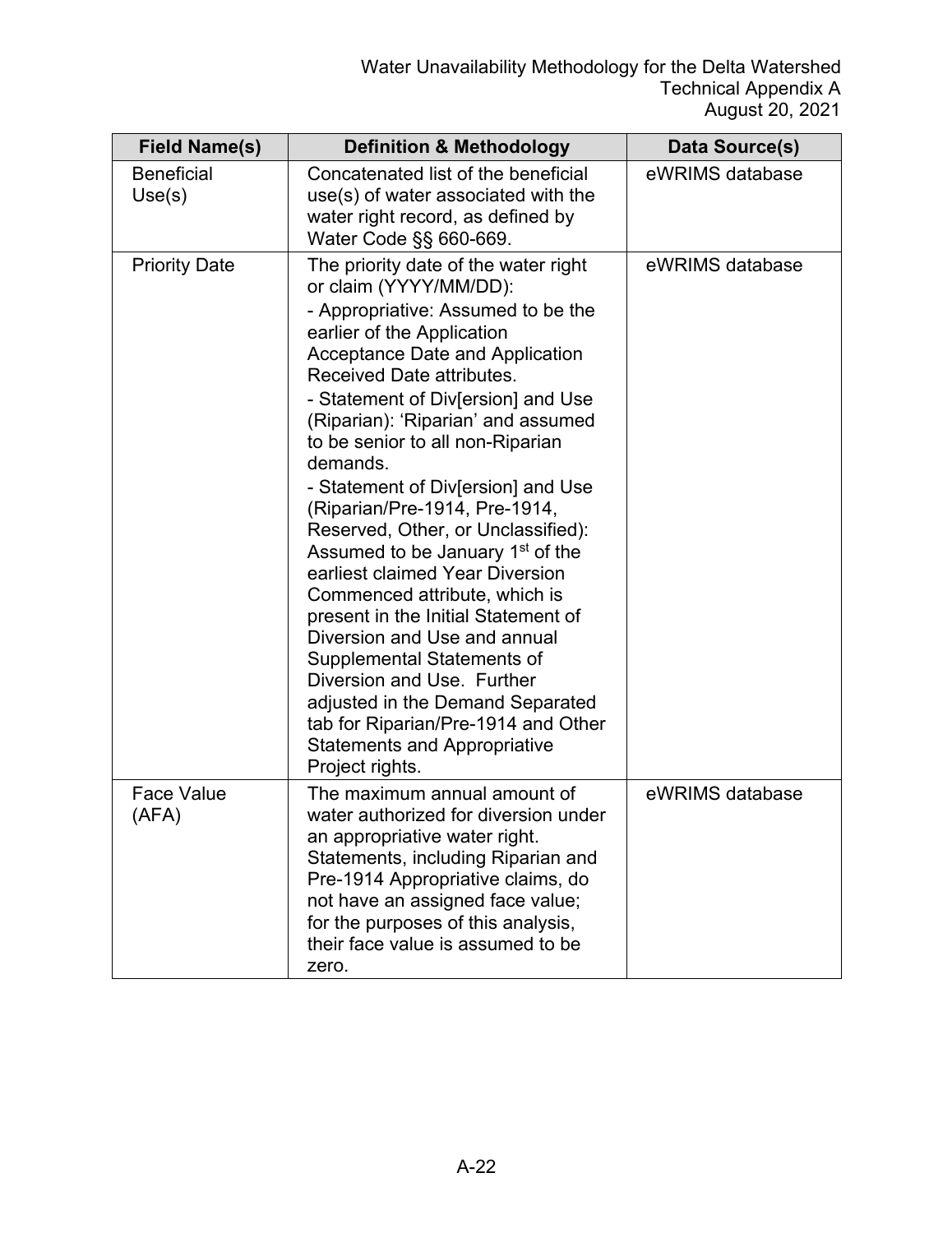| Field Name(s) | Definition & Methodology | Data Source(s) |
|---|---|---|
| Beneficial Use(s) | Concatenated list of the beneficial use(s) of water associated with the water right record, as defined by Water Code §§ 660-669. | eWRIMS database |
| Priority Date | The priority date of the water right or claim (YYYY/MM/DD):<br>- Appropriative: Assumed to be the earlier of the Application Acceptance Date and Application Received Date attributes.<br>- Statement of Div[ersion] and Use (Riparian): 'Riparian' and assumed to be senior to all non-Riparian demands.<br>- Statement of Div[ersion] and Use (Riparian/Pre-1914, Pre-1914, Reserved, Other, or Unclassified): Assumed to be January 1st of the earliest claimed Year Diversion Commenced attribute, which is present in the Initial Statement of Diversion and Use and annual Supplemental Statements of Diversion and Use. Further adjusted in the Demand Separated tab for Riparian/Pre-1914 and Other Statements and Appropriative Project rights. | eWRIMS database |
| Face Value (AFA) | The maximum annual amount of water authorized for diversion under an appropriative water right. Statements, including Riparian and Pre-1914 Appropriative claims, do not have an assigned face value; for the purposes of this analysis, their face value is assumed to be zero. | eWRIMS database |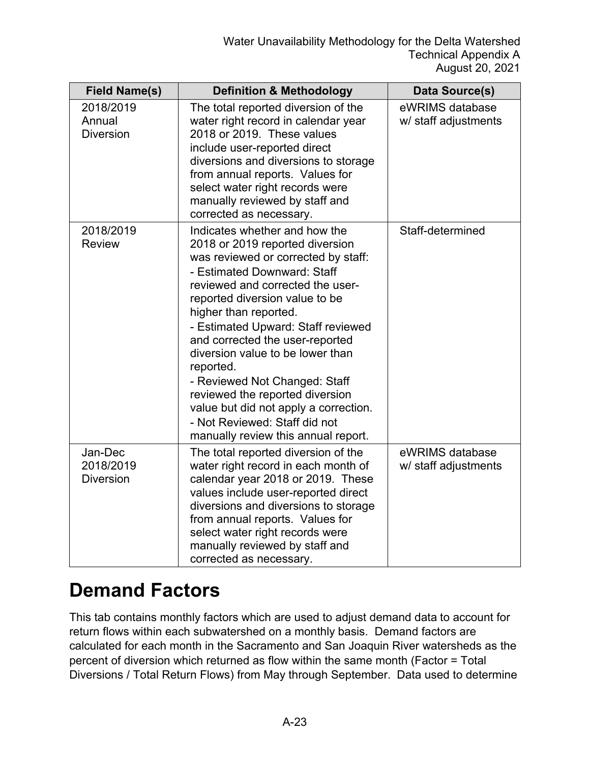| Field Name(s) | Definition & Methodology | Data Source(s) |
| --- | --- | --- |
| 2018/2019 Annual Diversion | The total reported diversion of the water right record in calendar year 2018 or 2019. These values include user-reported direct diversions and diversions to storage from annual reports. Values for select water right records were manually reviewed by staff and corrected as necessary. | eWRIMS database w/ staff adjustments |
| 2018/2019 Review | Indicates whether and how the 2018 or 2019 reported diversion was reviewed or corrected by staff:<br>- Estimated Downward: Staff reviewed and corrected the user-reported diversion value to be higher than reported.<br>- Estimated Upward: Staff reviewed and corrected the user-reported diversion value to be lower than reported.<br>- Reviewed Not Changed: Staff reviewed the reported diversion value but did not apply a correction.<br>- Not Reviewed: Staff did not manually review this annual report. | Staff-determined |
| Jan-Dec 2018/2019 Diversion | The total reported diversion of the water right record in each month of calendar year 2018 or 2019. These values include user-reported direct diversions and diversions to storage from annual reports. Values for select water right records were manually reviewed by staff and corrected as necessary. | eWRIMS database w/ staff adjustments |

# Demand Factors

This tab contains monthly factors which are used to adjust demand data to account for return flows within each subwatershed on a monthly basis. Demand factors are calculated for each month in the Sacramento and San Joaquin River watersheds as the percent of diversion which returned as flow within the same month (Factor = Total Diversions / Total Return Flows) from May through September. Data used to determine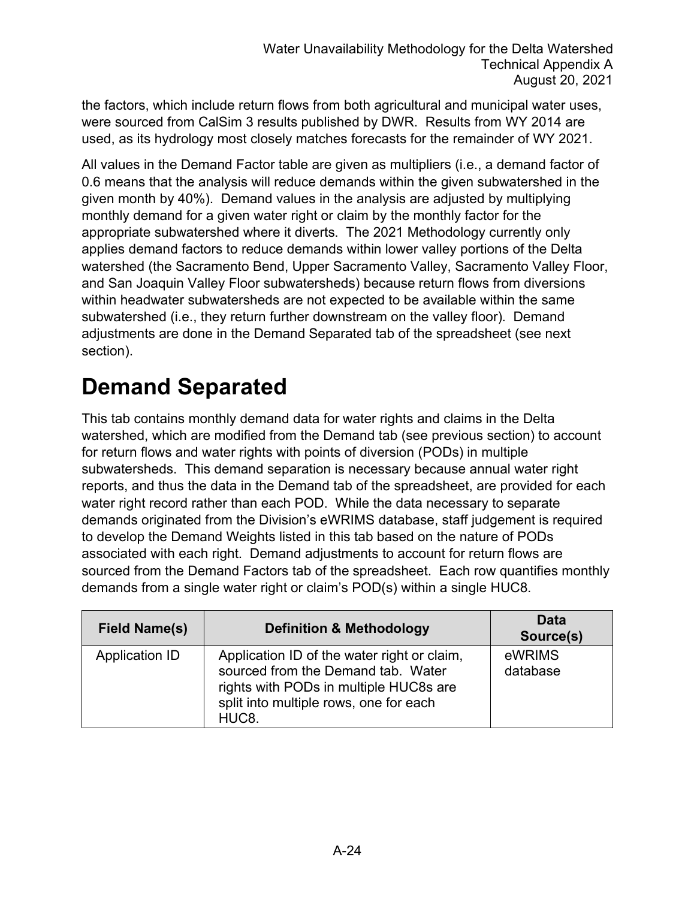the factors, which include return flows from both agricultural and municipal water uses, were sourced from CalSim 3 results published by DWR. Results from WY 2014 are used, as its hydrology most closely matches forecasts for the remainder of WY 2021.

All values in the Demand Factor table are given as multipliers (i.e., a demand factor of 0.6 means that the analysis will reduce demands within the given subwatershed in the given month by 40%). Demand values in the analysis are adjusted by multiplying monthly demand for a given water right or claim by the monthly factor for the appropriate subwatershed where it diverts. The 2021 Methodology currently only applies demand factors to reduce demands within lower valley portions of the Delta watershed (the Sacramento Bend, Upper Sacramento Valley, Sacramento Valley Floor, and San Joaquin Valley Floor subwatersheds) because return flows from diversions within headwater subwatersheds are not expected to be available within the same subwatershed (i.e., they return further downstream on the valley floor). Demand adjustments are done in the Demand Separated tab of the spreadsheet (see next section).

# Demand Separated

This tab contains monthly demand data for water rights and claims in the Delta watershed, which are modified from the Demand tab (see previous section) to account for return flows and water rights with points of diversion (PODs) in multiple subwatersheds. This demand separation is necessary because annual water right reports, and thus the data in the Demand tab of the spreadsheet, are provided for each water right record rather than each POD. While the data necessary to separate demands originated from the Division's eWRIMS database, staff judgement is required to develop the Demand Weights listed in this tab based on the nature of PODs associated with each right. Demand adjustments to account for return flows are sourced from the Demand Factors tab of the spreadsheet. Each row quantifies monthly demands from a single water right or claim's POD(s) within a single HUC8.

| Field Name(s) | Definition & Methodology | Data Source(s) |
|---|---|---|
| Application ID | Application ID of the water right or claim, sourced from the Demand tab. Water rights with PODs in multiple HUC8s are split into multiple rows, one for each HUC8. | eWRIMS database |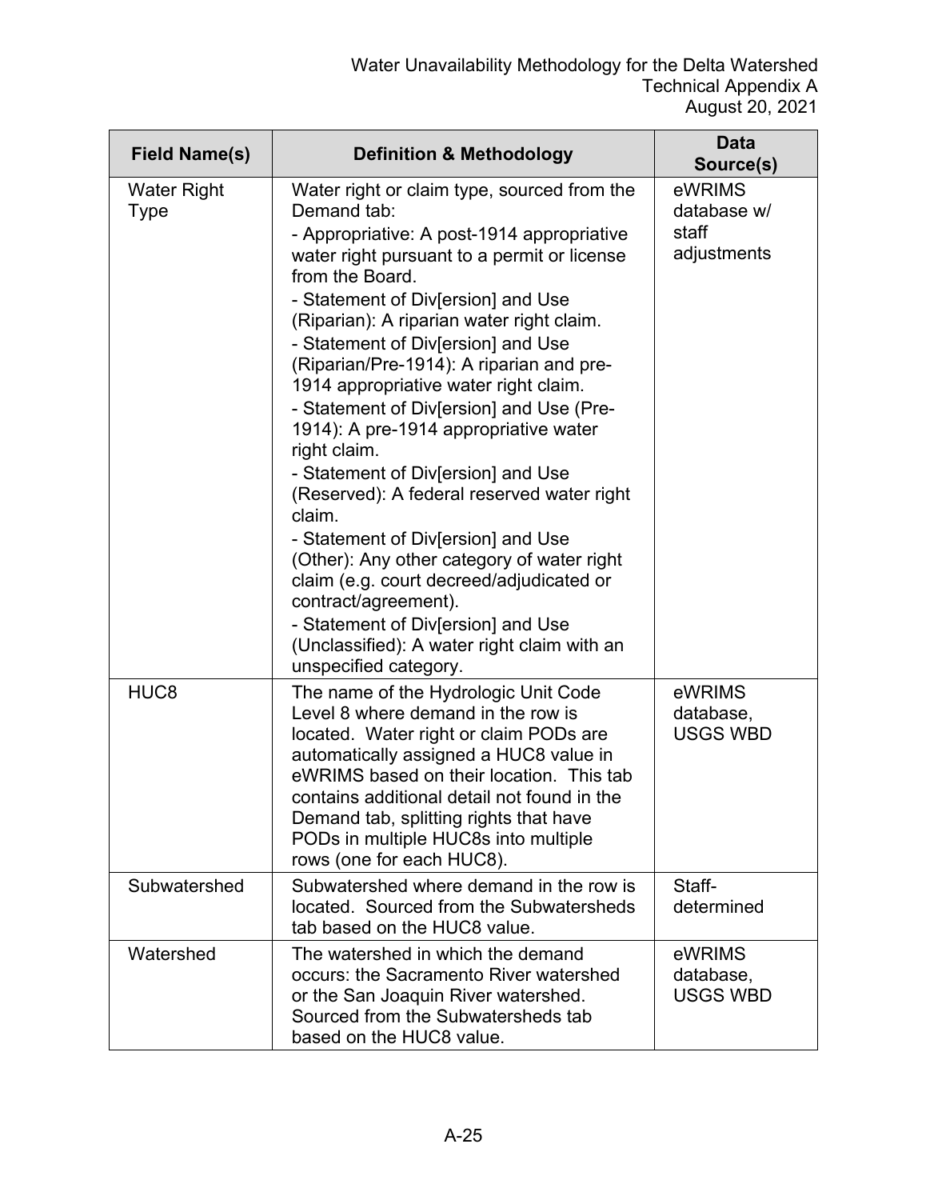| Field Name(s) | Definition & Methodology | Data Source(s) |
|---|---|---|
| Water Right Type | Water right or claim type, sourced from the Demand tab:<br>- Appropriative: A post-1914 appropriative water right pursuant to a permit or license from the Board.<br>- Statement of Div[ersion] and Use (Riparian): A riparian water right claim.<br>- Statement of Div[ersion] and Use (Riparian/Pre-1914): A riparian and pre-1914 appropriative water right claim.<br>- Statement of Div[ersion] and Use (Pre-1914): A pre-1914 appropriative water right claim.<br>- Statement of Div[ersion] and Use (Reserved): A federal reserved water right claim.<br>- Statement of Div[ersion] and Use (Other): Any other category of water right claim (e.g. court decreed/adjudicated or contract/agreement).<br>- Statement of Div[ersion] and Use (Unclassified): A water right claim with an unspecified category. | eWRIMS database w/ staff adjustments |
| HUC8 | The name of the Hydrologic Unit Code Level 8 where demand in the row is located. Water right or claim PODs are automatically assigned a HUC8 value in eWRIMS based on their location. This tab contains additional detail not found in the Demand tab, splitting rights that have PODs in multiple HUC8s into multiple rows (one for each HUC8). | eWRIMS database, USGS WBD |
| Subwatershed | Subwatershed where demand in the row is located. Sourced from the Subwatersheds tab based on the HUC8 value. | Staff-determined |
| Watershed | The watershed in which the demand occurs: the Sacramento River watershed or the San Joaquin River watershed. Sourced from the Subwatersheds tab based on the HUC8 value. | eWRIMS database, USGS WBD |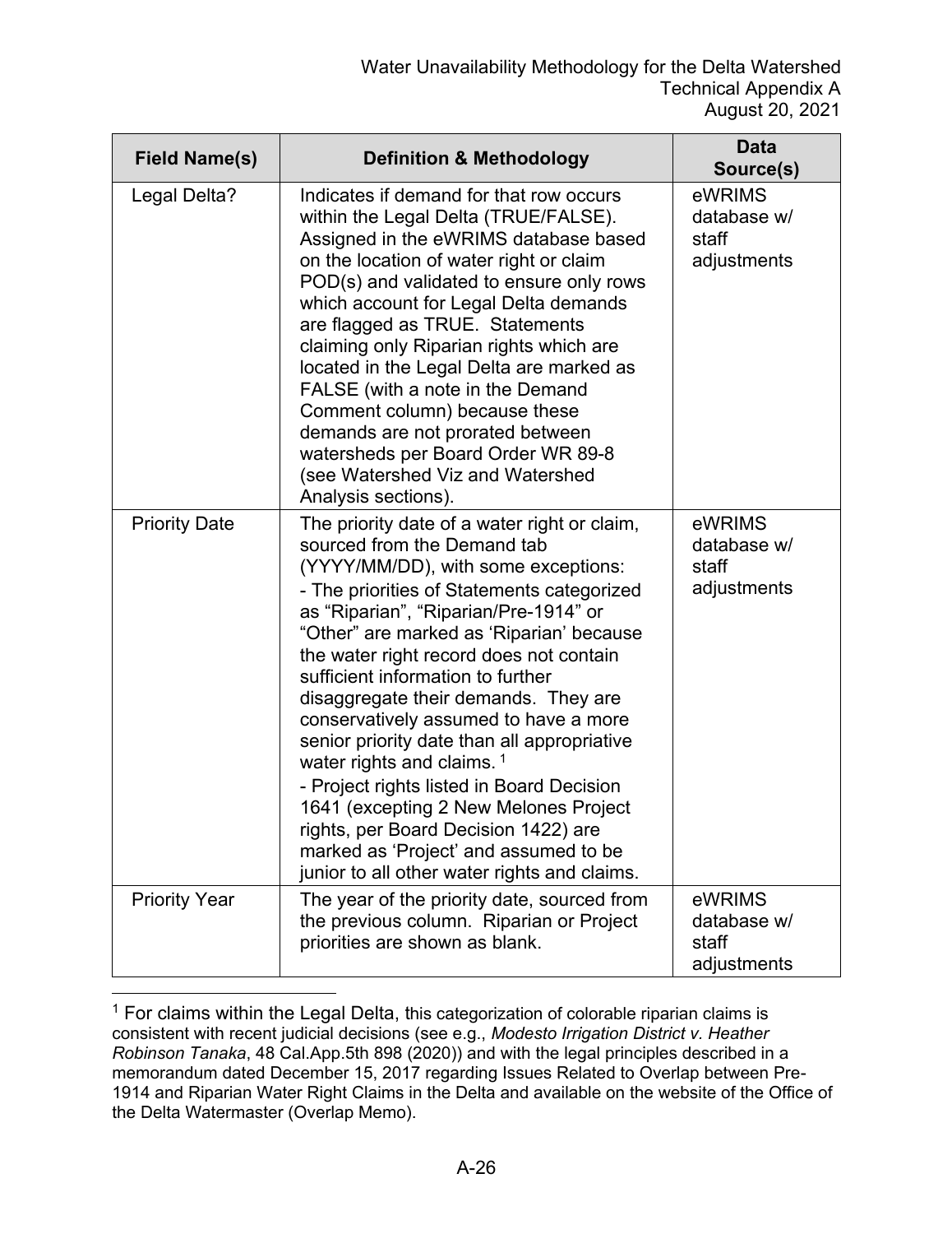| Field Name(s) | Definition & Methodology | Data Source(s) |
| --- | --- | --- |
| Legal Delta? | Indicates if demand for that row occurs within the Legal Delta (TRUE/FALSE). Assigned in the eWRIMS database based on the location of water right or claim POD(s) and validated to ensure only rows which account for Legal Delta demands are flagged as TRUE. Statements claiming only Riparian rights which are located in the Legal Delta are marked as FALSE (with a note in the Demand Comment column) because these demands are not prorated between watersheds per Board Order WR 89-8 (see Watershed Viz and Watershed Analysis sections). | eWRIMS database w/ staff adjustments |
| Priority Date | The priority date of a water right or claim, sourced from the Demand tab (YYYY/MM/DD), with some exceptions:<br>- The priorities of Statements categorized as "Riparian", "Riparian/Pre-1914" or "Other" are marked as 'Riparian' because the water right record does not contain sufficient information to further disaggregate their demands. They are conservatively assumed to have a more senior priority date than all appropriative water rights and claims. [1]<br>- Project rights listed in Board Decision 1641 (excepting 2 New Melones Project rights, per Board Decision 1422) are marked as 'Project' and assumed to be junior to all other water rights and claims. | eWRIMS database w/ staff adjustments |
| Priority Year | The year of the priority date, sourced from the previous column. Riparian or Project priorities are shown as blank. | eWRIMS database w/ staff adjustments |

[1] For claims within the Legal Delta, this categorization of colorable riparian claims is consistent with recent judicial decisions (see e.g., *Modesto Irrigation District v. Heather Robinson Tanaka*, 48 Cal.App.5th 898 (2020)) and with the legal principles described in a memorandum dated December 15, 2017 regarding Issues Related to Overlap between Pre-1914 and Riparian Water Right Claims in the Delta and available on the website of the Office of the Delta Watermaster (Overlap Memo).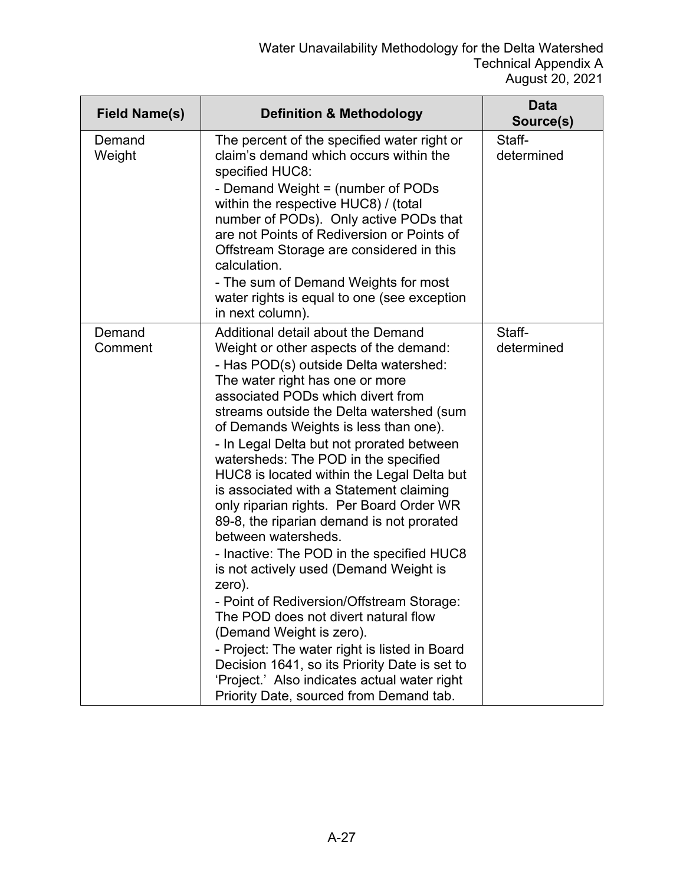| Field Name(s) | Definition & Methodology | Data Source(s) |
|---|---|---|
| Demand Weight | The percent of the specified water right or claim's demand which occurs within the specified HUC8:<br>- Demand Weight = (number of PODs within the respective HUC8) / (total number of PODs). Only active PODs that are not Points of Rediversion or Points of Offstream Storage are considered in this calculation.<br>- The sum of Demand Weights for most water rights is equal to one (see exception in next column). | Staff-determined |
| Demand Comment | Additional detail about the Demand Weight or other aspects of the demand:<br>- Has POD(s) outside Delta watershed: The water right has one or more associated PODs which divert from streams outside the Delta watershed (sum of Demands Weights is less than one).<br>- In Legal Delta but not prorated between watersheds: The POD in the specified HUC8 is located within the Legal Delta but is associated with a Statement claiming only riparian rights. Per Board Order WR 89-8, the riparian demand is not prorated between watersheds.<br>- Inactive: The POD in the specified HUC8 is not actively used (Demand Weight is zero).<br>- Point of Rediversion/Offstream Storage: The POD does not divert natural flow (Demand Weight is zero).<br>- Project: The water right is listed in Board Decision 1641, so its Priority Date is set to 'Project.' Also indicates actual water right Priority Date, sourced from Demand tab. | Staff-determined |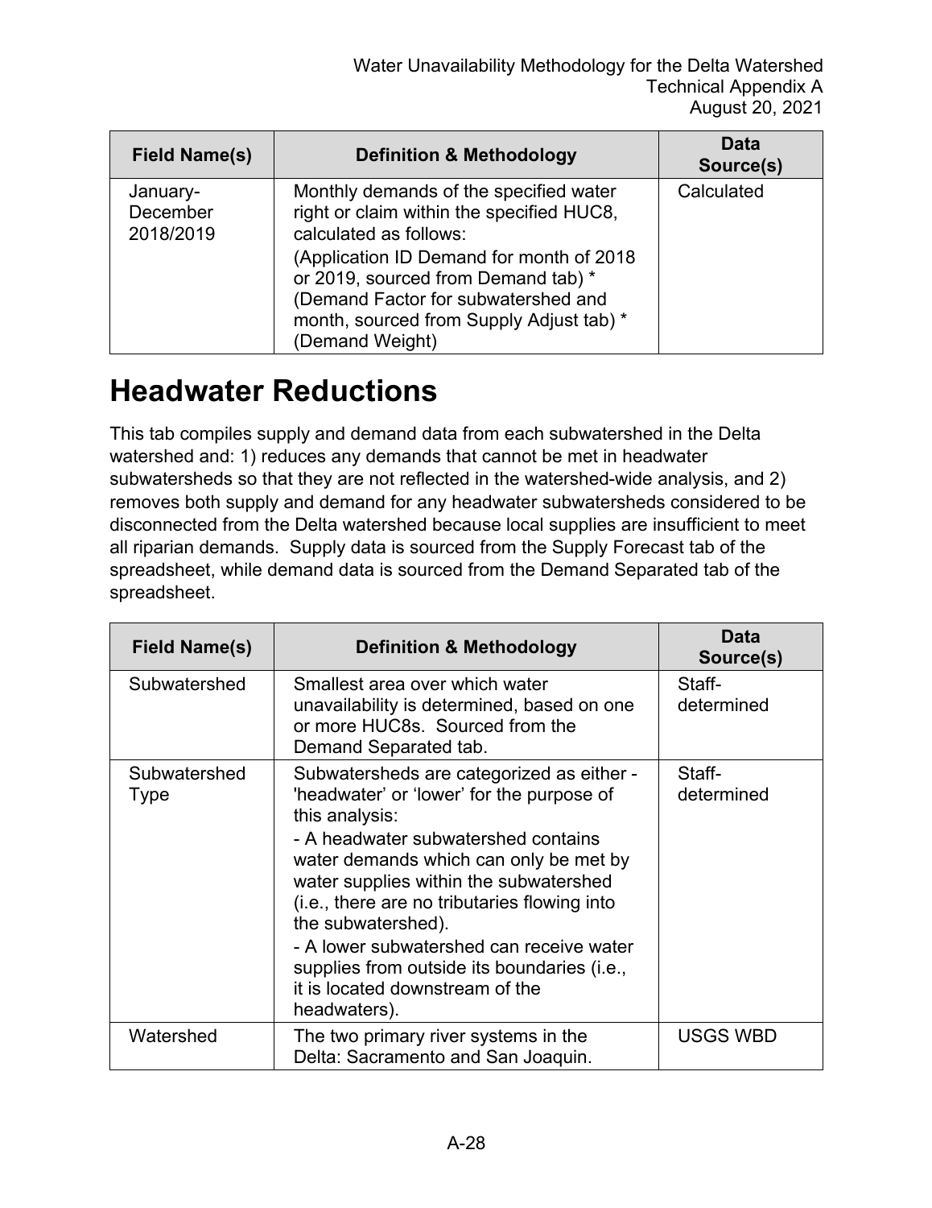| Field Name(s) | Definition & Methodology | Data Source(s) |
|---|---|---|
| January-December 2018/2019 | Monthly demands of the specified water right or claim within the specified HUC8, calculated as follows: (Application ID Demand for month of 2018 or 2019, sourced from Demand tab) * (Demand Factor for subwatershed and month, sourced from Supply Adjust tab) * (Demand Weight) | Calculated |

# Headwater Reductions

This tab compiles supply and demand data from each subwatershed in the Delta watershed and: 1) reduces any demands that cannot be met in headwater subwatersheds so that they are not reflected in the watershed-wide analysis, and 2) removes both supply and demand for any headwater subwatersheds considered to be disconnected from the Delta watershed because local supplies are insufficient to meet all riparian demands. Supply data is sourced from the Supply Forecast tab of the spreadsheet, while demand data is sourced from the Demand Separated tab of the spreadsheet.

| Field Name(s) | Definition & Methodology | Data Source(s) |
|---|---|---|
| Subwatershed | Smallest area over which water unavailability is determined, based on one or more HUC8s. Sourced from the Demand Separated tab. | Staff-determined |
| Subwatershed Type | Subwatersheds are categorized as either -'headwater' or 'lower' for the purpose of this analysis: - A headwater subwatershed contains water demands which can only be met by water supplies within the subwatershed (i.e., there are no tributaries flowing into the subwatershed). - A lower subwatershed can receive water supplies from outside its boundaries (i.e., it is located downstream of the headwaters). | Staff-determined |
| Watershed | The two primary river systems in the Delta: Sacramento and San Joaquin. | USGS WBD |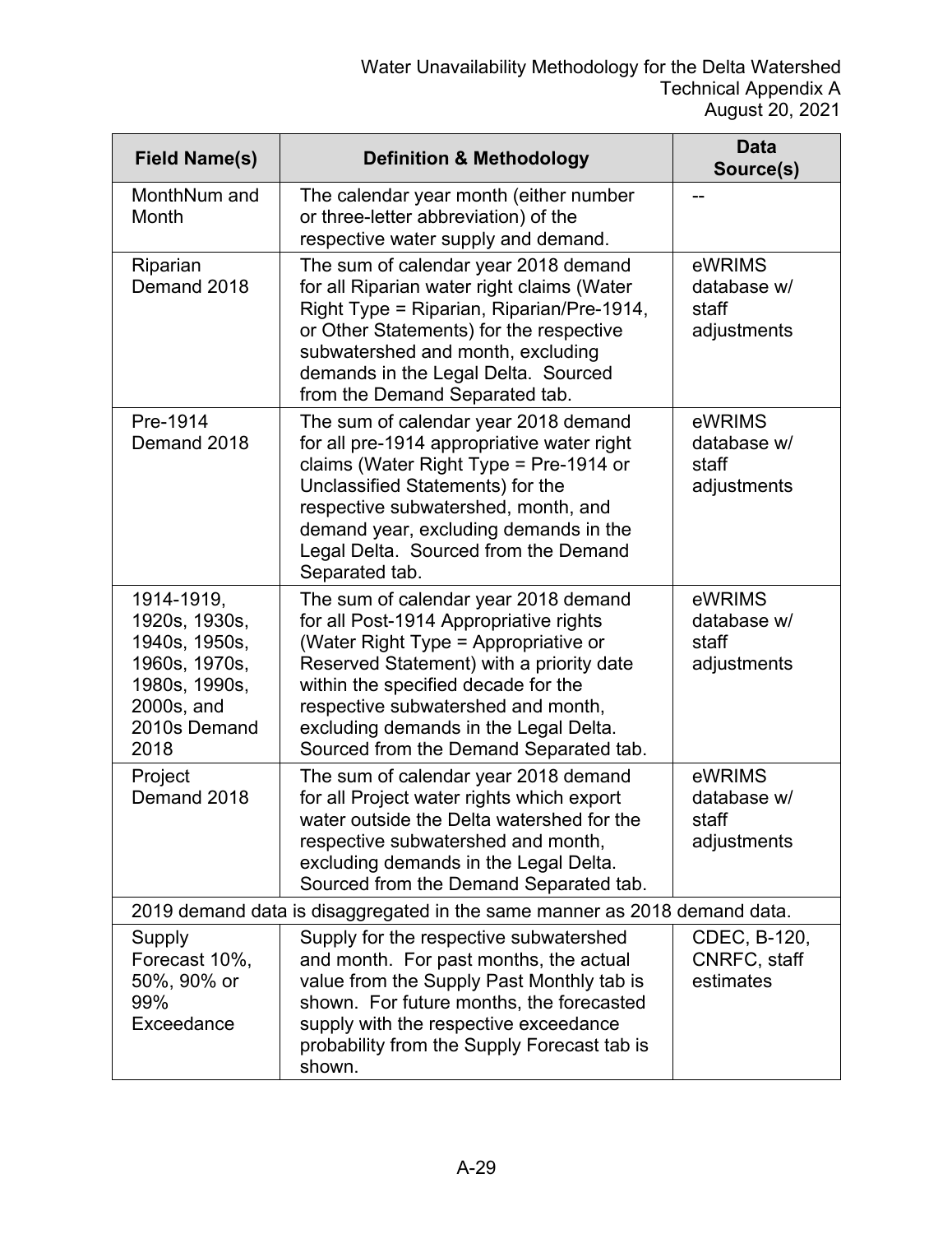| Field Name(s) | Definition & Methodology | Data Source(s) |
|---|---|---|
| MonthNum and Month | The calendar year month (either number or three-letter abbreviation) of the respective water supply and demand. | -- |
| Riparian Demand 2018 | The sum of calendar year 2018 demand for all Riparian water right claims (Water Right Type = Riparian, Riparian/Pre-1914, or Other Statements) for the respective subwatershed and month, excluding demands in the Legal Delta. Sourced from the Demand Separated tab. | eWRIMS database w/ staff adjustments |
| Pre-1914 Demand 2018 | The sum of calendar year 2018 demand for all pre-1914 appropriative water right claims (Water Right Type = Pre-1914 or Unclassified Statements) for the respective subwatershed, month, and demand year, excluding demands in the Legal Delta. Sourced from the Demand Separated tab. | eWRIMS database w/ staff adjustments |
| 1914-1919, 1920s, 1930s, 1940s, 1950s, 1960s, 1970s, 1980s, 1990s, 2000s, and 2010s Demand 2018 | The sum of calendar year 2018 demand for all Post-1914 Appropriative rights (Water Right Type = Appropriative or Reserved Statement) with a priority date within the specified decade for the respective subwatershed and month, excluding demands in the Legal Delta. Sourced from the Demand Separated tab. | eWRIMS database w/ staff adjustments |
| Project Demand 2018 | The sum of calendar year 2018 demand for all Project water rights which export water outside the Delta watershed for the respective subwatershed and month, excluding demands in the Legal Delta. Sourced from the Demand Separated tab. | eWRIMS database w/ staff adjustments |
| 2019 demand data is disaggregated in the same manner as 2018 demand data. | | |
| Supply Forecast 10%, 50%, 90% or 99% Exceedance | Supply for the respective subwatershed and month. For past months, the actual value from the Supply Past Monthly tab is shown. For future months, the forecasted supply with the respective exceedance probability from the Supply Forecast tab is shown. | CDEC, B-120, CNRFC, staff estimates |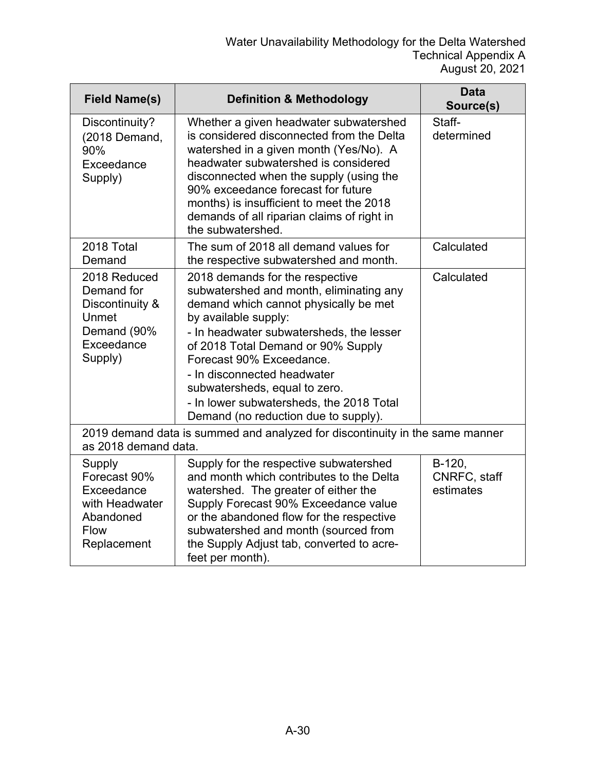| Field Name(s) | Definition & Methodology | Data Source(s) |
|---|---|---|
| Discontinuity? (2018 Demand, 90% Exceedance Supply) | Whether a given headwater subwatershed is considered disconnected from the Delta watershed in a given month (Yes/No). A headwater subwatershed is considered disconnected when the supply (using the 90% exceedance forecast for future months) is insufficient to meet the 2018 demands of all riparian claims of right in the subwatershed. | Staff-determined |
| 2018 Total Demand | The sum of 2018 all demand values for the respective subwatershed and month. | Calculated |
| 2018 Reduced Demand for Discontinuity & Unmet Demand (90% Exceedance Supply) | 2018 demands for the respective subwatershed and month, eliminating any demand which cannot physically be met by available supply:<br>- In headwater subwatersheds, the lesser of 2018 Total Demand or 90% Supply Forecast 90% Exceedance.<br>- In disconnected headwater subwatersheds, equal to zero.<br>- In lower subwatersheds, the 2018 Total Demand (no reduction due to supply). | Calculated |
| 2019 demand data is summed and analyzed for discontinuity in the same manner as 2018 demand data. | | |
| Supply Forecast 90% Exceedance with Headwater Abandoned Flow Replacement | Supply for the respective subwatershed and month which contributes to the Delta watershed. The greater of either the Supply Forecast 90% Exceedance value or the abandoned flow for the respective subwatershed and month (sourced from the Supply Adjust tab, converted to acre-feet per month). | B-120, CNRFC, staff estimates |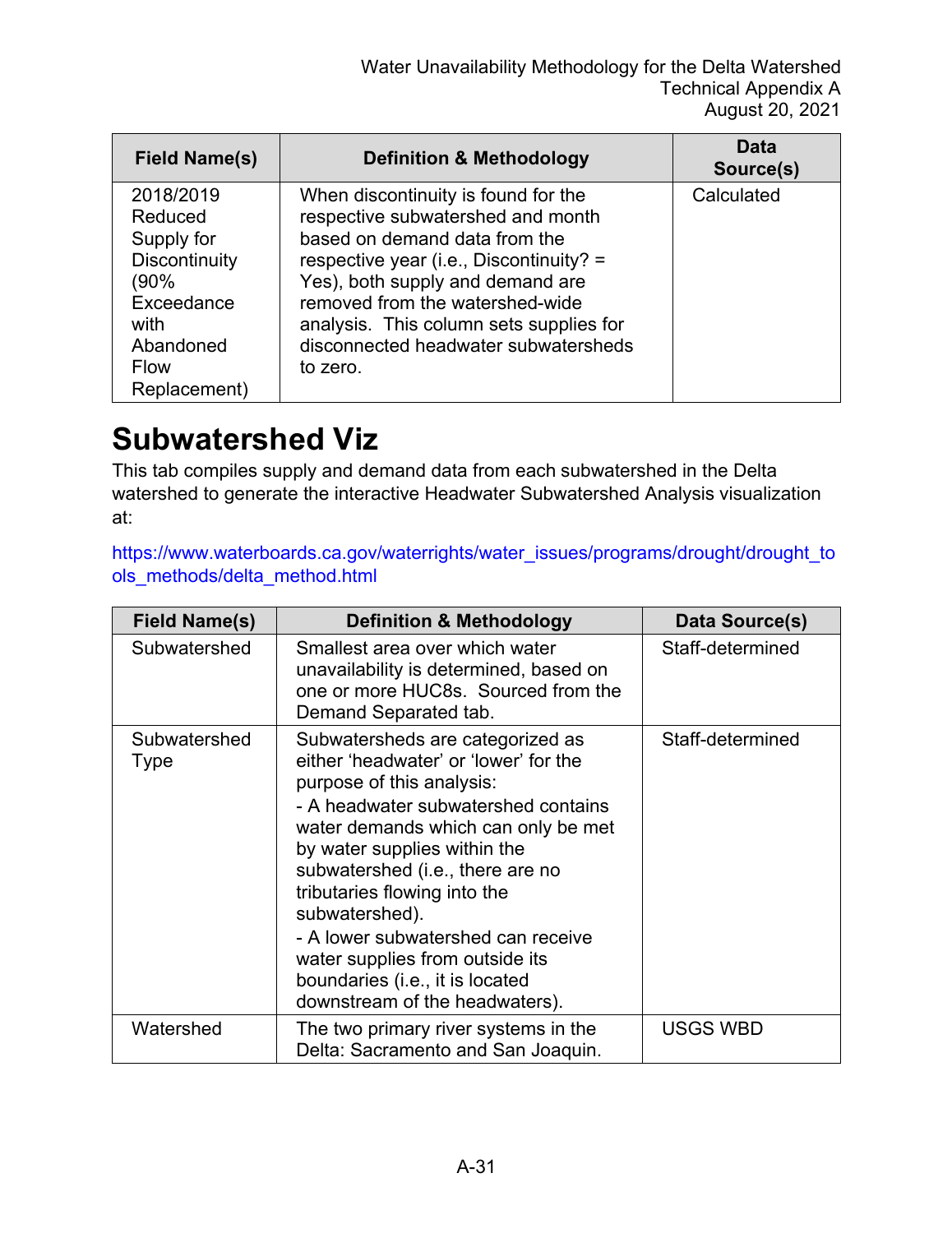| Field Name(s) | Definition & Methodology | Data Source(s) |
| --- | --- | --- |
| 2018/2019 Reduced Supply for Discontinuity (90% Exceedance with Abandoned Flow Replacement) | When discontinuity is found for the respective subwatershed and month based on demand data from the respective year (i.e., Discontinuity? = Yes), both supply and demand are removed from the watershed-wide analysis. This column sets supplies for disconnected headwater subwatersheds to zero. | Calculated |

# Subwatershed Viz

This tab compiles supply and demand data from each subwatershed in the Delta watershed to generate the interactive Headwater Subwatershed Analysis visualization at:

https://www.waterboards.ca.gov/waterrights/water_issues/programs/drought/drought_tools_methods/delta_method.html

| Field Name(s) | Definition & Methodology | Data Source(s) |
| --- | --- | --- |
| Subwatershed | Smallest area over which water unavailability is determined, based on one or more HUC8s. Sourced from the Demand Separated tab. | Staff-determined |
| Subwatershed Type | Subwatersheds are categorized as either 'headwater' or 'lower' for the purpose of this analysis:<br>- A headwater subwatershed contains water demands which can only be met by water supplies within the subwatershed (i.e., there are no tributaries flowing into the subwatershed).<br>- A lower subwatershed can receive water supplies from outside its boundaries (i.e., it is located downstream of the headwaters). | Staff-determined |
| Watershed | The two primary river systems in the Delta: Sacramento and San Joaquin. | USGS WBD |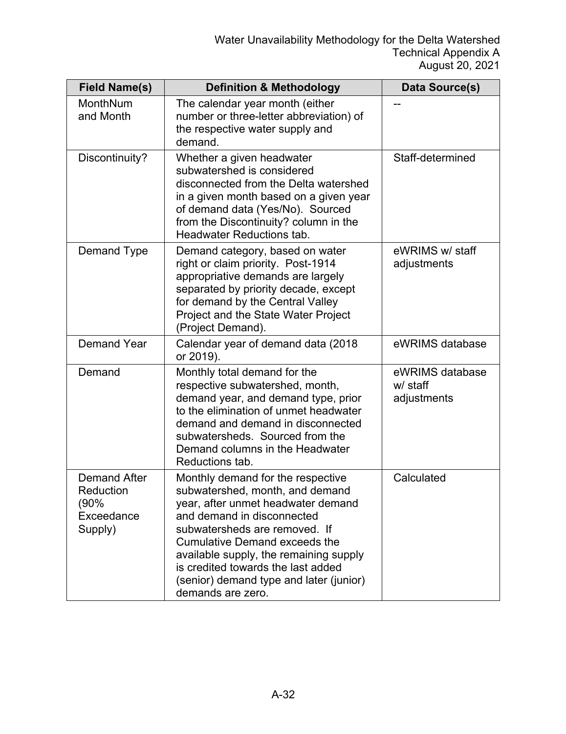| Field Name(s) | Definition & Methodology | Data Source(s) |
|---|---|---|
| MonthNum and Month | The calendar year month (either number or three-letter abbreviation) of the respective water supply and demand. | -- |
| Discontinuity? | Whether a given headwater subwatershed is considered disconnected from the Delta watershed in a given month based on a given year of demand data (Yes/No). Sourced from the Discontinuity? column in the Headwater Reductions tab. | Staff-determined |
| Demand Type | Demand category, based on water right or claim priority. Post-1914 appropriative demands are largely separated by priority decade, except for demand by the Central Valley Project and the State Water Project (Project Demand). | eWRIMS w/ staff adjustments |
| Demand Year | Calendar year of demand data (2018 or 2019). | eWRIMS database |
| Demand | Monthly total demand for the respective subwatershed, month, demand year, and demand type, prior to the elimination of unmet headwater demand and demand in disconnected subwatersheds. Sourced from the Demand columns in the Headwater Reductions tab. | eWRIMS database w/ staff adjustments |
| Demand After Reduction (90% Exceedance Supply) | Monthly demand for the respective subwatershed, month, and demand year, after unmet headwater demand and demand in disconnected subwatersheds are removed. If Cumulative Demand exceeds the available supply, the remaining supply is credited towards the last added (senior) demand type and later (junior) demands are zero. | Calculated |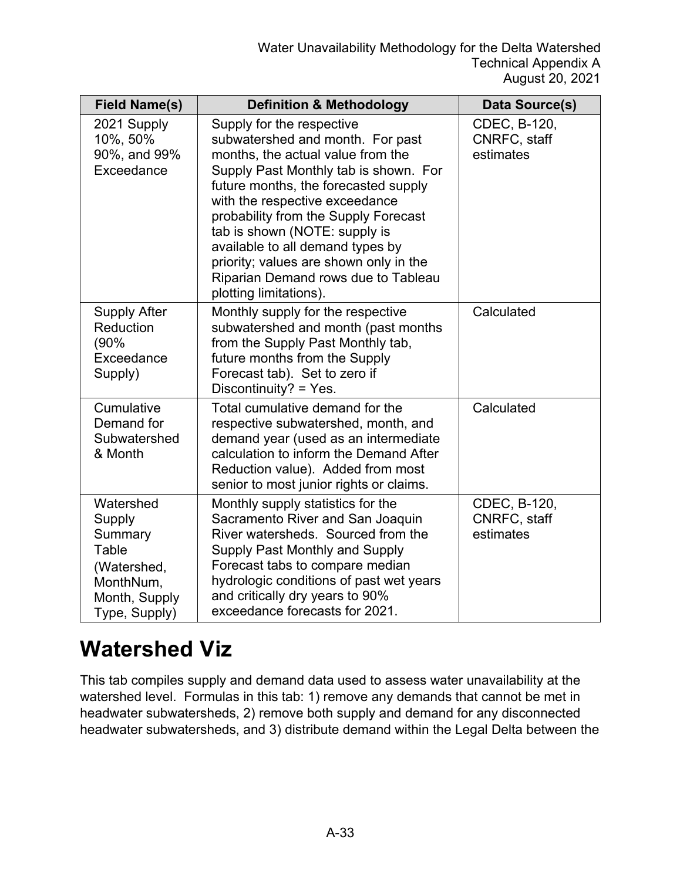| Field Name(s) | Definition & Methodology | Data Source(s) |
| --- | --- | --- |
| 2021 Supply 10%, 50% 90%, and 99% Exceedance | Supply for the respective subwatershed and month. For past months, the actual value from the Supply Past Monthly tab is shown. For future months, the forecasted supply with the respective exceedance probability from the Supply Forecast tab is shown (NOTE: supply is available to all demand types by priority; values are shown only in the Riparian Demand rows due to Tableau plotting limitations). | CDEC, B-120, CNRFC, staff estimates |
| Supply After Reduction (90% Exceedance Supply) | Monthly supply for the respective subwatershed and month (past months from the Supply Past Monthly tab, future months from the Supply Forecast tab). Set to zero if Discontinuity? = Yes. | Calculated |
| Cumulative Demand for Subwatershed & Month | Total cumulative demand for the respective subwatershed, month, and demand year (used as an intermediate calculation to inform the Demand After Reduction value). Added from most senior to most junior rights or claims. | Calculated |
| Watershed Supply Summary Table (Watershed, MonthNum, Month, Supply Type, Supply) | Monthly supply statistics for the Sacramento River and San Joaquin River watersheds. Sourced from the Supply Past Monthly and Supply Forecast tabs to compare median hydrologic conditions of past wet years and critically dry years to 90% exceedance forecasts for 2021. | CDEC, B-120, CNRFC, staff estimates |

# Watershed Viz

This tab compiles supply and demand data used to assess water unavailability at the watershed level. Formulas in this tab: 1) remove any demands that cannot be met in headwater subwatersheds, 2) remove both supply and demand for any disconnected headwater subwatersheds, and 3) distribute demand within the Legal Delta between the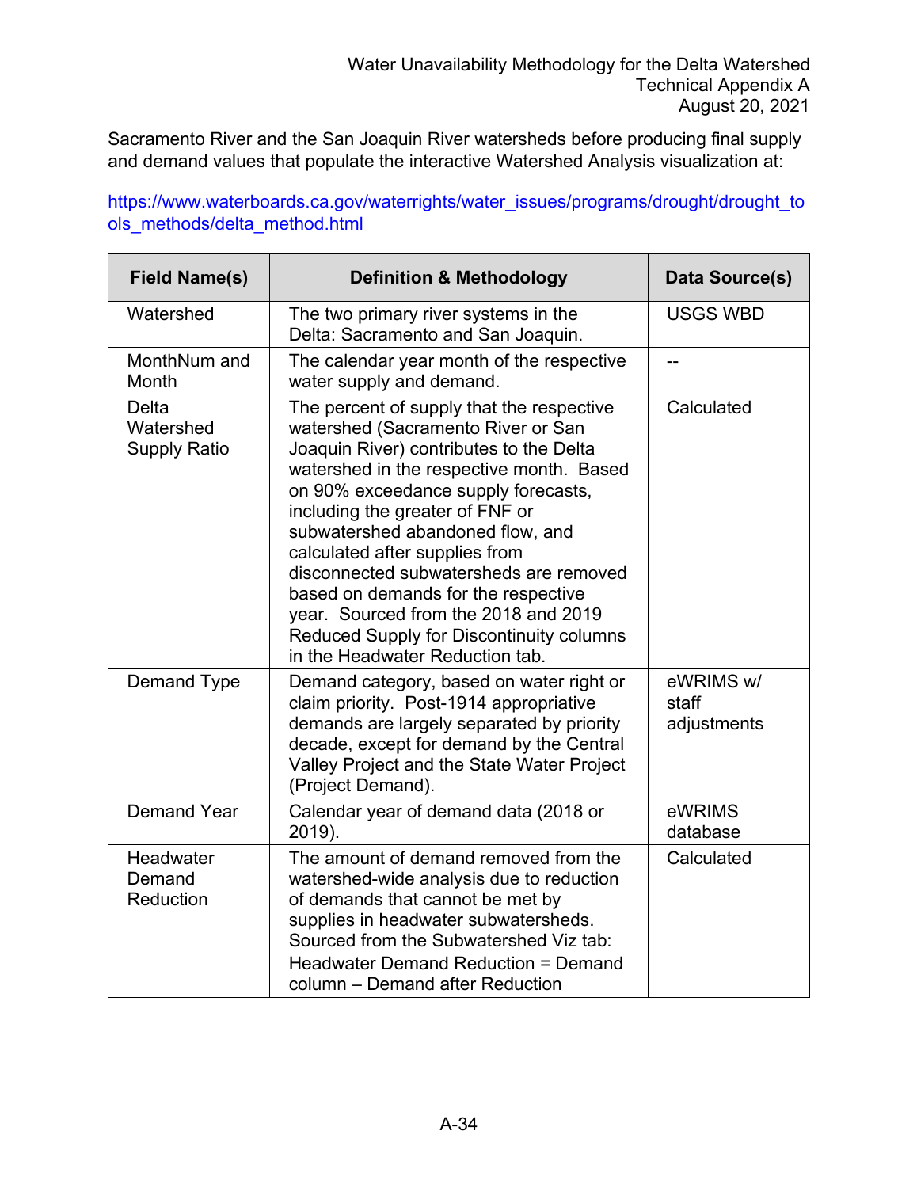Sacramento River and the San Joaquin River watersheds before producing final supply and demand values that populate the interactive Watershed Analysis visualization at:

https://www.waterboards.ca.gov/waterrights/water_issues/programs/drought/drought_tools_methods/delta_method.html

| Field Name(s) | Definition & Methodology | Data Source(s) |
|---|---|---|
| Watershed | The two primary river systems in the Delta: Sacramento and San Joaquin. | USGS WBD |
| MonthNum and Month | The calendar year month of the respective water supply and demand. | -- |
| Delta Watershed Supply Ratio | The percent of supply that the respective watershed (Sacramento River or San Joaquin River) contributes to the Delta watershed in the respective month. Based on 90% exceedance supply forecasts, including the greater of FNF or subwatershed abandoned flow, and calculated after supplies from disconnected subwatersheds are removed based on demands for the respective year. Sourced from the 2018 and 2019 Reduced Supply for Discontinuity columns in the Headwater Reduction tab. | Calculated |
| Demand Type | Demand category, based on water right or claim priority. Post-1914 appropriative demands are largely separated by priority decade, except for demand by the Central Valley Project and the State Water Project (Project Demand). | eWRIMS w/ staff adjustments |
| Demand Year | Calendar year of demand data (2018 or 2019). | eWRIMS database |
| Headwater Demand Reduction | The amount of demand removed from the watershed-wide analysis due to reduction of demands that cannot be met by supplies in headwater subwatersheds. Sourced from the Subwatershed Viz tab: Headwater Demand Reduction = Demand column – Demand after Reduction | Calculated |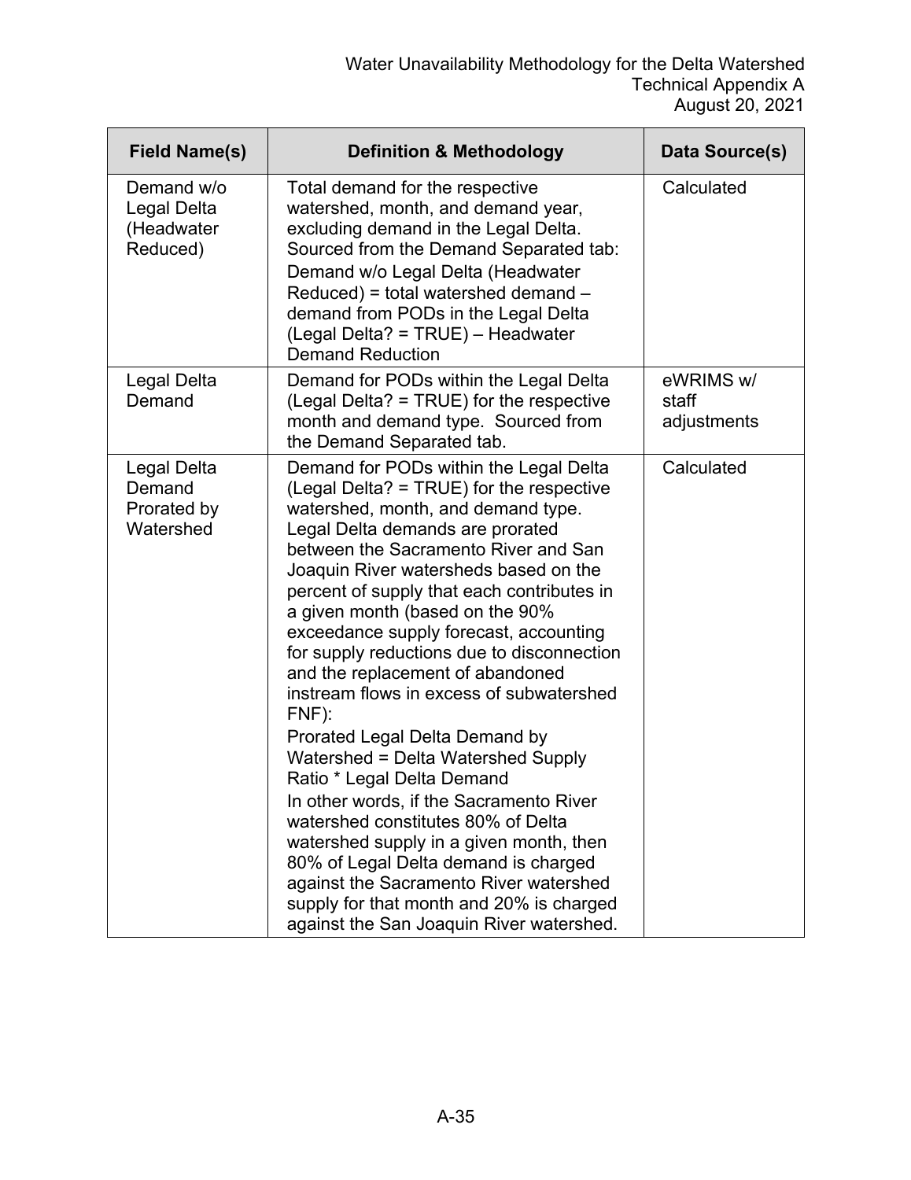| Field Name(s) | Definition & Methodology | Data Source(s) |
| --- | --- | --- |
| Demand w/o Legal Delta (Headwater Reduced) | Total demand for the respective watershed, month, and demand year, excluding demand in the Legal Delta. Sourced from the Demand Separated tab:<br>Demand w/o Legal Delta (Headwater Reduced) = total watershed demand – demand from PODs in the Legal Delta (Legal Delta? = TRUE) – Headwater Demand Reduction | Calculated |
| Legal Delta Demand | Demand for PODs within the Legal Delta (Legal Delta? = TRUE) for the respective month and demand type. Sourced from the Demand Separated tab. | eWRIMS w/ staff adjustments |
| Legal Delta Demand Prorated by Watershed | Demand for PODs within the Legal Delta (Legal Delta? = TRUE) for the respective watershed, month, and demand type. Legal Delta demands are prorated between the Sacramento River and San Joaquin River watersheds based on the percent of supply that each contributes in a given month (based on the 90% exceedance supply forecast, accounting for supply reductions due to disconnection and the replacement of abandoned instream flows in excess of subwatershed FNF):<br>Prorated Legal Delta Demand by Watershed = Delta Watershed Supply Ratio * Legal Delta Demand<br>In other words, if the Sacramento River watershed constitutes 80% of Delta watershed supply in a given month, then 80% of Legal Delta demand is charged against the Sacramento River watershed supply for that month and 20% is charged against the San Joaquin River watershed. | Calculated |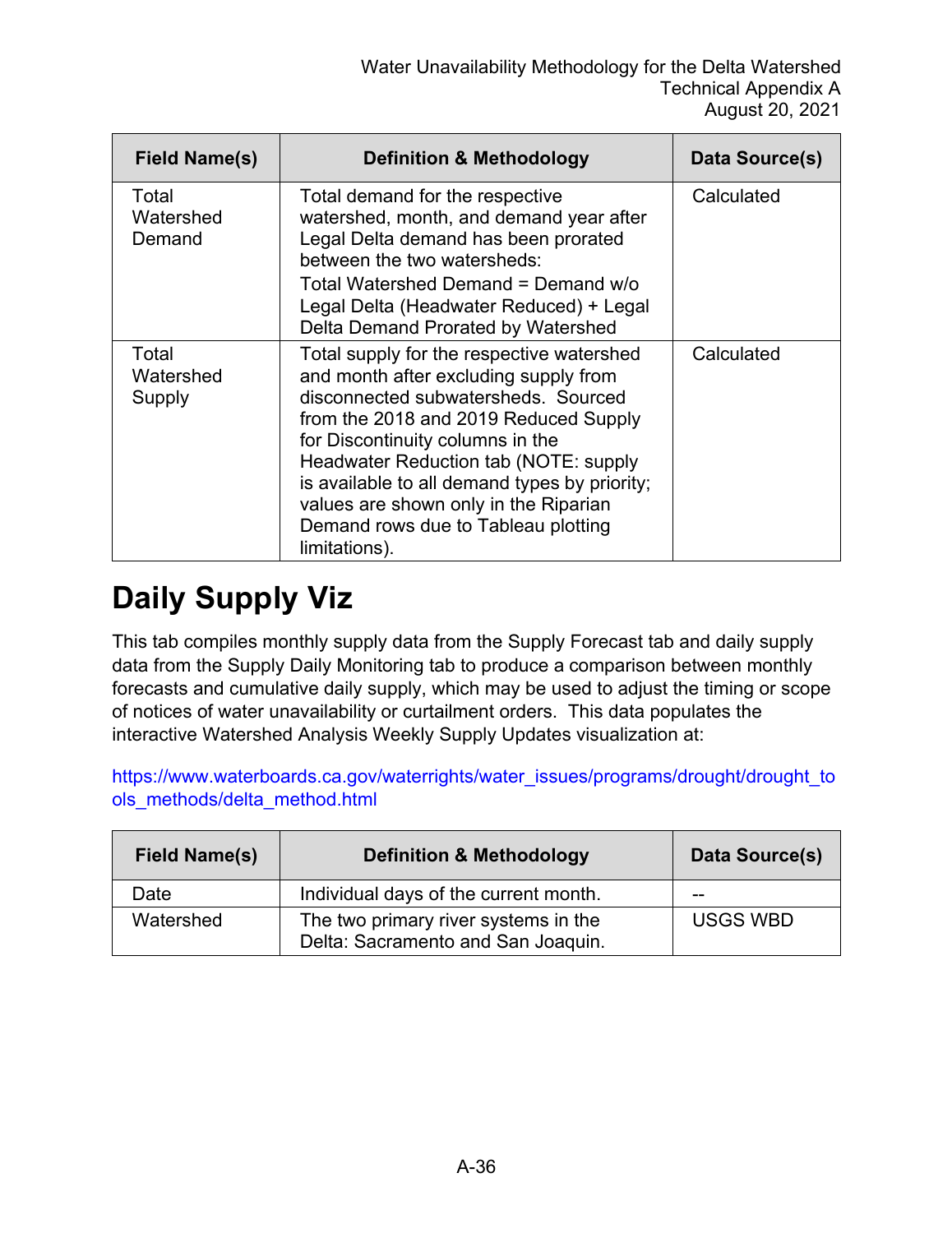| Field Name(s) | Definition & Methodology | Data Source(s) |
| --- | --- | --- |
| Total Watershed Demand | Total demand for the respective watershed, month, and demand year after Legal Delta demand has been prorated between the two watersheds: Total Watershed Demand = Demand w/o Legal Delta (Headwater Reduced) + Legal Delta Demand Prorated by Watershed | Calculated |
| Total Watershed Supply | Total supply for the respective watershed and month after excluding supply from disconnected subwatersheds. Sourced from the 2018 and 2019 Reduced Supply for Discontinuity columns in the Headwater Reduction tab (NOTE: supply is available to all demand types by priority; values are shown only in the Riparian Demand rows due to Tableau plotting limitations). | Calculated |

## Daily Supply Viz

This tab compiles monthly supply data from the Supply Forecast tab and daily supply data from the Supply Daily Monitoring tab to produce a comparison between monthly forecasts and cumulative daily supply, which may be used to adjust the timing or scope of notices of water unavailability or curtailment orders. This data populates the interactive Watershed Analysis Weekly Supply Updates visualization at:

https://www.waterboards.ca.gov/waterrights/water_issues/programs/drought/drought_tools_methods/delta_method.html

| Field Name(s) | Definition & Methodology | Data Source(s) |
| --- | --- | --- |
| Date | Individual days of the current month. | -- |
| Watershed | The two primary river systems in the Delta: Sacramento and San Joaquin. | USGS WBD |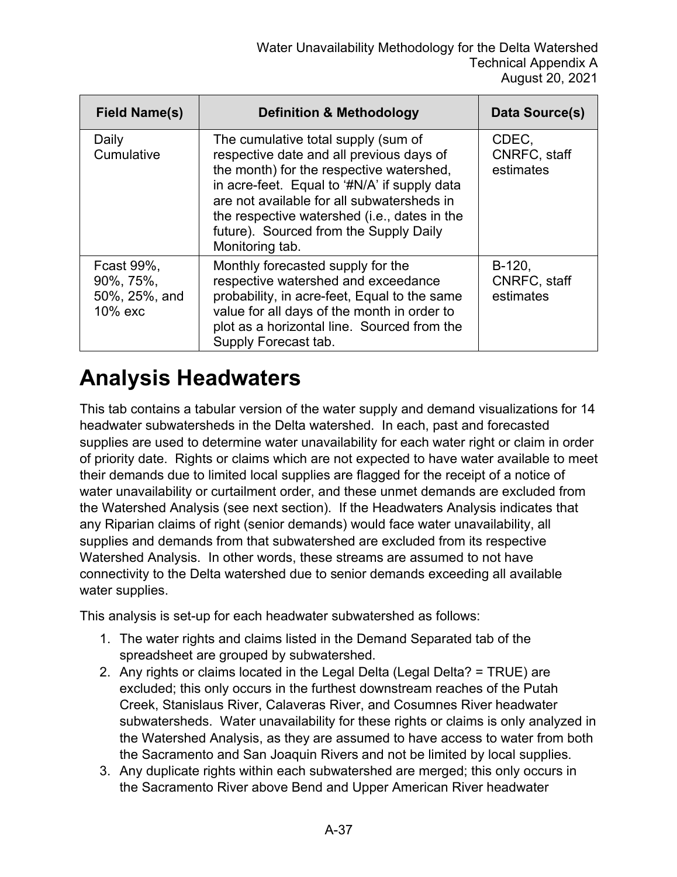| Field Name(s) | Definition & Methodology | Data Source(s) |
| --- | --- | --- |
| Daily Cumulative | The cumulative total supply (sum of respective date and all previous days of the month) for the respective watershed, in acre-feet. Equal to '#N/A' if supply data are not available for all subwatersheds in the respective watershed (i.e., dates in the future). Sourced from the Supply Daily Monitoring tab. | CDEC, CNRFC, staff estimates |
| Fcast 99%, 90%, 75%, 50%, 25%, and 10% exc | Monthly forecasted supply for the respective watershed and exceedance probability, in acre-feet, Equal to the same value for all days of the month in order to plot as a horizontal line. Sourced from the Supply Forecast tab. | B-120, CNRFC, staff estimates |

# Analysis Headwaters

This tab contains a tabular version of the water supply and demand visualizations for 14 headwater subwatersheds in the Delta watershed. In each, past and forecasted supplies are used to determine water unavailability for each water right or claim in order of priority date. Rights or claims which are not expected to have water available to meet their demands due to limited local supplies are flagged for the receipt of a notice of water unavailability or curtailment order, and these unmet demands are excluded from the Watershed Analysis (see next section). If the Headwaters Analysis indicates that any Riparian claims of right (senior demands) would face water unavailability, all supplies and demands from that subwatershed are excluded from its respective Watershed Analysis. In other words, these streams are assumed to not have connectivity to the Delta watershed due to senior demands exceeding all available water supplies.

This analysis is set-up for each headwater subwatershed as follows:

1. The water rights and claims listed in the Demand Separated tab of the spreadsheet are grouped by subwatershed.
2. Any rights or claims located in the Legal Delta (Legal Delta? = TRUE) are excluded; this only occurs in the furthest downstream reaches of the Putah Creek, Stanislaus River, Calaveras River, and Cosumnes River headwater subwatersheds. Water unavailability for these rights or claims is only analyzed in the Watershed Analysis, as they are assumed to have access to water from both the Sacramento and San Joaquin Rivers and not be limited by local supplies.
3. Any duplicate rights within each subwatershed are merged; this only occurs in the Sacramento River above Bend and Upper American River headwater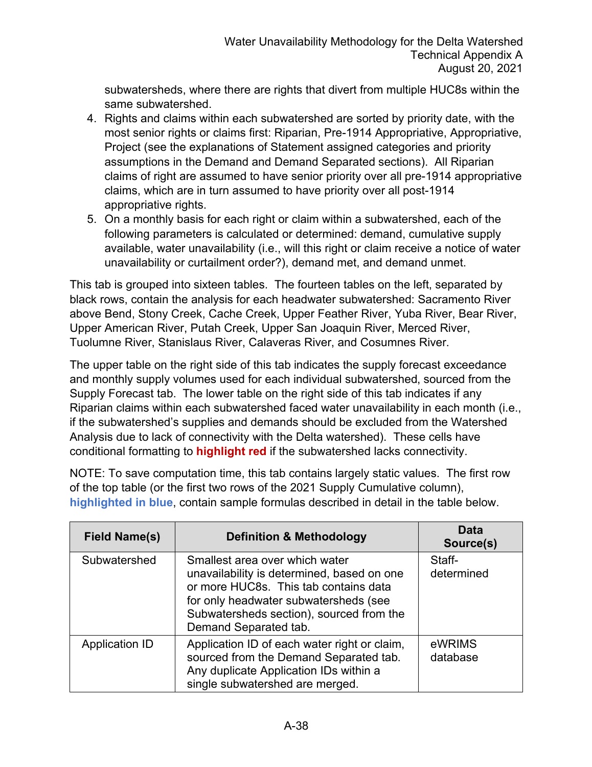subwatersheds, where there are rights that divert from multiple HUC8s within the same subwatershed.

4. Rights and claims within each subwatershed are sorted by priority date, with the most senior rights or claims first: Riparian, Pre-1914 Appropriative, Appropriative, Project (see the explanations of Statement assigned categories and priority assumptions in the Demand and Demand Separated sections). All Riparian claims of right are assumed to have senior priority over all pre-1914 appropriative claims, which are in turn assumed to have priority over all post-1914 appropriative rights.
5. On a monthly basis for each right or claim within a subwatershed, each of the following parameters is calculated or determined: demand, cumulative supply available, water unavailability (i.e., will this right or claim receive a notice of water unavailability or curtailment order?), demand met, and demand unmet.

This tab is grouped into sixteen tables. The fourteen tables on the left, separated by black rows, contain the analysis for each headwater subwatershed: Sacramento River above Bend, Stony Creek, Cache Creek, Upper Feather River, Yuba River, Bear River, Upper American River, Putah Creek, Upper San Joaquin River, Merced River, Tuolumne River, Stanislaus River, Calaveras River, and Cosumnes River.

The upper table on the right side of this tab indicates the supply forecast exceedance and monthly supply volumes used for each individual subwatershed, sourced from the Supply Forecast tab. The lower table on the right side of this tab indicates if any Riparian claims within each subwatershed faced water unavailability in each month (i.e., if the subwatershed's supplies and demands should be excluded from the Watershed Analysis due to lack of connectivity with the Delta watershed). These cells have conditional formatting to **highlight red** if the subwatershed lacks connectivity.

NOTE: To save computation time, this tab contains largely static values. The first row of the top table (or the first two rows of the 2021 Supply Cumulative column), **highlighted in blue**, contain sample formulas described in detail in the table below.

| Field Name(s) | Definition & Methodology | Data Source(s) |
|---|---|---|
| Subwatershed | Smallest area over which water unavailability is determined, based on one or more HUC8s. This tab contains data for only headwater subwatersheds (see Subwatersheds section), sourced from the Demand Separated tab. | Staff-determined |
| Application ID | Application ID of each water right or claim, sourced from the Demand Separated tab. Any duplicate Application IDs within a single subwatershed are merged. | eWRIMS database |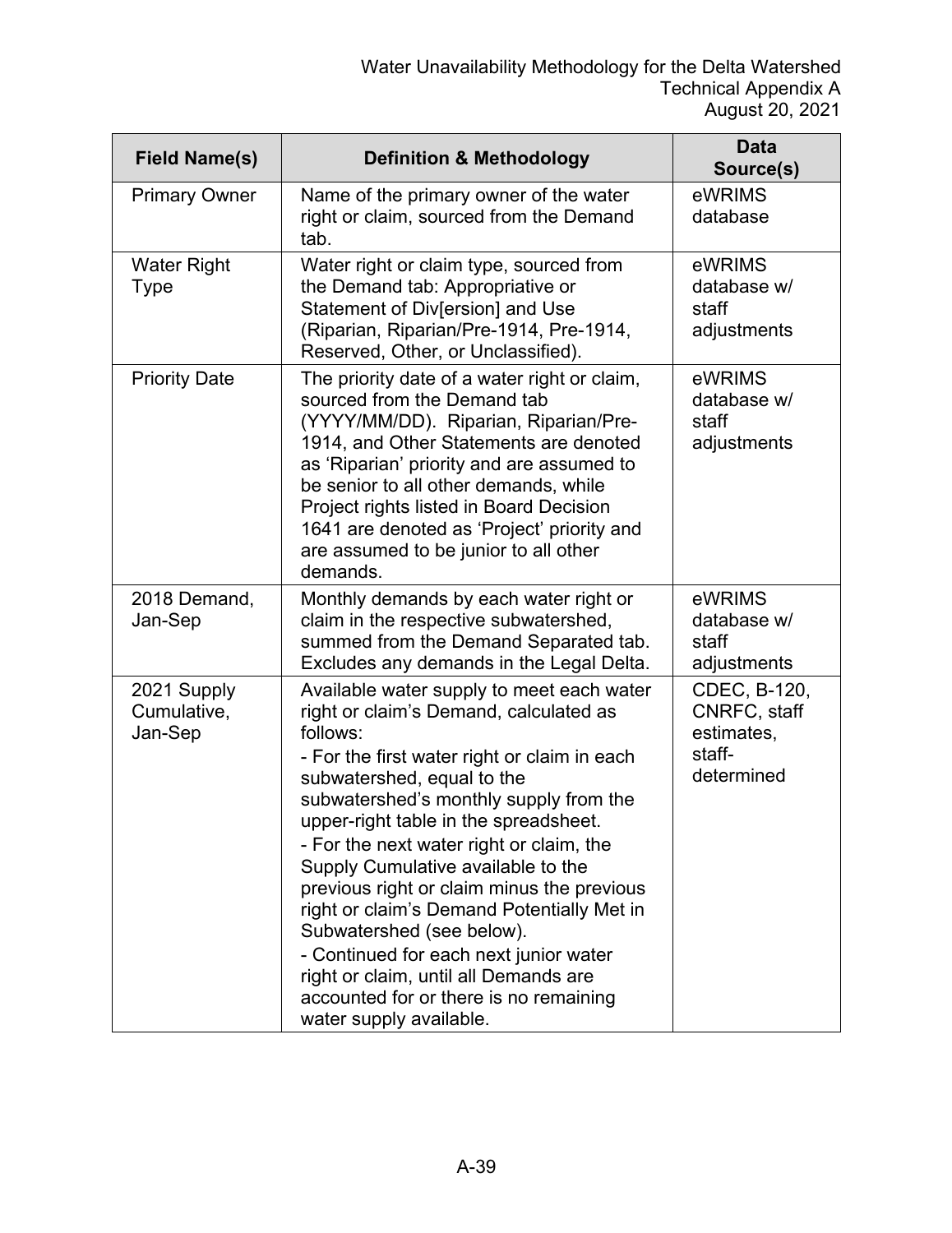| Field Name(s) | Definition & Methodology | Data Source(s) |
|---|---|---|
| Primary Owner | Name of the primary owner of the water right or claim, sourced from the Demand tab. | eWRIMS database |
| Water Right Type | Water right or claim type, sourced from the Demand tab: Appropriative or Statement of Div[ersion] and Use (Riparian, Riparian/Pre-1914, Pre-1914, Reserved, Other, or Unclassified). | eWRIMS database w/ staff adjustments |
| Priority Date | The priority date of a water right or claim, sourced from the Demand tab (YYYY/MM/DD). Riparian, Riparian/Pre-1914, and Other Statements are denoted as 'Riparian' priority and are assumed to be senior to all other demands, while Project rights listed in Board Decision 1641 are denoted as 'Project' priority and are assumed to be junior to all other demands. | eWRIMS database w/ staff adjustments |
| 2018 Demand, Jan-Sep | Monthly demands by each water right or claim in the respective subwatershed, summed from the Demand Separated tab. Excludes any demands in the Legal Delta. | eWRIMS database w/ staff adjustments |
| 2021 Supply Cumulative, Jan-Sep | Available water supply to meet each water right or claim's Demand, calculated as follows:<br>- For the first water right or claim in each subwatershed, equal to the subwatershed's monthly supply from the upper-right table in the spreadsheet.<br>- For the next water right or claim, the Supply Cumulative available to the previous right or claim minus the previous right or claim's Demand Potentially Met in Subwatershed (see below).<br>- Continued for each next junior water right or claim, until all Demands are accounted for or there is no remaining water supply available. | CDEC, B-120, CNRFC, staff estimates, staff-determined |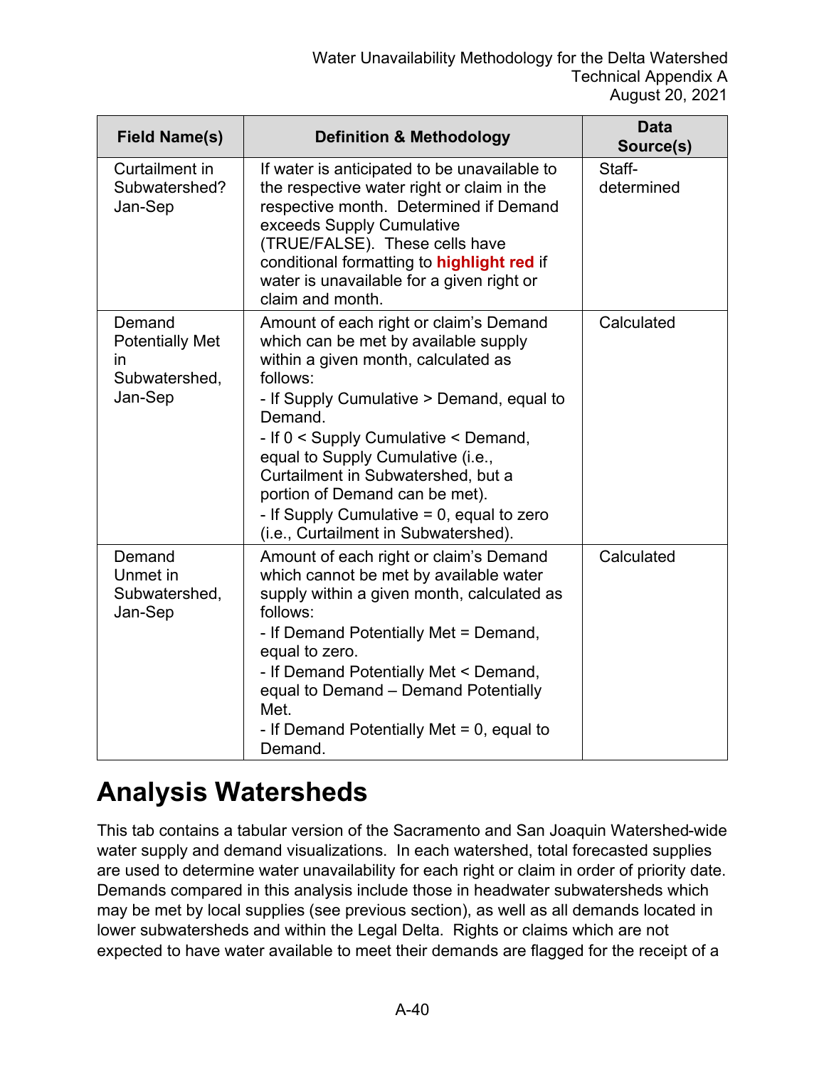| Field Name(s) | Definition & Methodology | Data Source(s) |
|---|---|---|
| Curtailment in Subwatershed? Jan-Sep | If water is anticipated to be unavailable to the respective water right or claim in the respective month. Determined if Demand exceeds Supply Cumulative (TRUE/FALSE). These cells have conditional formatting to **highlight red** if water is unavailable for a given right or claim and month. | Staff-determined |
| Demand Potentially Met in Subwatershed, Jan-Sep | Amount of each right or claim's Demand which can be met by available supply within a given month, calculated as follows:<br>- If Supply Cumulative > Demand, equal to Demand.<br>- If 0 < Supply Cumulative < Demand, equal to Supply Cumulative (i.e., Curtailment in Subwatershed, but a portion of Demand can be met).<br>- If Supply Cumulative = 0, equal to zero (i.e., Curtailment in Subwatershed). | Calculated |
| Demand Unmet in Subwatershed, Jan-Sep | Amount of each right or claim's Demand which cannot be met by available water supply within a given month, calculated as follows:<br>- If Demand Potentially Met = Demand, equal to zero.<br>- If Demand Potentially Met < Demand, equal to Demand – Demand Potentially Met.<br>- If Demand Potentially Met = 0, equal to Demand. | Calculated |

# Analysis Watersheds

This tab contains a tabular version of the Sacramento and San Joaquin Watershed-wide water supply and demand visualizations. In each watershed, total forecasted supplies are used to determine water unavailability for each right or claim in order of priority date. Demands compared in this analysis include those in headwater subwatersheds which may be met by local supplies (see previous section), as well as all demands located in lower subwatersheds and within the Legal Delta. Rights or claims which are not expected to have water available to meet their demands are flagged for the receipt of a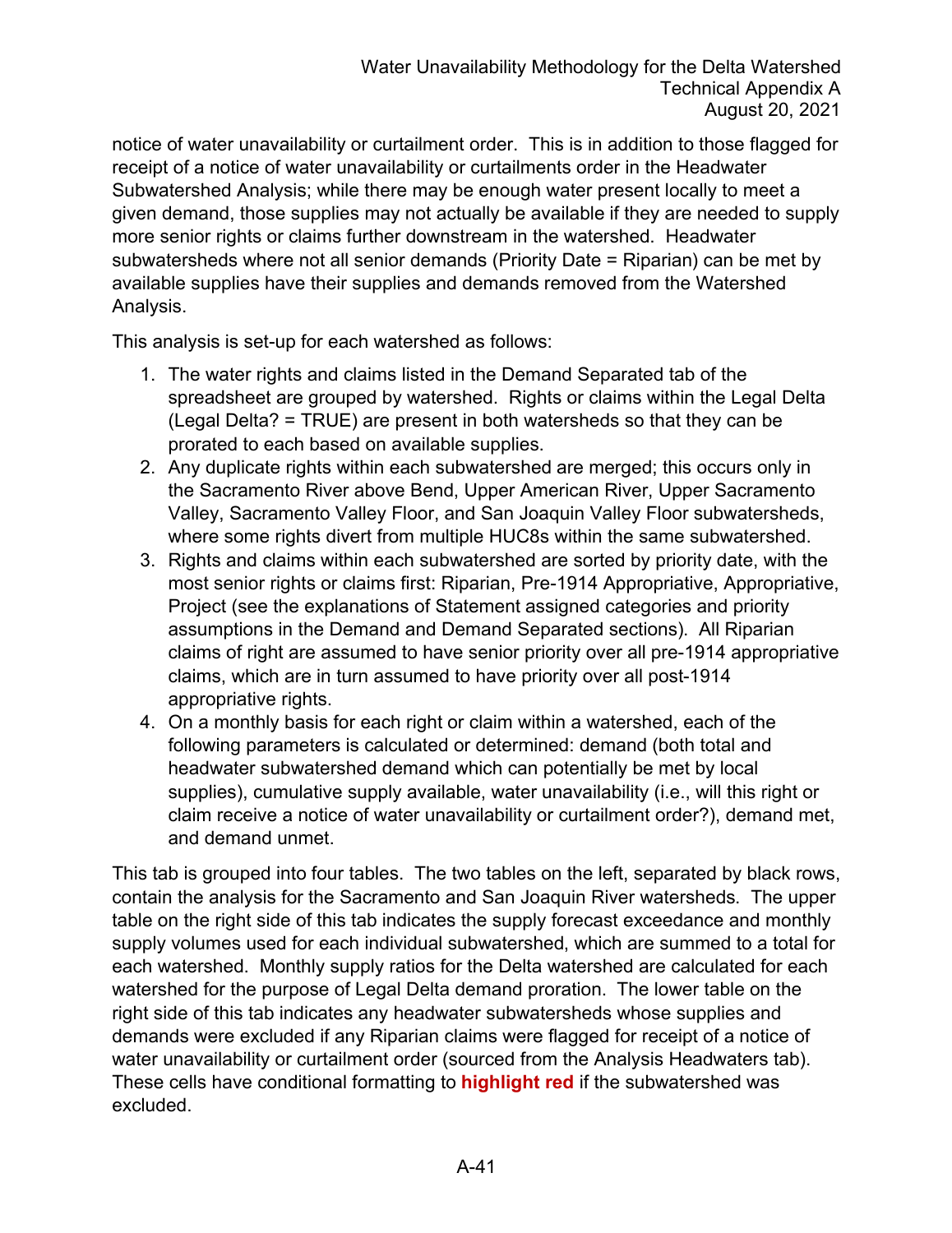notice of water unavailability or curtailment order. This is in addition to those flagged for receipt of a notice of water unavailability or curtailments order in the Headwater Subwatershed Analysis; while there may be enough water present locally to meet a given demand, those supplies may not actually be available if they are needed to supply more senior rights or claims further downstream in the watershed. Headwater subwatersheds where not all senior demands (Priority Date = Riparian) can be met by available supplies have their supplies and demands removed from the Watershed Analysis.

This analysis is set-up for each watershed as follows:

1. The water rights and claims listed in the Demand Separated tab of the spreadsheet are grouped by watershed. Rights or claims within the Legal Delta (Legal Delta? = TRUE) are present in both watersheds so that they can be prorated to each based on available supplies.
2. Any duplicate rights within each subwatershed are merged; this occurs only in the Sacramento River above Bend, Upper American River, Upper Sacramento Valley, Sacramento Valley Floor, and San Joaquin Valley Floor subwatersheds, where some rights divert from multiple HUC8s within the same subwatershed.
3. Rights and claims within each subwatershed are sorted by priority date, with the most senior rights or claims first: Riparian, Pre-1914 Appropriative, Appropriative, Project (see the explanations of Statement assigned categories and priority assumptions in the Demand and Demand Separated sections). All Riparian claims of right are assumed to have senior priority over all pre-1914 appropriative claims, which are in turn assumed to have priority over all post-1914 appropriative rights.
4. On a monthly basis for each right or claim within a watershed, each of the following parameters is calculated or determined: demand (both total and headwater subwatershed demand which can potentially be met by local supplies), cumulative supply available, water unavailability (i.e., will this right or claim receive a notice of water unavailability or curtailment order?), demand met, and demand unmet.

This tab is grouped into four tables. The two tables on the left, separated by black rows, contain the analysis for the Sacramento and San Joaquin River watersheds. The upper table on the right side of this tab indicates the supply forecast exceedance and monthly supply volumes used for each individual subwatershed, which are summed to a total for each watershed. Monthly supply ratios for the Delta watershed are calculated for each watershed for the purpose of Legal Delta demand proration. The lower table on the right side of this tab indicates any headwater subwatersheds whose supplies and demands were excluded if any Riparian claims were flagged for receipt of a notice of water unavailability or curtailment order (sourced from the Analysis Headwaters tab). These cells have conditional formatting to **highlight red** if the subwatershed was excluded.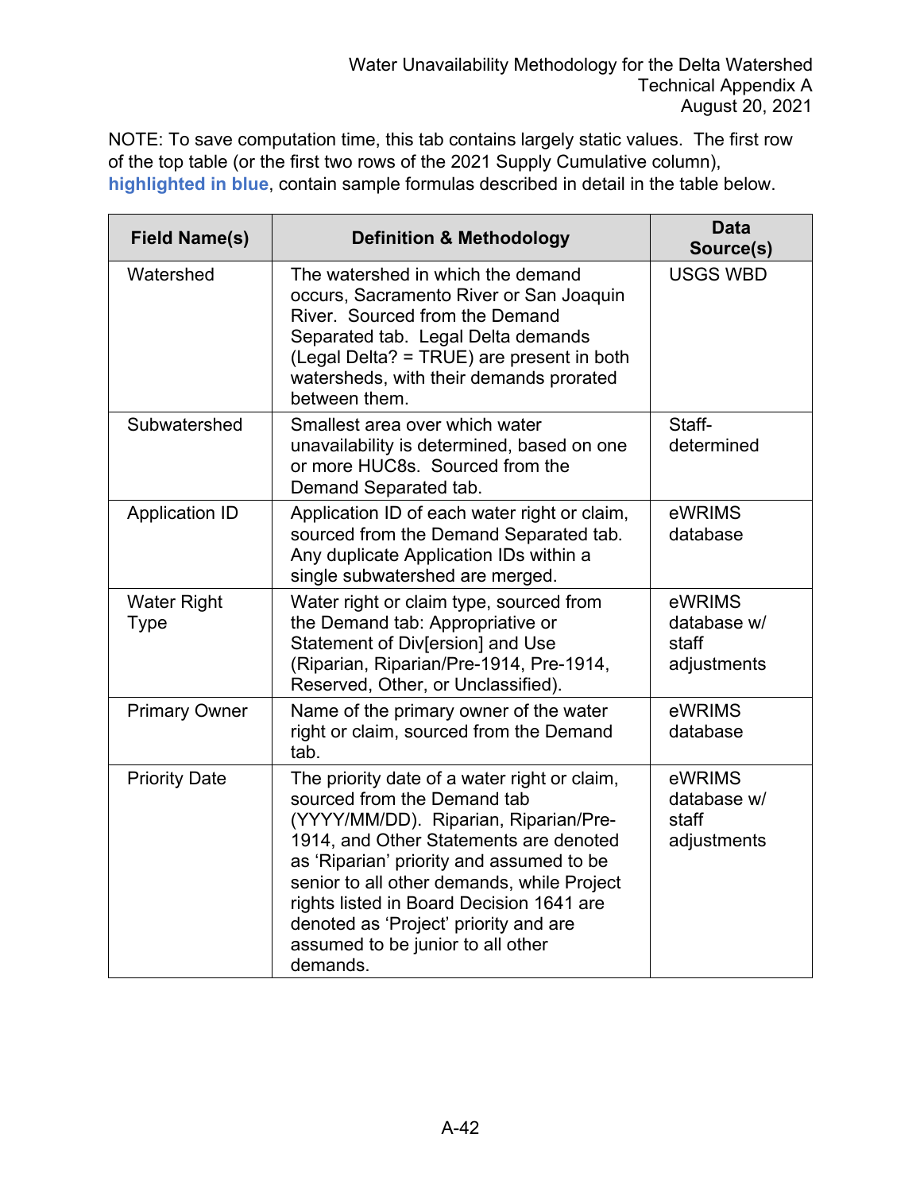NOTE: To save computation time, this tab contains largely static values. The first row of the top table (or the first two rows of the 2021 Supply Cumulative column), **highlighted in blue**, contain sample formulas described in detail in the table below.

| Field Name(s) | Definition & Methodology | Data Source(s) |
|---|---|---|
| Watershed | The watershed in which the demand occurs, Sacramento River or San Joaquin River. Sourced from the Demand Separated tab. Legal Delta demands (Legal Delta? = TRUE) are present in both watersheds, with their demands prorated between them. | USGS WBD |
| Subwatershed | Smallest area over which water unavailability is determined, based on one or more HUC8s. Sourced from the Demand Separated tab. | Staff-determined |
| Application ID | Application ID of each water right or claim, sourced from the Demand Separated tab. Any duplicate Application IDs within a single subwatershed are merged. | eWRIMS database |
| Water Right Type | Water right or claim type, sourced from the Demand tab: Appropriative or Statement of Div[ersion] and Use (Riparian, Riparian/Pre-1914, Pre-1914, Reserved, Other, or Unclassified). | eWRIMS database w/ staff adjustments |
| Primary Owner | Name of the primary owner of the water right or claim, sourced from the Demand tab. | eWRIMS database |
| Priority Date | The priority date of a water right or claim, sourced from the Demand tab (YYYY/MM/DD). Riparian, Riparian/Pre-1914, and Other Statements are denoted as 'Riparian' priority and assumed to be senior to all other demands, while Project rights listed in Board Decision 1641 are denoted as 'Project' priority and are assumed to be junior to all other demands. | eWRIMS database w/ staff adjustments |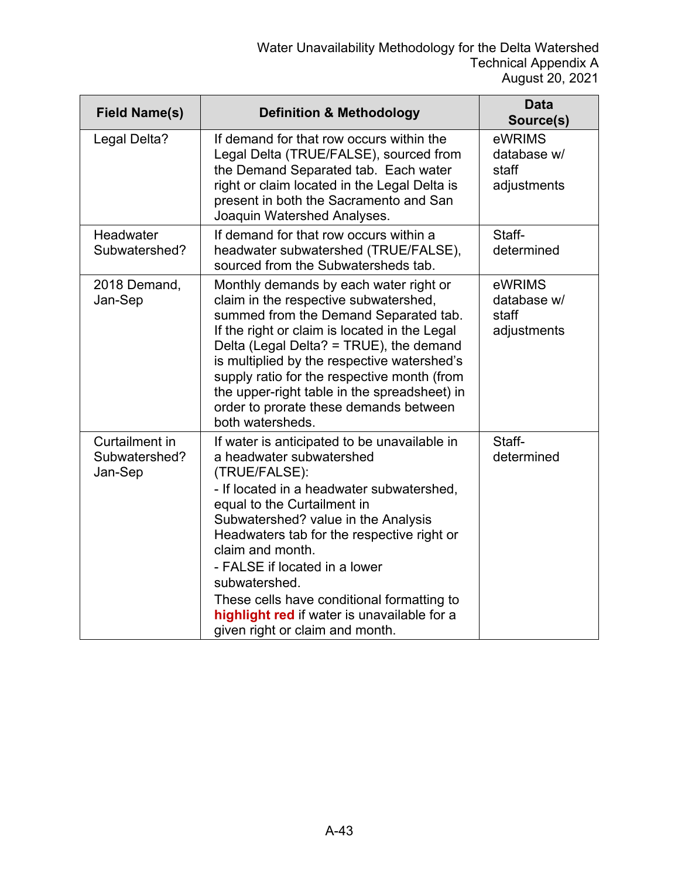| Field Name(s) | Definition & Methodology | Data Source(s) |
| --- | --- | --- |
| Legal Delta? | If demand for that row occurs within the Legal Delta (TRUE/FALSE), sourced from the Demand Separated tab. Each water right or claim located in the Legal Delta is present in both the Sacramento and San Joaquin Watershed Analyses. | eWRIMS database w/ staff adjustments |
| Headwater Subwatershed? | If demand for that row occurs within a headwater subwatershed (TRUE/FALSE), sourced from the Subwatersheds tab. | Staff-determined |
| 2018 Demand, Jan-Sep | Monthly demands by each water right or claim in the respective subwatershed, summed from the Demand Separated tab. If the right or claim is located in the Legal Delta (Legal Delta? = TRUE), the demand is multiplied by the respective watershed's supply ratio for the respective month (from the upper-right table in the spreadsheet) in order to prorate these demands between both watersheds. | eWRIMS database w/ staff adjustments |
| Curtailment in Subwatershed? Jan-Sep | If water is anticipated to be unavailable in a headwater subwatershed (TRUE/FALSE):<br>- If located in a headwater subwatershed, equal to the Curtailment in Subwatershed? value in the Analysis Headwaters tab for the respective right or claim and month.<br>- FALSE if located in a lower subwatershed.<br>These cells have conditional formatting to **highlight red** if water is unavailable for a given right or claim and month. | Staff-determined |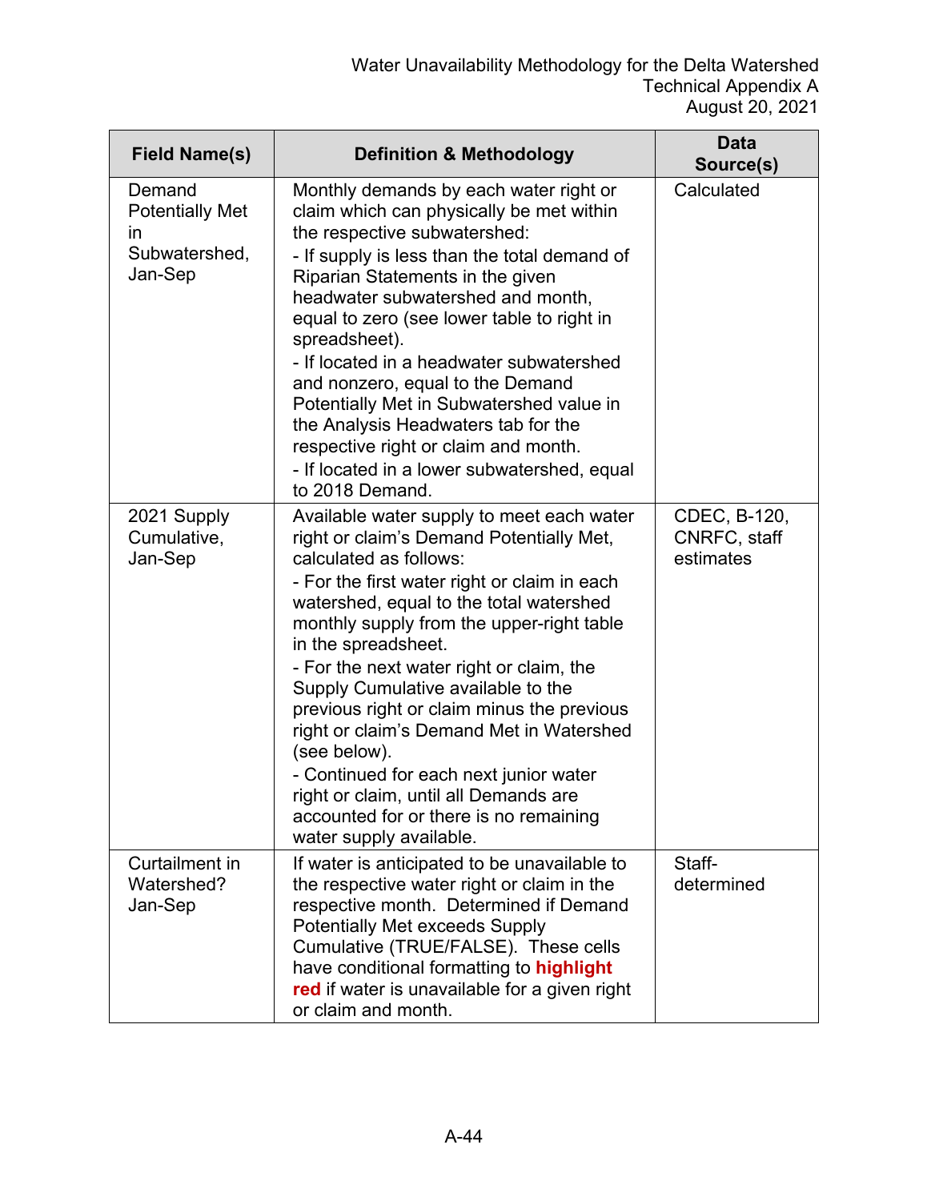| Field Name(s) | Definition & Methodology | Data Source(s) |
|---|---|---|
| Demand Potentially Met in Subwatershed, Jan-Sep | Monthly demands by each water right or claim which can physically be met within the respective subwatershed:<br>- If supply is less than the total demand of Riparian Statements in the given headwater subwatershed and month, equal to zero (see lower table to right in spreadsheet).<br>- If located in a headwater subwatershed and nonzero, equal to the Demand Potentially Met in Subwatershed value in the Analysis Headwaters tab for the respective right or claim and month.<br>- If located in a lower subwatershed, equal to 2018 Demand. | Calculated |
| 2021 Supply Cumulative, Jan-Sep | Available water supply to meet each water right or claim's Demand Potentially Met, calculated as follows:<br>- For the first water right or claim in each watershed, equal to the total watershed monthly supply from the upper-right table in the spreadsheet.<br>- For the next water right or claim, the Supply Cumulative available to the previous right or claim minus the previous right or claim's Demand Met in Watershed (see below).<br>- Continued for each next junior water right or claim, until all Demands are accounted for or there is no remaining water supply available. | CDEC, B-120, CNRFC, staff estimates |
| Curtailment in Watershed? Jan-Sep | If water is anticipated to be unavailable to the respective water right or claim in the respective month. Determined if Demand Potentially Met exceeds Supply Cumulative (TRUE/FALSE). These cells have conditional formatting to **highlight red** if water is unavailable for a given right or claim and month. | Staff-determined |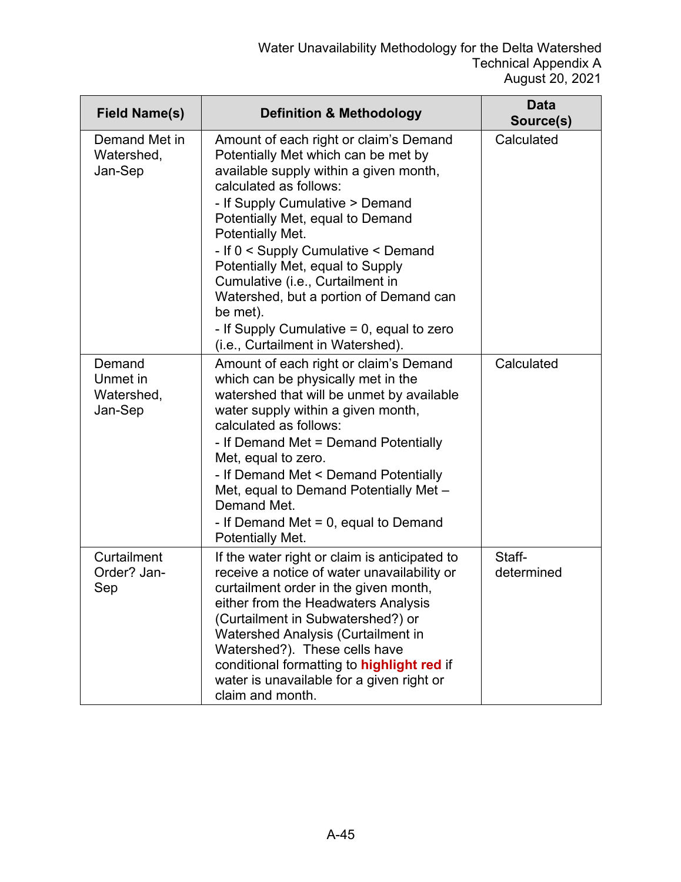| Field Name(s) | Definition & Methodology | Data Source(s) |
|---|---|---|
| Demand Met in Watershed, Jan-Sep | Amount of each right or claim's Demand Potentially Met which can be met by available supply within a given month, calculated as follows:<br>- If Supply Cumulative > Demand Potentially Met, equal to Demand Potentially Met.<br>- If 0 < Supply Cumulative < Demand Potentially Met, equal to Supply Cumulative (i.e., Curtailment in Watershed, but a portion of Demand can be met).<br>- If Supply Cumulative = 0, equal to zero (i.e., Curtailment in Watershed). | Calculated |
| Demand Unmet in Watershed, Jan-Sep | Amount of each right or claim's Demand which can be physically met in the watershed that will be unmet by available water supply within a given month, calculated as follows:<br>- If Demand Met = Demand Potentially Met, equal to zero.<br>- If Demand Met < Demand Potentially Met, equal to Demand Potentially Met – Demand Met.<br>- If Demand Met = 0, equal to Demand Potentially Met. | Calculated |
| Curtailment Order? Jan-Sep | If the water right or claim is anticipated to receive a notice of water unavailability or curtailment order in the given month, either from the Headwaters Analysis (Curtailment in Subwatershed?) or Watershed Analysis (Curtailment in Watershed?). These cells have conditional formatting to **highlight red** if water is unavailable for a given right or claim and month. | Staff-determined |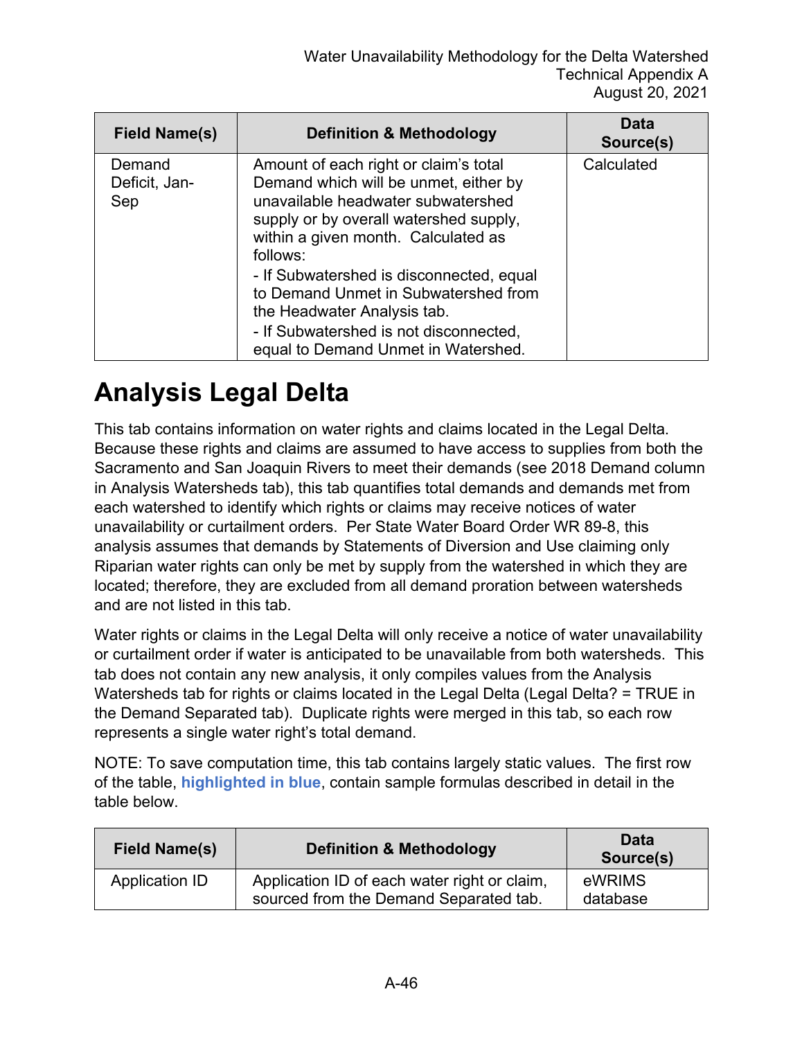| Field Name(s) | Definition & Methodology | Data Source(s) |
|---|---|---|
| Demand Deficit, Jan-Sep | Amount of each right or claim's total Demand which will be unmet, either by unavailable headwater subwatershed supply or by overall watershed supply, within a given month. Calculated as follows:<br>- If Subwatershed is disconnected, equal to Demand Unmet in Subwatershed from the Headwater Analysis tab.<br>- If Subwatershed is not disconnected, equal to Demand Unmet in Watershed. | Calculated |

# Analysis Legal Delta

This tab contains information on water rights and claims located in the Legal Delta. Because these rights and claims are assumed to have access to supplies from both the Sacramento and San Joaquin Rivers to meet their demands (see 2018 Demand column in Analysis Watersheds tab), this tab quantifies total demands and demands met from each watershed to identify which rights or claims may receive notices of water unavailability or curtailment orders. Per State Water Board Order WR 89-8, this analysis assumes that demands by Statements of Diversion and Use claiming only Riparian water rights can only be met by supply from the watershed in which they are located; therefore, they are excluded from all demand proration between watersheds and are not listed in this tab.

Water rights or claims in the Legal Delta will only receive a notice of water unavailability or curtailment order if water is anticipated to be unavailable from both watersheds. This tab does not contain any new analysis, it only compiles values from the Analysis Watersheds tab for rights or claims located in the Legal Delta (Legal Delta? = TRUE in the Demand Separated tab). Duplicate rights were merged in this tab, so each row represents a single water right's total demand.

NOTE: To save computation time, this tab contains largely static values. The first row of the table, **highlighted in blue**, contain sample formulas described in detail in the table below.

| Field Name(s) | Definition & Methodology | Data Source(s) |
|---|---|---|
| Application ID | Application ID of each water right or claim, sourced from the Demand Separated tab. | eWRIMS database |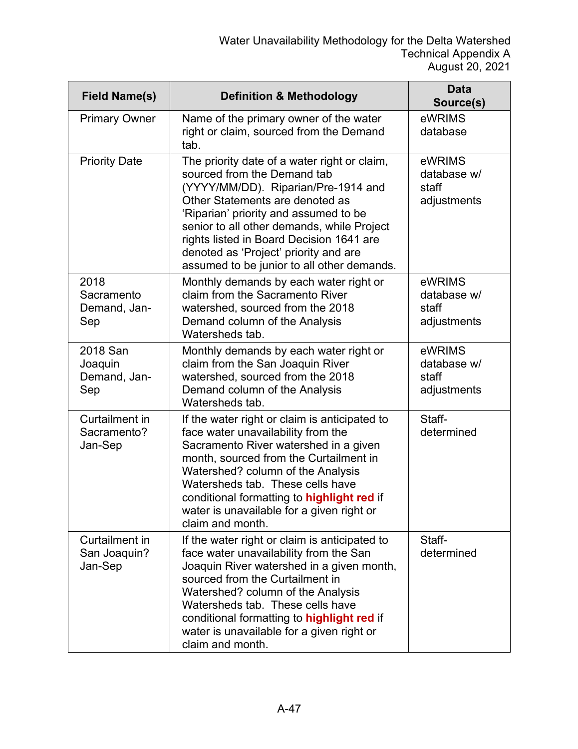| Field Name(s) | Definition & Methodology | Data Source(s) |
|---|---|---|
| Primary Owner | Name of the primary owner of the water right or claim, sourced from the Demand tab. | eWRIMS database |
| Priority Date | The priority date of a water right or claim, sourced from the Demand tab (YYYY/MM/DD). Riparian/Pre-1914 and Other Statements are denoted as 'Riparian' priority and assumed to be senior to all other demands, while Project rights listed in Board Decision 1641 are denoted as 'Project' priority and are assumed to be junior to all other demands. | eWRIMS database w/ staff adjustments |
| 2018 Sacramento Demand, Jan-Sep | Monthly demands by each water right or claim from the Sacramento River watershed, sourced from the 2018 Demand column of the Analysis Watersheds tab. | eWRIMS database w/ staff adjustments |
| 2018 San Joaquin Demand, Jan-Sep | Monthly demands by each water right or claim from the San Joaquin River watershed, sourced from the 2018 Demand column of the Analysis Watersheds tab. | eWRIMS database w/ staff adjustments |
| Curtailment in Sacramento? Jan-Sep | If the water right or claim is anticipated to face water unavailability from the Sacramento River watershed in a given month, sourced from the Curtailment in Watershed? column of the Analysis Watersheds tab. These cells have conditional formatting to **highlight red** if water is unavailable for a given right or claim and month. | Staff-determined |
| Curtailment in San Joaquin? Jan-Sep | If the water right or claim is anticipated to face water unavailability from the San Joaquin River watershed in a given month, sourced from the Curtailment in Watershed? column of the Analysis Watersheds tab. These cells have conditional formatting to **highlight red** if water is unavailable for a given right or claim and month. | Staff-determined |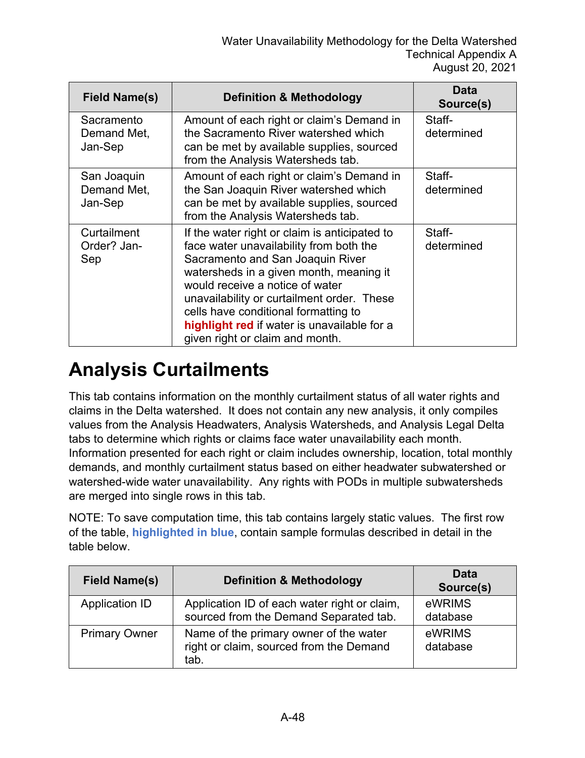| Field Name(s) | Definition & Methodology | Data Source(s) |
| --- | --- | --- |
| Sacramento Demand Met, Jan-Sep | Amount of each right or claim's Demand in the Sacramento River watershed which can be met by available supplies, sourced from the Analysis Watersheds tab. | Staff-determined |
| San Joaquin Demand Met, Jan-Sep | Amount of each right or claim's Demand in the San Joaquin River watershed which can be met by available supplies, sourced from the Analysis Watersheds tab. | Staff-determined |
| Curtailment Order? Jan-Sep | If the water right or claim is anticipated to face water unavailability from both the Sacramento and San Joaquin River watersheds in a given month, meaning it would receive a notice of water unavailability or curtailment order. These cells have conditional formatting to **highlight red** if water is unavailable for a given right or claim and month. | Staff-determined |

# Analysis Curtailments

This tab contains information on the monthly curtailment status of all water rights and claims in the Delta watershed. It does not contain any new analysis, it only compiles values from the Analysis Headwaters, Analysis Watersheds, and Analysis Legal Delta tabs to determine which rights or claims face water unavailability each month. Information presented for each right or claim includes ownership, location, total monthly demands, and monthly curtailment status based on either headwater subwatershed or watershed-wide water unavailability. Any rights with PODs in multiple subwatersheds are merged into single rows in this tab.

NOTE: To save computation time, this tab contains largely static values. The first row of the table, **highlighted in blue**, contain sample formulas described in detail in the table below.

| Field Name(s) | Definition & Methodology | Data Source(s) |
| --- | --- | --- |
| Application ID | Application ID of each water right or claim, sourced from the Demand Separated tab. | eWRIMS database |
| Primary Owner | Name of the primary owner of the water right or claim, sourced from the Demand tab. | eWRIMS database |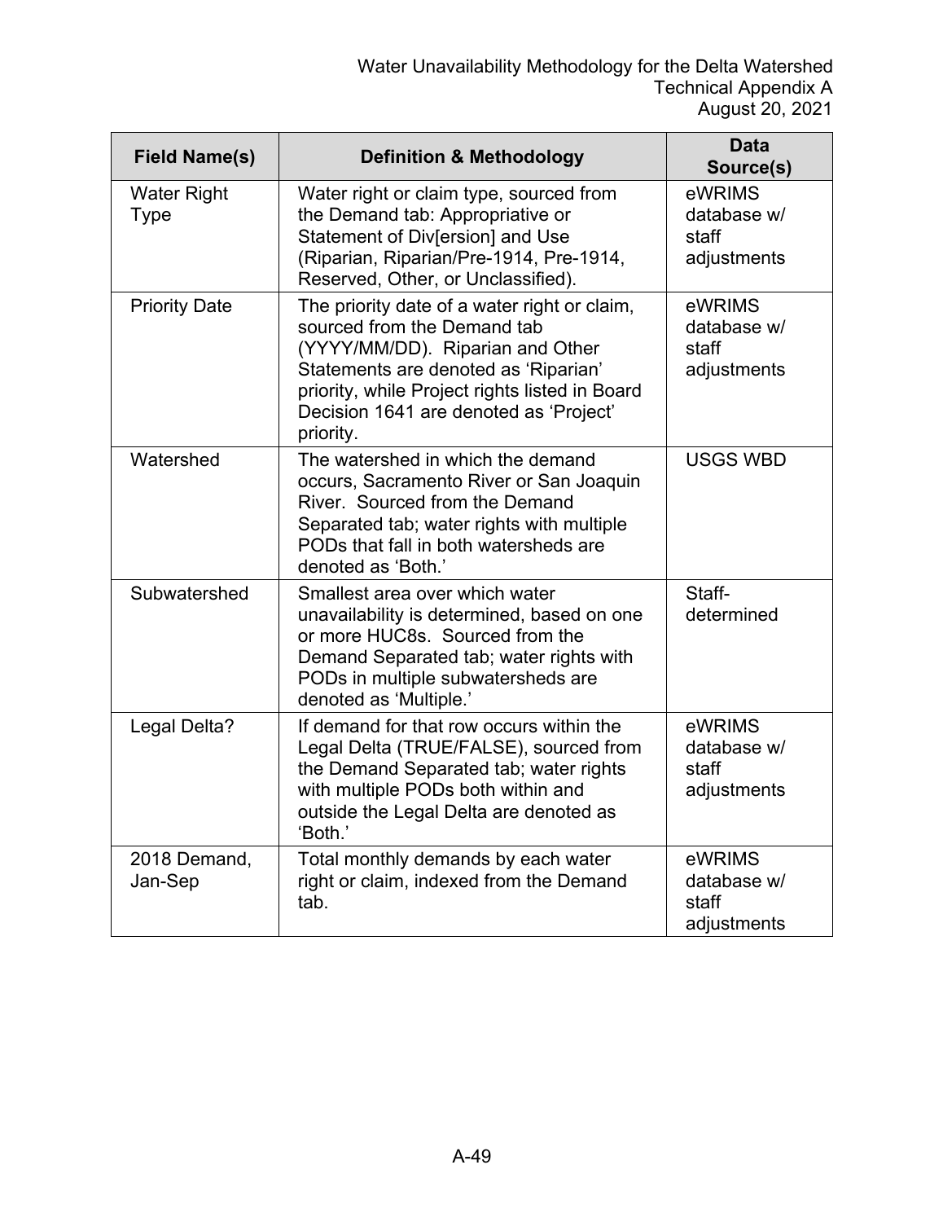| Field Name(s) | Definition & Methodology | Data Source(s) |
|---|---|---|
| Water Right Type | Water right or claim type, sourced from the Demand tab: Appropriative or Statement of Div[ersion] and Use (Riparian, Riparian/Pre-1914, Pre-1914, Reserved, Other, or Unclassified). | eWRIMS database w/ staff adjustments |
| Priority Date | The priority date of a water right or claim, sourced from the Demand tab (YYYY/MM/DD). Riparian and Other Statements are denoted as 'Riparian' priority, while Project rights listed in Board Decision 1641 are denoted as 'Project' priority. | eWRIMS database w/ staff adjustments |
| Watershed | The watershed in which the demand occurs, Sacramento River or San Joaquin River. Sourced from the Demand Separated tab; water rights with multiple PODs that fall in both watersheds are denoted as 'Both.' | USGS WBD |
| Subwatershed | Smallest area over which water unavailability is determined, based on one or more HUC8s. Sourced from the Demand Separated tab; water rights with PODs in multiple subwatersheds are denoted as 'Multiple.' | Staff-determined |
| Legal Delta? | If demand for that row occurs within the Legal Delta (TRUE/FALSE), sourced from the Demand Separated tab; water rights with multiple PODs both within and outside the Legal Delta are denoted as 'Both.' | eWRIMS database w/ staff adjustments |
| 2018 Demand, Jan-Sep | Total monthly demands by each water right or claim, indexed from the Demand tab. | eWRIMS database w/ staff adjustments |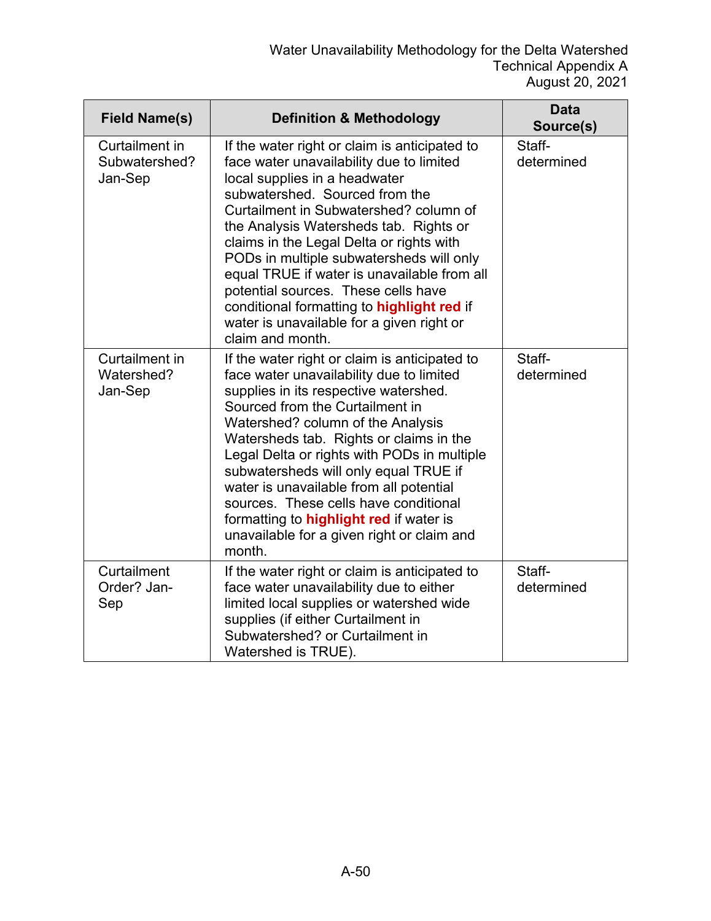| Field Name(s) | Definition & Methodology | Data Source(s) |
|---|---|---|
| Curtailment in Subwatershed? Jan-Sep | If the water right or claim is anticipated to face water unavailability due to limited local supplies in a headwater subwatershed. Sourced from the Curtailment in Subwatershed? column of the Analysis Watersheds tab. Rights or claims in the Legal Delta or rights with PODs in multiple subwatersheds will only equal TRUE if water is unavailable from all potential sources. These cells have conditional formatting to **highlight red** if water is unavailable for a given right or claim and month. | Staff-determined |
| Curtailment in Watershed? Jan-Sep | If the water right or claim is anticipated to face water unavailability due to limited supplies in its respective watershed. Sourced from the Curtailment in Watershed? column of the Analysis Watersheds tab. Rights or claims in the Legal Delta or rights with PODs in multiple subwatersheds will only equal TRUE if water is unavailable from all potential sources. These cells have conditional formatting to **highlight red** if water is unavailable for a given right or claim and month. | Staff-determined |
| Curtailment Order? Jan-Sep | If the water right or claim is anticipated to face water unavailability due to either limited local supplies or watershed wide supplies (if either Curtailment in Subwatershed? or Curtailment in Watershed is TRUE). | Staff-determined |